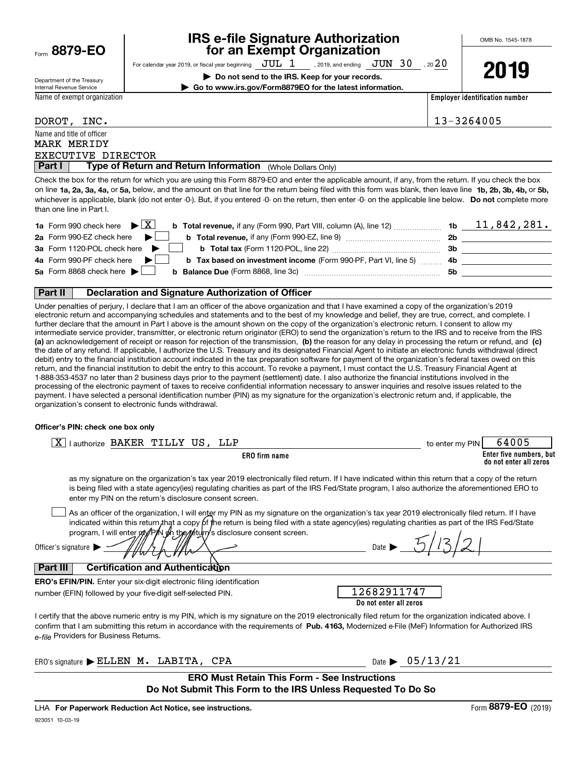Form **8879-EO**

Department of the Treasury
Internal Revenue Service

# IRS e-file Signature Authorization for an Exempt Organization

For calendar year 2019, or fiscal year beginning JUL 1 , 2019, and ending JUN 30 , 20 20

**▶ Do not send to the IRS. Keep for your records.**

**▶ Go to www.irs.gov/Form8879EO for the latest information.**

OMB No. 1545-1878

**2019**

Name of exempt organization: DOROT, INC.

Employer identification number: 13-3264005

Name and title of officer:
MARK MERIDY
EXECUTIVE DIRECTOR

## Part I Type of Return and Return Information (Whole Dollars Only)

Check the box for the return for which you are using this Form 8879-EO and enter the applicable amount, if any, from the return. If you check the box on line **1a, 2a, 3a, 4a,** or **5a,** below, and the amount on that line for the return being filed with this form was blank, then leave line **1b, 2b, 3b, 4b,** or **5b,** whichever is applicable, blank (do not enter -0-). But, if you entered -0- on the return, then enter -0- on the applicable line below. **Do not** complete more than one line in Part I.

| | | | |
|---|---|---|---|
| **1a** Form 990 check here ▶ [X] | **b Total revenue,** if any (Form 990, Part VIII, column (A), line 12) | **1b** | 11,842,281. |
| **2a** Form 990-EZ check here ▶ [ ] | **b Total revenue,** if any (Form 990-EZ, line 9) | **2b** | |
| **3a** Form 1120-POL check here ▶ [ ] | **b Total tax** (Form 1120-POL, line 22) | **3b** | |
| **4a** Form 990-PF check here ▶ [ ] | **b Tax based on investment income** (Form 990-PF, Part VI, line 5) | **4b** | |
| **5a** Form 8868 check here ▶ [ ] | **b Balance Due** (Form 8868, line 3c) | **5b** | |

## Part II Declaration and Signature Authorization of Officer

Under penalties of perjury, I declare that I am an officer of the above organization and that I have examined a copy of the organization's 2019 electronic return and accompanying schedules and statements and to the best of my knowledge and belief, they are true, correct, and complete. I further declare that the amount in Part I above is the amount shown on the copy of the organization's electronic return. I consent to allow my intermediate service provider, transmitter, or electronic return originator (ERO) to send the organization's return to the IRS and to receive from the IRS **(a)** an acknowledgement of receipt or reason for rejection of the transmission, **(b)** the reason for any delay in processing the return or refund, and **(c)** the date of any refund. If applicable, I authorize the U.S. Treasury and its designated Financial Agent to initiate an electronic funds withdrawal (direct debit) entry to the financial institution account indicated in the tax preparation software for payment of the organization's federal taxes owed on this return, and the financial institution to debit the entry to this account. To revoke a payment, I must contact the U.S. Treasury Financial Agent at 1-888-353-4537 no later than 2 business days prior to the payment (settlement) date. I also authorize the financial institutions involved in the processing of the electronic payment of taxes to receive confidential information necessary to answer inquiries and resolve issues related to the payment. I have selected a personal identification number (PIN) as my signature for the organization's electronic return and, if applicable, the organization's consent to electronic funds withdrawal.

**Officer's PIN: check one box only**

[X] I authorize BAKER TILLY US, LLP (**ERO firm name**) to enter my PIN 64005 (**Enter five numbers, but do not enter all zeros**)

as my signature on the organization's tax year 2019 electronically filed return. If I have indicated within this return that a copy of the return is being filed with a state agency(ies) regulating charities as part of the IRS Fed/State program, I also authorize the aforementioned ERO to enter my PIN on the return's disclosure consent screen.

[ ] As an officer of the organization, I will enter my PIN as my signature on the organization's tax year 2019 electronically filed return. If I have indicated within this return that a copy of the return is being filed with a state agency(ies) regulating charities as part of the IRS Fed/State program, I will enter my PIN on the return's disclosure consent screen.

Officer's signature ▶ [signature] Date ▶ 5/13/21

## Part III Certification and Authentication

**ERO's EFIN/PIN.** Enter your six-digit electronic filing identification number (EFIN) followed by your five-digit self-selected PIN. 12682911747 (**Do not enter all zeros**)

I certify that the above numeric entry is my PIN, which is my signature on the 2019 electronically filed return for the organization indicated above. I confirm that I am submitting this return in accordance with the requirements of **Pub. 4163,** Modernized e-File (MeF) Information for Authorized IRS *e-file* Providers for Business Returns.

ERO's signature ▶ ELLEN M. LABITA, CPA Date ▶ 05/13/21

**ERO Must Retain This Form - See Instructions**
**Do Not Submit This Form to the IRS Unless Requested To Do So**

LHA **For Paperwork Reduction Act Notice, see instructions.** Form **8879-EO** (2019)

923051 10-03-19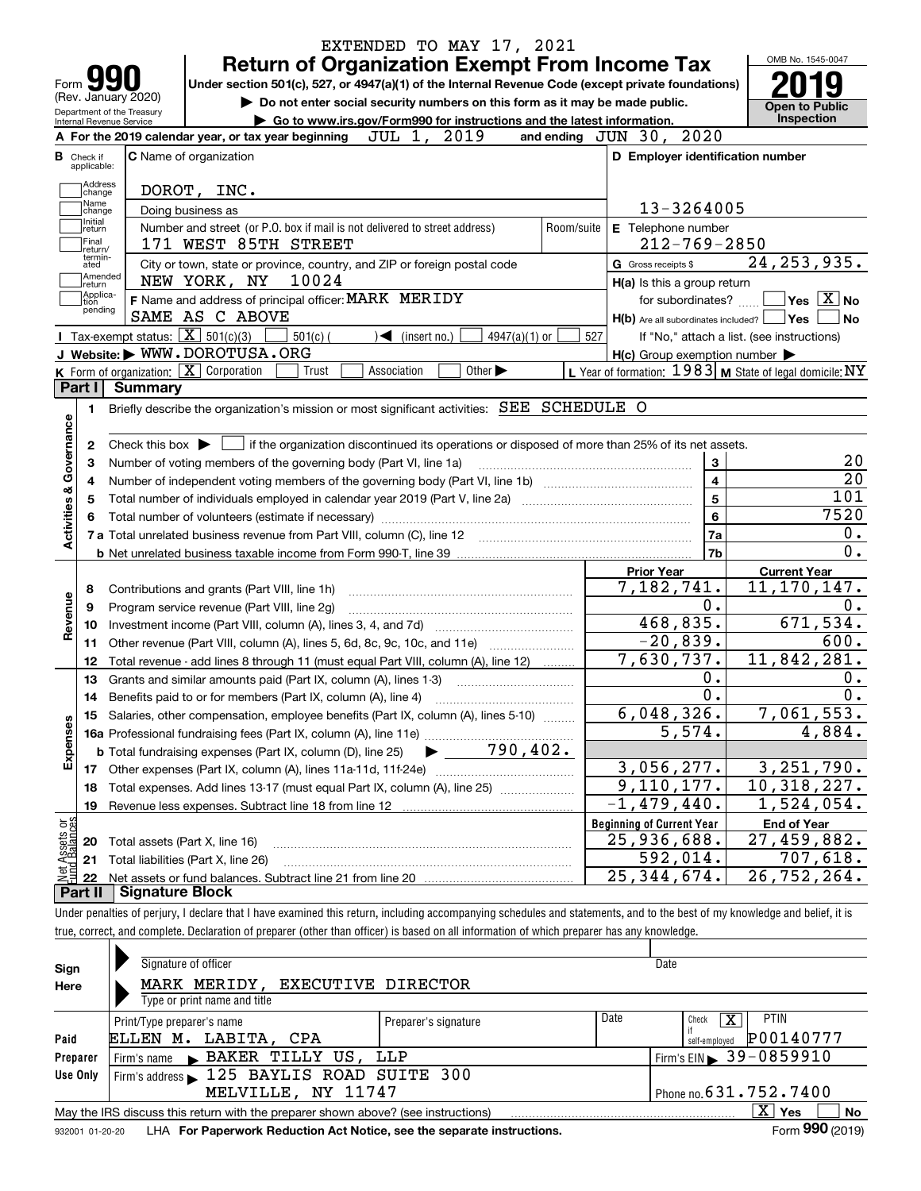EXTENDED TO MAY 17, 2021

# Form 990 — Return of Organization Exempt From Income Tax

(Rev. January 2020)

Department of the Treasury
Internal Revenue Service

**Under section 501(c), 527, or 4947(a)(1) of the Internal Revenue Code (except private foundations)**

▶ Do not enter social security numbers on this form as it may be made public.

▶ Go to www.irs.gov/Form990 for instructions and the latest information.

OMB No. 1545-0047

**2019**

**Open to Public Inspection**

**A** For the 2019 calendar year, or tax year beginning JUL 1, 2019 and ending JUN 30, 2020

**B** Check if applicable: Address change, Name change, Initial return, Final return/terminated, Amended return, Application pending

**C** Name of organization: DOROT, INC.

Doing business as

Number and street (or P.O. box if mail is not delivered to street address): 171 WEST 85TH STREET — Room/suite

City or town, state or province, country, and ZIP or foreign postal code: NEW YORK, NY 10024

**D** Employer identification number: 13-3264005

**E** Telephone number: 212-769-2850

**G** Gross receipts $ 24,253,935.

**F** Name and address of principal officer: MARK MERIDY, SAME AS C ABOVE

**H(a)** Is this a group return for subordinates? ☐ Yes ☒ No

**H(b)** Are all subordinates included? ☐ Yes ☐ No — If "No," attach a list. (see instructions)

**H(c)** Group exemption number ▶

**I** Tax-exempt status: ☒ 501(c)(3) ☐ 501(c) ( ) ◀ (insert no.) ☐ 4947(a)(1) or ☐ 527

**J** Website: ▶ WWW.DOROTUSA.ORG

**K** Form of organization: ☒ Corporation ☐ Trust ☐ Association ☐ Other ▶

**L** Year of formation: 1983 **M** State of legal domicile: NY

## Part I Summary

**Activities & Governance**

1. Briefly describe the organization's mission or most significant activities: SEE SCHEDULE O
2. Check this box ▶ ☐ if the organization discontinued its operations or disposed of more than 25% of its net assets.

| | | | |
|---|---|---|---|
| 3 | Number of voting members of the governing body (Part VI, line 1a) | 3 | 20 |
| 4 | Number of independent voting members of the governing body (Part VI, line 1b) | 4 | 20 |
| 5 | Total number of individuals employed in calendar year 2019 (Part V, line 2a) | 5 | 101 |
| 6 | Total number of volunteers (estimate if necessary) | 6 | 7520 |
| 7a | Total unrelated business revenue from Part VIII, column (C), line 12 | 7a | 0. |
| b | Net unrelated business taxable income from Form 990-T, line 39 | 7b | 0. |

| | | Prior Year | Current Year |
|---|---|---|---|
| **Revenue** | | | |
| 8 | Contributions and grants (Part VIII, line 1h) | 7,182,741. | 11,170,147. |
| 9 | Program service revenue (Part VIII, line 2g) | 0. | 0. |
| 10 | Investment income (Part VIII, column (A), lines 3, 4, and 7d) | 468,835. | 671,534. |
| 11 | Other revenue (Part VIII, column (A), lines 5, 6d, 8c, 9c, 10c, and 11e) | -20,839. | 600. |
| 12 | Total revenue - add lines 8 through 11 (must equal Part VIII, column (A), line 12) | 7,630,737. | 11,842,281. |
| **Expenses** | | | |
| 13 | Grants and similar amounts paid (Part IX, column (A), lines 1-3) | 0. | 0. |
| 14 | Benefits paid to or for members (Part IX, column (A), line 4) | 0. | 0. |
| 15 | Salaries, other compensation, employee benefits (Part IX, column (A), lines 5-10) | 6,048,326. | 7,061,553. |
| 16a | Professional fundraising fees (Part IX, column (A), line 11e) | 5,574. | 4,884. |
| b | Total fundraising expenses (Part IX, column (D), line 25) ▶ 790,402. | | |
| 17 | Other expenses (Part IX, column (A), lines 11a-11d, 11f-24e) | 3,056,277. | 3,251,790. |
| 18 | Total expenses. Add lines 13-17 (must equal Part IX, column (A), line 25) | 9,110,177. | 10,318,227. |
| 19 | Revenue less expenses. Subtract line 18 from line 12 | -1,479,440. | 1,524,054. |

| **Net Assets or Fund Balances** | | Beginning of Current Year | End of Year |
|---|---|---|---|
| 20 | Total assets (Part X, line 16) | 25,936,688. | 27,459,882. |
| 21 | Total liabilities (Part X, line 26) | 592,014. | 707,618. |
| 22 | Net assets or fund balances. Subtract line 21 from line 20 | 25,344,674. | 26,752,264. |

## Part II Signature Block

Under penalties of perjury, I declare that I have examined this return, including accompanying schedules and statements, and to the best of my knowledge and belief, it is true, correct, and complete. Declaration of preparer (other than officer) is based on all information of which preparer has any knowledge.

**Sign Here**

Signature of officer — Date

MARK MERIDY, EXECUTIVE DIRECTOR
Type or print name and title

**Paid Preparer Use Only**

| Print/Type preparer's name | Preparer's signature | Date | Check ☒ if self-employed | PTIN |
|---|---|---|---|---|
| ELLEN M. LABITA, CPA | | | | P00140777 |

Firm's name ▶ BAKER TILLY US, LLP — Firm's EIN ▶ 39-0859910

Firm's address ▶ 125 BAYLIS ROAD SUITE 300, MELVILLE, NY 11747 — Phone no. 631.752.7400

May the IRS discuss this return with the preparer shown above? (see instructions) ☒ Yes ☐ No

932001 01-20-20 LHA **For Paperwork Reduction Act Notice, see the separate instructions.** Form **990** (2019)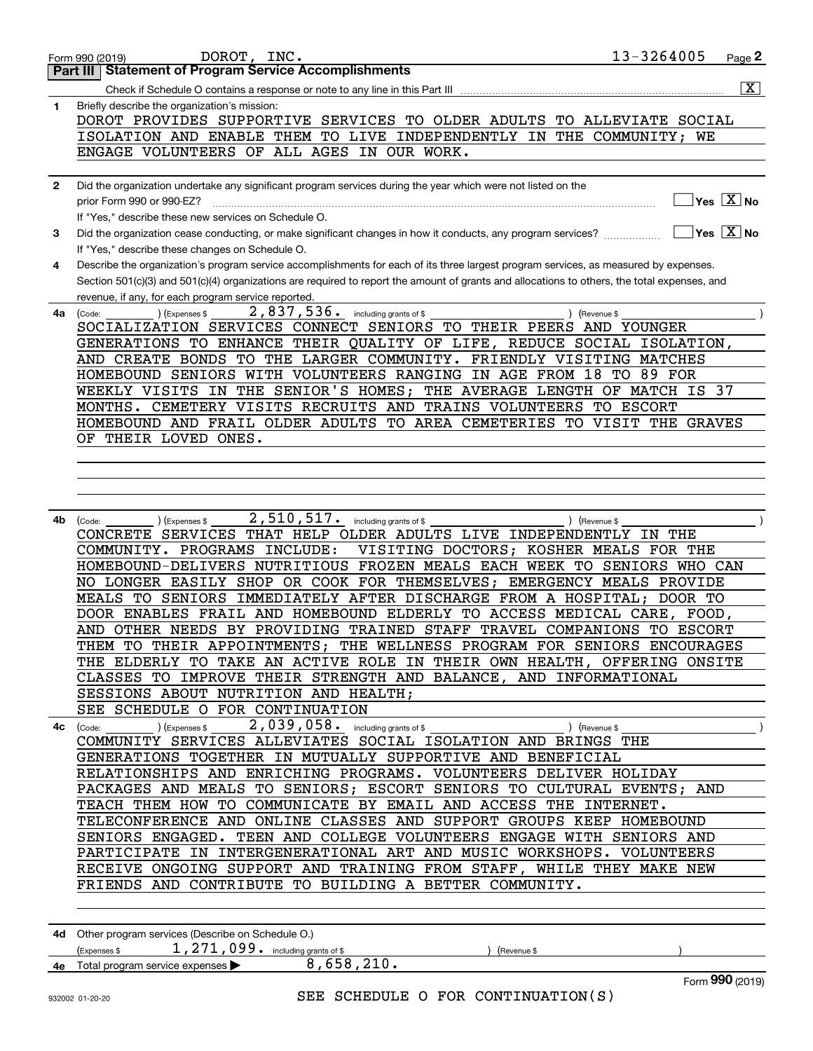Form 990 (2019) DOROT, INC. 13-3264005 Page **2**

## Part III Statement of Program Service Accomplishments

Check if Schedule O contains a response or note to any line in this Part III [X]

**1** Briefly describe the organization's mission:

DOROT PROVIDES SUPPORTIVE SERVICES TO OLDER ADULTS TO ALLEVIATE SOCIAL ISOLATION AND ENABLE THEM TO LIVE INDEPENDENTLY IN THE COMMUNITY; WE ENGAGE VOLUNTEERS OF ALL AGES IN OUR WORK.

**2** Did the organization undertake any significant program services during the year which were not listed on the prior Form 990 or 990-EZ? [ ] Yes [X] No

If "Yes," describe these new services on Schedule O.

**3** Did the organization cease conducting, or make significant changes in how it conducts, any program services? [ ] Yes [X] No

If "Yes," describe these changes on Schedule O.

**4** Describe the organization's program service accomplishments for each of its three largest program services, as measured by expenses. Section 501(c)(3) and 501(c)(4) organizations are required to report the amount of grants and allocations to others, the total expenses, and revenue, if any, for each program service reported.

**4a** (Code: ) (Expenses $ 2,837,536. including grants of $ ) (Revenue $ )

SOCIALIZATION SERVICES CONNECT SENIORS TO THEIR PEERS AND YOUNGER GENERATIONS TO ENHANCE THEIR QUALITY OF LIFE, REDUCE SOCIAL ISOLATION, AND CREATE BONDS TO THE LARGER COMMUNITY. FRIENDLY VISITING MATCHES HOMEBOUND SENIORS WITH VOLUNTEERS RANGING IN AGE FROM 18 TO 89 FOR WEEKLY VISITS IN THE SENIOR'S HOMES; THE AVERAGE LENGTH OF MATCH IS 37 MONTHS. CEMETERY VISITS RECRUITS AND TRAINS VOLUNTEERS TO ESCORT HOMEBOUND AND FRAIL OLDER ADULTS TO AREA CEMETERIES TO VISIT THE GRAVES OF THEIR LOVED ONES.

**4b** (Code: ) (Expenses $ 2,510,517. including grants of $ ) (Revenue $ )

CONCRETE SERVICES THAT HELP OLDER ADULTS LIVE INDEPENDENTLY IN THE COMMUNITY. PROGRAMS INCLUDE: VISITING DOCTORS; KOSHER MEALS FOR THE HOMEBOUND-DELIVERS NUTRITIOUS FROZEN MEALS EACH WEEK TO SENIORS WHO CAN NO LONGER EASILY SHOP OR COOK FOR THEMSELVES; EMERGENCY MEALS PROVIDE MEALS TO SENIORS IMMEDIATELY AFTER DISCHARGE FROM A HOSPITAL; DOOR TO DOOR ENABLES FRAIL AND HOMEBOUND ELDERLY TO ACCESS MEDICAL CARE, FOOD, AND OTHER NEEDS BY PROVIDING TRAINED STAFF TRAVEL COMPANIONS TO ESCORT THEM TO THEIR APPOINTMENTS; THE WELLNESS PROGRAM FOR SENIORS ENCOURAGES THE ELDERLY TO TAKE AN ACTIVE ROLE IN THEIR OWN HEALTH, OFFERING ONSITE CLASSES TO IMPROVE THEIR STRENGTH AND BALANCE, AND INFORMATIONAL SESSIONS ABOUT NUTRITION AND HEALTH;
SEE SCHEDULE O FOR CONTINUATION

**4c** (Code: ) (Expenses $ 2,039,058. including grants of $ ) (Revenue $ )

COMMUNITY SERVICES ALLEVIATES SOCIAL ISOLATION AND BRINGS THE GENERATIONS TOGETHER IN MUTUALLY SUPPORTIVE AND BENEFICIAL RELATIONSHIPS AND ENRICHING PROGRAMS. VOLUNTEERS DELIVER HOLIDAY PACKAGES AND MEALS TO SENIORS; ESCORT SENIORS TO CULTURAL EVENTS; AND TEACH THEM HOW TO COMMUNICATE BY EMAIL AND ACCESS THE INTERNET. TELECONFERENCE AND ONLINE CLASSES AND SUPPORT GROUPS KEEP HOMEBOUND SENIORS ENGAGED. TEEN AND COLLEGE VOLUNTEERS ENGAGE WITH SENIORS AND PARTICIPATE IN INTERGENERATIONAL ART AND MUSIC WORKSHOPS. VOLUNTEERS RECEIVE ONGOING SUPPORT AND TRAINING FROM STAFF, WHILE THEY MAKE NEW FRIENDS AND CONTRIBUTE TO BUILDING A BETTER COMMUNITY.

**4d** Other program services (Describe on Schedule O.)
(Expenses $ 1,271,099. including grants of $ ) (Revenue $ )

**4e** Total program service expenses ▶ 8,658,210.

Form **990** (2019)

SEE SCHEDULE O FOR CONTINUATION(S)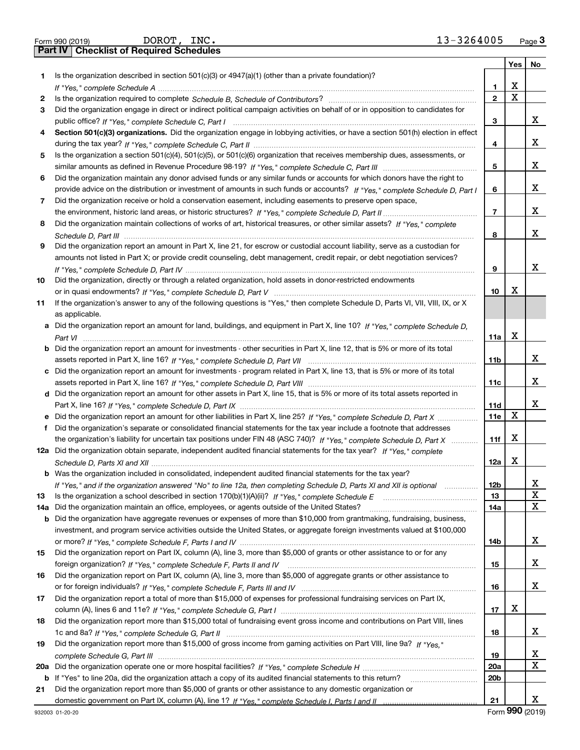Form 990 (2019) DOROT, INC. 13-3264005 Page **3**

## Part IV | Checklist of Required Schedules

| | | | Yes | No |
|---|---|---|---|---|
| **1** | Is the organization described in section 501(c)(3) or 4947(a)(1) (other than a private foundation)? *If "Yes," complete Schedule A* | **1** | X | |
| **2** | Is the organization required to complete *Schedule B, Schedule of Contributors*? | **2** | X | |
| **3** | Did the organization engage in direct or indirect political campaign activities on behalf of or in opposition to candidates for public office? *If "Yes," complete Schedule C, Part I* | **3** | | X |
| **4** | **Section 501(c)(3) organizations.** Did the organization engage in lobbying activities, or have a section 501(h) election in effect during the tax year? *If "Yes," complete Schedule C, Part II* | **4** | | X |
| **5** | Is the organization a section 501(c)(4), 501(c)(5), or 501(c)(6) organization that receives membership dues, assessments, or similar amounts as defined in Revenue Procedure 98-19? *If "Yes," complete Schedule C, Part III* | **5** | | X |
| **6** | Did the organization maintain any donor advised funds or any similar funds or accounts for which donors have the right to provide advice on the distribution or investment of amounts in such funds or accounts? *If "Yes," complete Schedule D, Part I* | **6** | | X |
| **7** | Did the organization receive or hold a conservation easement, including easements to preserve open space, the environment, historic land areas, or historic structures? *If "Yes," complete Schedule D, Part II* | **7** | | X |
| **8** | Did the organization maintain collections of works of art, historical treasures, or other similar assets? *If "Yes," complete Schedule D, Part III* | **8** | | X |
| **9** | Did the organization report an amount in Part X, line 21, for escrow or custodial account liability, serve as a custodian for amounts not listed in Part X; or provide credit counseling, debt management, credit repair, or debt negotiation services? *If "Yes," complete Schedule D, Part IV* | **9** | | X |
| **10** | Did the organization, directly or through a related organization, hold assets in donor-restricted endowments or in quasi endowments? *If "Yes," complete Schedule D, Part V* | **10** | X | |
| **11** | If the organization's answer to any of the following questions is "Yes," then complete Schedule D, Parts VI, VII, VIII, IX, or X as applicable. | | | |
| **a** | Did the organization report an amount for land, buildings, and equipment in Part X, line 10? *If "Yes," complete Schedule D, Part VI* | **11a** | X | |
| **b** | Did the organization report an amount for investments - other securities in Part X, line 12, that is 5% or more of its total assets reported in Part X, line 16? *If "Yes," complete Schedule D, Part VII* | **11b** | | X |
| **c** | Did the organization report an amount for investments - program related in Part X, line 13, that is 5% or more of its total assets reported in Part X, line 16? *If "Yes," complete Schedule D, Part VIII* | **11c** | | X |
| **d** | Did the organization report an amount for other assets in Part X, line 15, that is 5% or more of its total assets reported in Part X, line 16? *If "Yes," complete Schedule D, Part IX* | **11d** | | X |
| **e** | Did the organization report an amount for other liabilities in Part X, line 25? *If "Yes," complete Schedule D, Part X* | **11e** | X | |
| **f** | Did the organization's separate or consolidated financial statements for the tax year include a footnote that addresses the organization's liability for uncertain tax positions under FIN 48 (ASC 740)? *If "Yes," complete Schedule D, Part X* | **11f** | X | |
| **12a** | Did the organization obtain separate, independent audited financial statements for the tax year? *If "Yes," complete Schedule D, Parts XI and XII* | **12a** | X | |
| **b** | Was the organization included in consolidated, independent audited financial statements for the tax year? *If "Yes," and if the organization answered "No" to line 12a, then completing Schedule D, Parts XI and XII is optional* | **12b** | | X |
| **13** | Is the organization a school described in section 170(b)(1)(A)(ii)? *If "Yes," complete Schedule E* | **13** | | X |
| **14a** | Did the organization maintain an office, employees, or agents outside of the United States? | **14a** | | X |
| **b** | Did the organization have aggregate revenues or expenses of more than $10,000 from grantmaking, fundraising, business, investment, and program service activities outside the United States, or aggregate foreign investments valued at $100,000 or more? *If "Yes," complete Schedule F, Parts I and IV* | **14b** | | X |
| **15** | Did the organization report on Part IX, column (A), line 3, more than $5,000 of grants or other assistance to or for any foreign organization? *If "Yes," complete Schedule F, Parts II and IV* | **15** | | X |
| **16** | Did the organization report on Part IX, column (A), line 3, more than $5,000 of aggregate grants or other assistance to or for foreign individuals? *If "Yes," complete Schedule F, Parts III and IV* | **16** | | X |
| **17** | Did the organization report a total of more than $15,000 of expenses for professional fundraising services on Part IX, column (A), lines 6 and 11e? *If "Yes," complete Schedule G, Part I* | **17** | X | |
| **18** | Did the organization report more than $15,000 total of fundraising event gross income and contributions on Part VIII, lines 1c and 8a? *If "Yes," complete Schedule G, Part II* | **18** | | X |
| **19** | Did the organization report more than $15,000 of gross income from gaming activities on Part VIII, line 9a? *If "Yes," complete Schedule G, Part III* | **19** | | X |
| **20a** | Did the organization operate one or more hospital facilities? *If "Yes," complete Schedule H* | **20a** | | X |
| **b** | If "Yes" to line 20a, did the organization attach a copy of its audited financial statements to this return? | **20b** | | |
| **21** | Did the organization report more than $5,000 of grants or other assistance to any domestic organization or domestic government on Part IX, column (A), line 1? *If "Yes," complete Schedule I, Parts I and II* | **21** | | X |

932003 01-20-20 Form **990** (2019)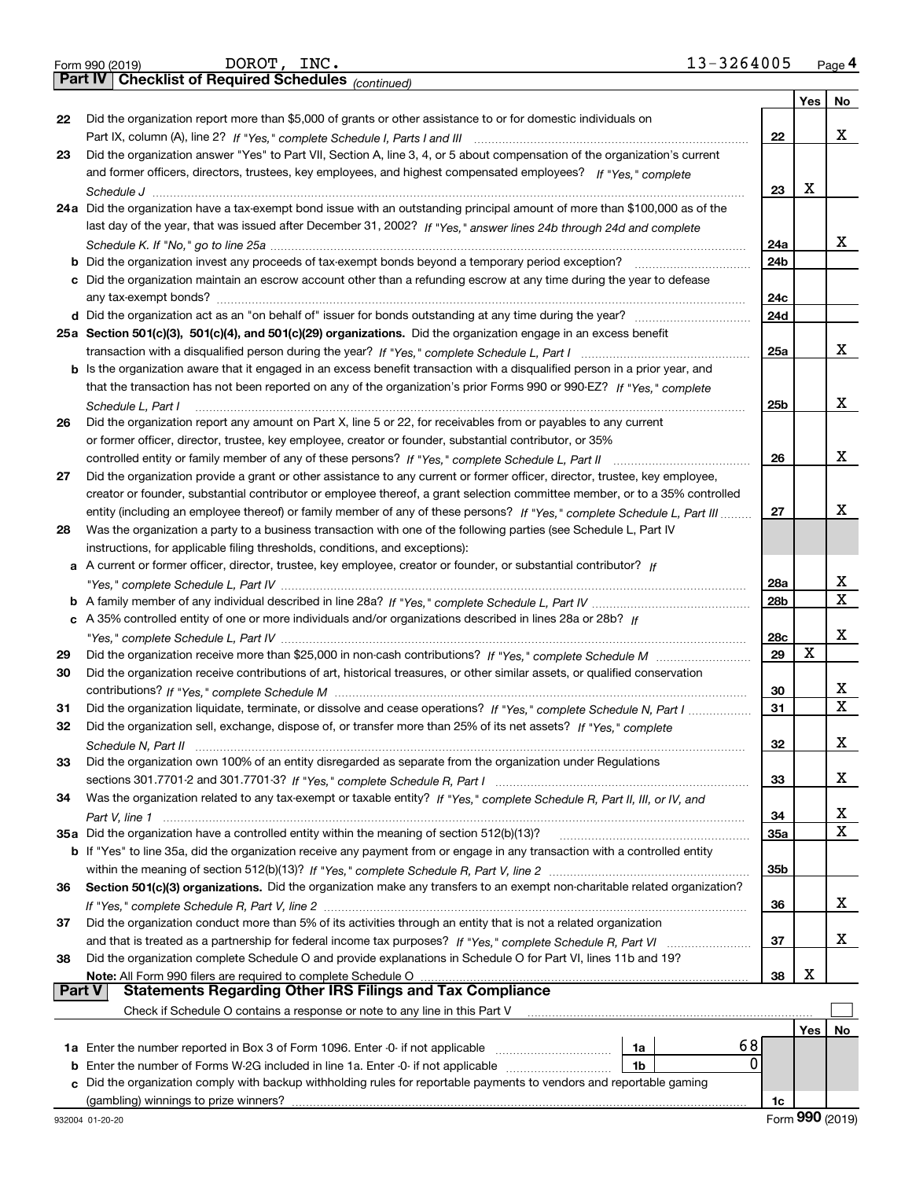Form 990 (2019) DOROT, INC. 13-3264005 Page 4

**Part IV Checklist of Required Schedules** *(continued)*

| | | | Yes | No |
|---|---|---|---|---|
| 22 | Did the organization report more than $5,000 of grants or other assistance to or for domestic individuals on Part IX, column (A), line 2? *If "Yes," complete Schedule I, Parts I and III* | 22 | | X |
| 23 | Did the organization answer "Yes" to Part VII, Section A, line 3, 4, or 5 about compensation of the organization's current and former officers, directors, trustees, key employees, and highest compensated employees? *If "Yes," complete Schedule J* | 23 | X | |
| 24a | Did the organization have a tax-exempt bond issue with an outstanding principal amount of more than $100,000 as of the last day of the year, that was issued after December 31, 2002? *If "Yes," answer lines 24b through 24d and complete Schedule K. If "No," go to line 25a* | 24a | | X |
| b | Did the organization invest any proceeds of tax-exempt bonds beyond a temporary period exception? | 24b | | |
| c | Did the organization maintain an escrow account other than a refunding escrow at any time during the year to defease any tax-exempt bonds? | 24c | | |
| d | Did the organization act as an "on behalf of" issuer for bonds outstanding at any time during the year? | 24d | | |
| 25a | **Section 501(c)(3), 501(c)(4), and 501(c)(29) organizations.** Did the organization engage in an excess benefit transaction with a disqualified person during the year? *If "Yes," complete Schedule L, Part I* | 25a | | X |
| b | Is the organization aware that it engaged in an excess benefit transaction with a disqualified person in a prior year, and that the transaction has not been reported on any of the organization's prior Forms 990 or 990-EZ? *If "Yes," complete Schedule L, Part I* | 25b | | X |
| 26 | Did the organization report any amount on Part X, line 5 or 22, for receivables from or payables to any current or former officer, director, trustee, key employee, creator or founder, substantial contributor, or 35% controlled entity or family member of any of these persons? *If "Yes," complete Schedule L, Part II* | 26 | | X |
| 27 | Did the organization provide a grant or other assistance to any current or former officer, director, trustee, key employee, creator or founder, substantial contributor or employee thereof, a grant selection committee member, or to a 35% controlled entity (including an employee thereof) or family member of any of these persons? *If "Yes," complete Schedule L, Part III* | 27 | | X |
| 28 | Was the organization a party to a business transaction with one of the following parties (see Schedule L, Part IV instructions, for applicable filing thresholds, conditions, and exceptions): | | | |
| a | A current or former officer, director, trustee, key employee, creator or founder, or substantial contributor? *If "Yes," complete Schedule L, Part IV* | 28a | | X |
| b | A family member of any individual described in line 28a? *If "Yes," complete Schedule L, Part IV* | 28b | | X |
| c | A 35% controlled entity of one or more individuals and/or organizations described in lines 28a or 28b? *If "Yes," complete Schedule L, Part IV* | 28c | | X |
| 29 | Did the organization receive more than $25,000 in non-cash contributions? *If "Yes," complete Schedule M* | 29 | X | |
| 30 | Did the organization receive contributions of art, historical treasures, or other similar assets, or qualified conservation contributions? *If "Yes," complete Schedule M* | 30 | | X |
| 31 | Did the organization liquidate, terminate, or dissolve and cease operations? *If "Yes," complete Schedule N, Part I* | 31 | | X |
| 32 | Did the organization sell, exchange, dispose of, or transfer more than 25% of its net assets? *If "Yes," complete Schedule N, Part II* | 32 | | X |
| 33 | Did the organization own 100% of an entity disregarded as separate from the organization under Regulations sections 301.7701-2 and 301.7701-3? *If "Yes," complete Schedule R, Part I* | 33 | | X |
| 34 | Was the organization related to any tax-exempt or taxable entity? *If "Yes," complete Schedule R, Part II, III, or IV, and Part V, line 1* | 34 | | X |
| 35a | Did the organization have a controlled entity within the meaning of section 512(b)(13)? | 35a | | X |
| b | If "Yes" to line 35a, did the organization receive any payment from or engage in any transaction with a controlled entity within the meaning of section 512(b)(13)? *If "Yes," complete Schedule R, Part V, line 2* | 35b | | |
| 36 | **Section 501(c)(3) organizations.** Did the organization make any transfers to an exempt non-charitable related organization? *If "Yes," complete Schedule R, Part V, line 2* | 36 | | X |
| 37 | Did the organization conduct more than 5% of its activities through an entity that is not a related organization and that is treated as a partnership for federal income tax purposes? *If "Yes," complete Schedule R, Part VI* | 37 | | X |
| 38 | Did the organization complete Schedule O and provide explanations in Schedule O for Part VI, lines 11b and 19? **Note:** All Form 990 filers are required to complete Schedule O | 38 | X | |

**Part V Statements Regarding Other IRS Filings and Tax Compliance**

Check if Schedule O contains a response or note to any line in this Part V ☐

| | | | | | Yes | No |
|---|---|---|---|---|---|---|
| 1a | Enter the number reported in Box 3 of Form 1096. Enter -0- if not applicable | 1a | 68 | | | |
| b | Enter the number of Forms W-2G included in line 1a. Enter -0- if not applicable | 1b | 0 | | | |
| c | Did the organization comply with backup withholding rules for reportable payments to vendors and reportable gaming (gambling) winnings to prize winners? | | | 1c | | |

932004 01-20-20 Form **990** (2019)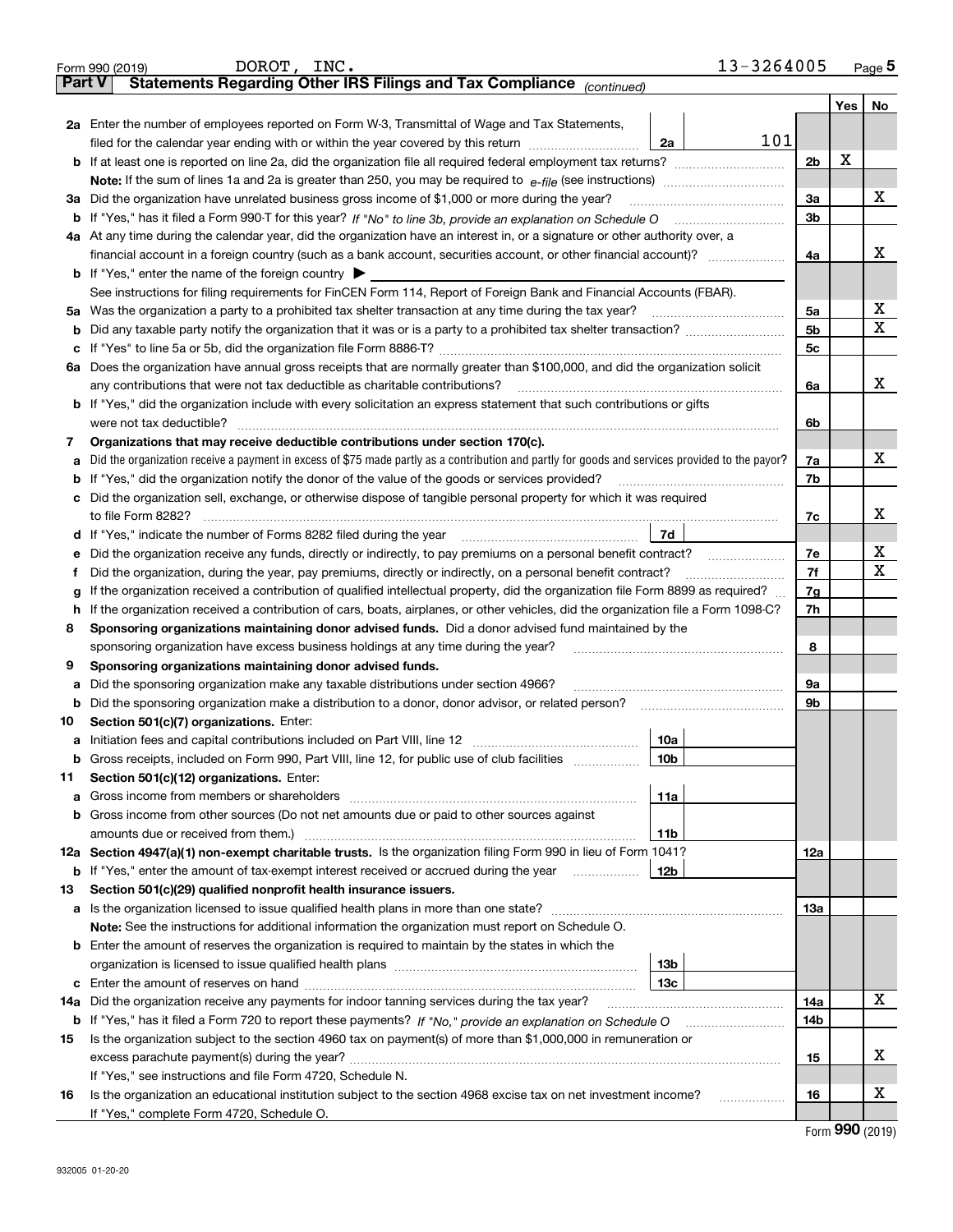Form 990 (2019) DOROT, INC. 13-3264005 Page 5

**Part V Statements Regarding Other IRS Filings and Tax Compliance** *(continued)*

| | | | | Yes | No |
|---|---|---|---|---|---|
| **2a** | Enter the number of employees reported on Form W-3, Transmittal of Wage and Tax Statements, filed for the calendar year ending with or within the year covered by this return | 2a | 101 | | |
| **b** | If at least one is reported on line 2a, did the organization file all required federal employment tax returns? | | | 2b X | |
| | **Note:** If the sum of lines 1a and 2a is greater than 250, you may be required to *e-file* (see instructions) | | | | |
| **3a** | Did the organization have unrelated business gross income of $1,000 or more during the year? | | 3a | | X |
| **b** | If "Yes," has it filed a Form 990-T for this year? *If "No" to line 3b, provide an explanation on Schedule O* | | 3b | | |
| **4a** | At any time during the calendar year, did the organization have an interest in, or a signature or other authority over, a financial account in a foreign country (such as a bank account, securities account, or other financial account)? | | 4a | | X |
| **b** | If "Yes," enter the name of the foreign country ▶ | | | | |
| | See instructions for filing requirements for FinCEN Form 114, Report of Foreign Bank and Financial Accounts (FBAR). | | | | |
| **5a** | Was the organization a party to a prohibited tax shelter transaction at any time during the tax year? | | 5a | | X |
| **b** | Did any taxable party notify the organization that it was or is a party to a prohibited tax shelter transaction? | | 5b | | X |
| **c** | If "Yes" to line 5a or 5b, did the organization file Form 8886-T? | | 5c | | |
| **6a** | Does the organization have annual gross receipts that are normally greater than $100,000, and did the organization solicit any contributions that were not tax deductible as charitable contributions? | | 6a | | X |
| **b** | If "Yes," did the organization include with every solicitation an express statement that such contributions or gifts were not tax deductible? | | 6b | | |
| **7** | **Organizations that may receive deductible contributions under section 170(c).** | | | | |
| **a** | Did the organization receive a payment in excess of $75 made partly as a contribution and partly for goods and services provided to the payor? | | 7a | | X |
| **b** | If "Yes," did the organization notify the donor of the value of the goods or services provided? | | 7b | | |
| **c** | Did the organization sell, exchange, or otherwise dispose of tangible personal property for which it was required to file Form 8282? | | 7c | | X |
| **d** | If "Yes," indicate the number of Forms 8282 filed during the year | 7d | | | |
| **e** | Did the organization receive any funds, directly or indirectly, to pay premiums on a personal benefit contract? | | 7e | | X |
| **f** | Did the organization, during the year, pay premiums, directly or indirectly, on a personal benefit contract? | | 7f | | X |
| **g** | If the organization received a contribution of qualified intellectual property, did the organization file Form 8899 as required? | | 7g | | |
| **h** | If the organization received a contribution of cars, boats, airplanes, or other vehicles, did the organization file a Form 1098-C? | | 7h | | |
| **8** | **Sponsoring organizations maintaining donor advised funds.** Did a donor advised fund maintained by the sponsoring organization have excess business holdings at any time during the year? | | 8 | | |
| **9** | **Sponsoring organizations maintaining donor advised funds.** | | | | |
| **a** | Did the sponsoring organization make any taxable distributions under section 4966? | | 9a | | |
| **b** | Did the sponsoring organization make a distribution to a donor, donor advisor, or related person? | | 9b | | |
| **10** | **Section 501(c)(7) organizations.** Enter: | | | | |
| **a** | Initiation fees and capital contributions included on Part VIII, line 12 | 10a | | | |
| **b** | Gross receipts, included on Form 990, Part VIII, line 12, for public use of club facilities | 10b | | | |
| **11** | **Section 501(c)(12) organizations.** Enter: | | | | |
| **a** | Gross income from members or shareholders | 11a | | | |
| **b** | Gross income from other sources (Do not net amounts due or paid to other sources against amounts due or received from them.) | 11b | | | |
| **12a** | **Section 4947(a)(1) non-exempt charitable trusts.** Is the organization filing Form 990 in lieu of Form 1041? | | 12a | | |
| **b** | If "Yes," enter the amount of tax-exempt interest received or accrued during the year | 12b | | | |
| **13** | **Section 501(c)(29) qualified nonprofit health insurance issuers.** | | | | |
| **a** | Is the organization licensed to issue qualified health plans in more than one state? | | 13a | | |
| | **Note:** See the instructions for additional information the organization must report on Schedule O. | | | | |
| **b** | Enter the amount of reserves the organization is required to maintain by the states in which the organization is licensed to issue qualified health plans | 13b | | | |
| **c** | Enter the amount of reserves on hand | 13c | | | |
| **14a** | Did the organization receive any payments for indoor tanning services during the tax year? | | 14a | | X |
| **b** | If "Yes," has it filed a Form 720 to report these payments? *If "No," provide an explanation on Schedule O* | | 14b | | |
| **15** | Is the organization subject to the section 4960 tax on payment(s) of more than $1,000,000 in remuneration or excess parachute payment(s) during the year? | | 15 | | X |
| | If "Yes," see instructions and file Form 4720, Schedule N. | | | | |
| **16** | Is the organization an educational institution subject to the section 4968 excise tax on net investment income? | | 16 | | X |
| | If "Yes," complete Form 4720, Schedule O. | | | | |

Form **990** (2019)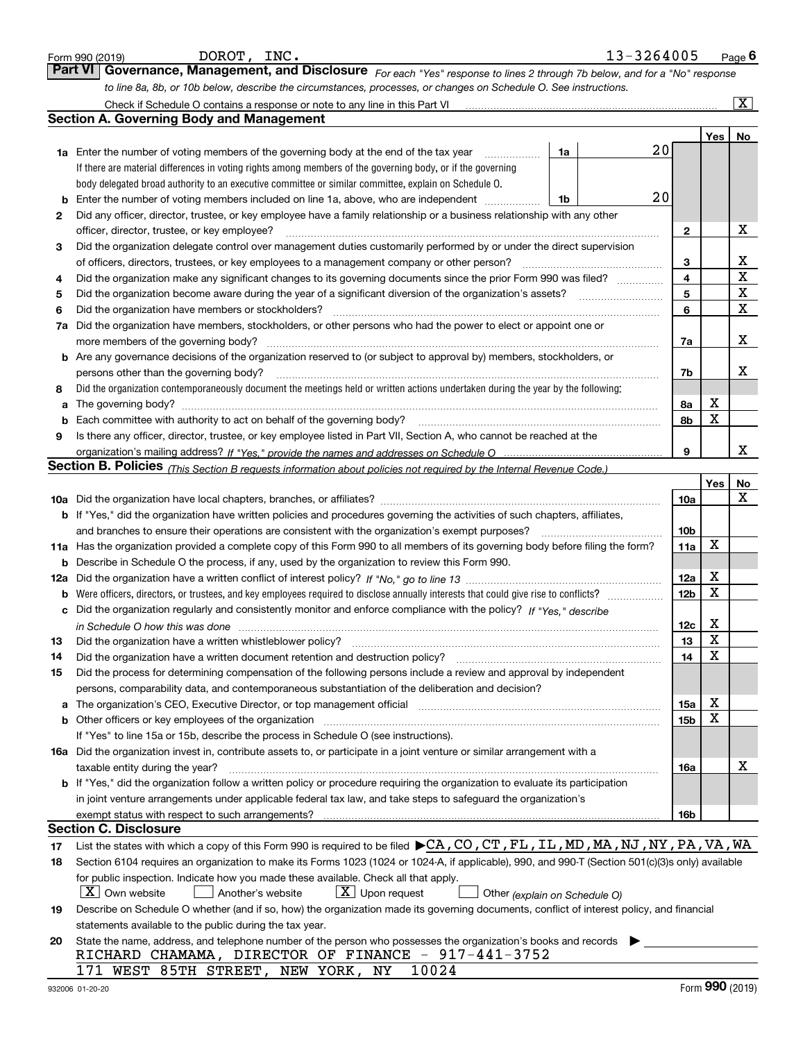Form 990 (2019) DOROT, INC. 13-3264005 Page 6

## Part VI Governance, Management, and Disclosure

*For each "Yes" response to lines 2 through 7b below, and for a "No" response to line 8a, 8b, or 10b below, describe the circumstances, processes, or changes on Schedule O. See instructions.*

Check if Schedule O contains a response or note to any line in this Part VI [X]

### Section A. Governing Body and Management

| | | | | Yes | No |
|---|---|---|---|---|---|
| **1a** | Enter the number of voting members of the governing body at the end of the tax year. If there are material differences in voting rights among members of the governing body, or if the governing body delegated broad authority to an executive committee or similar committee, explain on Schedule O. | 1a 20 | | | |
| **b** | Enter the number of voting members included on line 1a, above, who are independent | 1b 20 | | | |
| **2** | Did any officer, director, trustee, or key employee have a family relationship or a business relationship with any other officer, director, trustee, or key employee? | | 2 | | X |
| **3** | Did the organization delegate control over management duties customarily performed by or under the direct supervision of officers, directors, trustees, or key employees to a management company or other person? | | 3 | | X |
| **4** | Did the organization make any significant changes to its governing documents since the prior Form 990 was filed? | | 4 | | X |
| **5** | Did the organization become aware during the year of a significant diversion of the organization's assets? | | 5 | | X |
| **6** | Did the organization have members or stockholders? | | 6 | | X |
| **7a** | Did the organization have members, stockholders, or other persons who had the power to elect or appoint one or more members of the governing body? | | 7a | | X |
| **b** | Are any governance decisions of the organization reserved to (or subject to approval by) members, stockholders, or persons other than the governing body? | | 7b | | X |
| **8** | Did the organization contemporaneously document the meetings held or written actions undertaken during the year by the following: | | | | |
| **a** | The governing body? | | 8a | X | |
| **b** | Each committee with authority to act on behalf of the governing body? | | 8b | X | |
| **9** | Is there any officer, director, trustee, or key employee listed in Part VII, Section A, who cannot be reached at the organization's mailing address? *If "Yes," provide the names and addresses on Schedule O* | | 9 | | X |

### Section B. Policies *(This Section B requests information about policies not required by the Internal Revenue Code.)*

| | | | Yes | No |
|---|---|---|---|---|
| **10a** | Did the organization have local chapters, branches, or affiliates? | 10a | | X |
| **b** | If "Yes," did the organization have written policies and procedures governing the activities of such chapters, affiliates, and branches to ensure their operations are consistent with the organization's exempt purposes? | 10b | | |
| **11a** | Has the organization provided a complete copy of this Form 990 to all members of its governing body before filing the form? | 11a | X | |
| **b** | Describe in Schedule O the process, if any, used by the organization to review this Form 990. | | | |
| **12a** | Did the organization have a written conflict of interest policy? *If "No," go to line 13* | 12a | X | |
| **b** | Were officers, directors, or trustees, and key employees required to disclose annually interests that could give rise to conflicts? | 12b | X | |
| **c** | Did the organization regularly and consistently monitor and enforce compliance with the policy? *If "Yes," describe in Schedule O how this was done* | 12c | X | |
| **13** | Did the organization have a written whistleblower policy? | 13 | X | |
| **14** | Did the organization have a written document retention and destruction policy? | 14 | X | |
| **15** | Did the process for determining compensation of the following persons include a review and approval by independent persons, comparability data, and contemporaneous substantiation of the deliberation and decision? | | | |
| **a** | The organization's CEO, Executive Director, or top management official | 15a | X | |
| **b** | Other officers or key employees of the organization | 15b | X | |
| | If "Yes" to line 15a or 15b, describe the process in Schedule O (see instructions). | | | |
| **16a** | Did the organization invest in, contribute assets to, or participate in a joint venture or similar arrangement with a taxable entity during the year? | 16a | | X |
| **b** | If "Yes," did the organization follow a written policy or procedure requiring the organization to evaluate its participation in joint venture arrangements under applicable federal tax law, and take steps to safeguard the organization's exempt status with respect to such arrangements? | 16b | | |

### Section C. Disclosure

**17** List the states with which a copy of this Form 990 is required to be filed ▶CA,CO,CT,FL,IL,MD,MA,NJ,NY,PA,VA,WA

**18** Section 6104 requires an organization to make its Forms 1023 (1024 or 1024-A, if applicable), 990, and 990-T (Section 501(c)(3)s only) available for public inspection. Indicate how you made these available. Check all that apply.

[X] Own website [ ] Another's website [X] Upon request [ ] Other *(explain on Schedule O)*

**19** Describe on Schedule O whether (and if so, how) the organization made its governing documents, conflict of interest policy, and financial statements available to the public during the tax year.

**20** State the name, address, and telephone number of the person who possesses the organization's books and records ▶

RICHARD CHAMAMA, DIRECTOR OF FINANCE - 917-441-3752
171 WEST 85TH STREET, NEW YORK, NY 10024

932006 01-20-20 Form **990** (2019)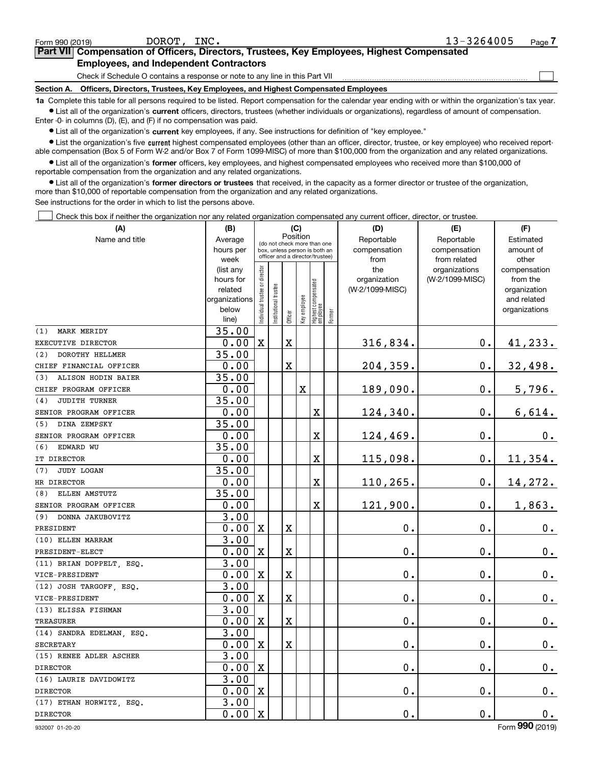Form 990 (2019) DOROT, INC. 13-3264005 Page 7

## Part VII Compensation of Officers, Directors, Trustees, Key Employees, Highest Compensated Employees, and Independent Contractors

Check if Schedule O contains a response or note to any line in this Part VII ☐

### Section A. Officers, Directors, Trustees, Key Employees, and Highest Compensated Employees

**1a** Complete this table for all persons required to be listed. Report compensation for the calendar year ending with or within the organization's tax year.

- List all of the organization's **current** officers, directors, trustees (whether individuals or organizations), regardless of amount of compensation. Enter -0- in columns (D), (E), and (F) if no compensation was paid.
- List all of the organization's **current** key employees, if any. See instructions for definition of "key employee."
- List the organization's five **current** highest compensated employees (other than an officer, director, trustee, or key employee) who received reportable compensation (Box 5 of Form W-2 and/or Box 7 of Form 1099-MISC) of more than $100,000 from the organization and any related organizations.
- List all of the organization's **former** officers, key employees, and highest compensated employees who received more than $100,000 of reportable compensation from the organization and any related organizations.
- List all of the organization's **former directors or trustees** that received, in the capacity as a former director or trustee of the organization, more than $10,000 of reportable compensation from the organization and any related organizations.

See instructions for the order in which to list the persons above.

☐ Check this box if neither the organization nor any related organization compensated any current officer, director, or trustee.

| (A) Name and title | (B) Average hours per week (list any hours for related organizations below line) | (C) Position: Individual trustee or director | Institutional trustee | Officer | Key employee | Highest compensated employee | Former | (D) Reportable compensation from the organization (W-2/1099-MISC) | (E) Reportable compensation from related organizations (W-2/1099-MISC) | (F) Estimated amount of other compensation from the organization and related organizations |
|---|---|---|---|---|---|---|---|---|---|---|
| (1) MARK MERIDY<br>EXECUTIVE DIRECTOR | 35.00<br>0.00 | X | | X | | | | 316,834. | 0. | 41,233. |
| (2) DOROTHY HELLMER<br>CHIEF FINANCIAL OFFICER | 35.00<br>0.00 | | | X | | | | 204,359. | 0. | 32,498. |
| (3) ALISON HODIN BAIER<br>CHIEF PROGRAM OFFICER | 35.00<br>0.00 | | | | X | | | 189,090. | 0. | 5,796. |
| (4) JUDITH TURNER<br>SENIOR PROGRAM OFFICER | 35.00<br>0.00 | | | | | X | | 124,340. | 0. | 6,614. |
| (5) DINA ZEMPSKY<br>SENIOR PROGRAM OFFICER | 35.00<br>0.00 | | | | | X | | 124,469. | 0. | 0. |
| (6) EDWARD WU<br>IT DIRECTOR | 35.00<br>0.00 | | | | | X | | 115,098. | 0. | 11,354. |
| (7) JUDY LOGAN<br>HR DIRECTOR | 35.00<br>0.00 | | | | | X | | 110,265. | 0. | 14,272. |
| (8) ELLEN AMSTUTZ<br>SENIOR PROGRAM OFFICER | 35.00<br>0.00 | | | | | X | | 121,900. | 0. | 1,863. |
| (9) DONNA JAKUBOVITZ<br>PRESIDENT | 3.00<br>0.00 | X | | X | | | | 0. | 0. | 0. |
| (10) ELLEN MARRAM<br>PRESIDENT-ELECT | 3.00<br>0.00 | X | | X | | | | 0. | 0. | 0. |
| (11) BRIAN DOPPELT, ESQ.<br>VICE-PRESIDENT | 3.00<br>0.00 | X | | X | | | | 0. | 0. | 0. |
| (12) JOSH TARGOFF, ESQ.<br>VICE-PRESIDENT | 3.00<br>0.00 | X | | X | | | | 0. | 0. | 0. |
| (13) ELISSA FISHMAN<br>TREASURER | 3.00<br>0.00 | X | | X | | | | 0. | 0. | 0. |
| (14) SANDRA EDELMAN, ESQ.<br>SECRETARY | 3.00<br>0.00 | X | | X | | | | 0. | 0. | 0. |
| (15) RENEE ADLER ASCHER<br>DIRECTOR | 3.00<br>0.00 | X | | | | | | 0. | 0. | 0. |
| (16) LAURIE DAVIDOWITZ<br>DIRECTOR | 3.00<br>0.00 | X | | | | | | 0. | 0. | 0. |
| (17) ETHAN HORWITZ, ESQ.<br>DIRECTOR | 3.00<br>0.00 | X | | | | | | 0. | 0. | 0. |

932007 01-20-20 Form 990 (2019)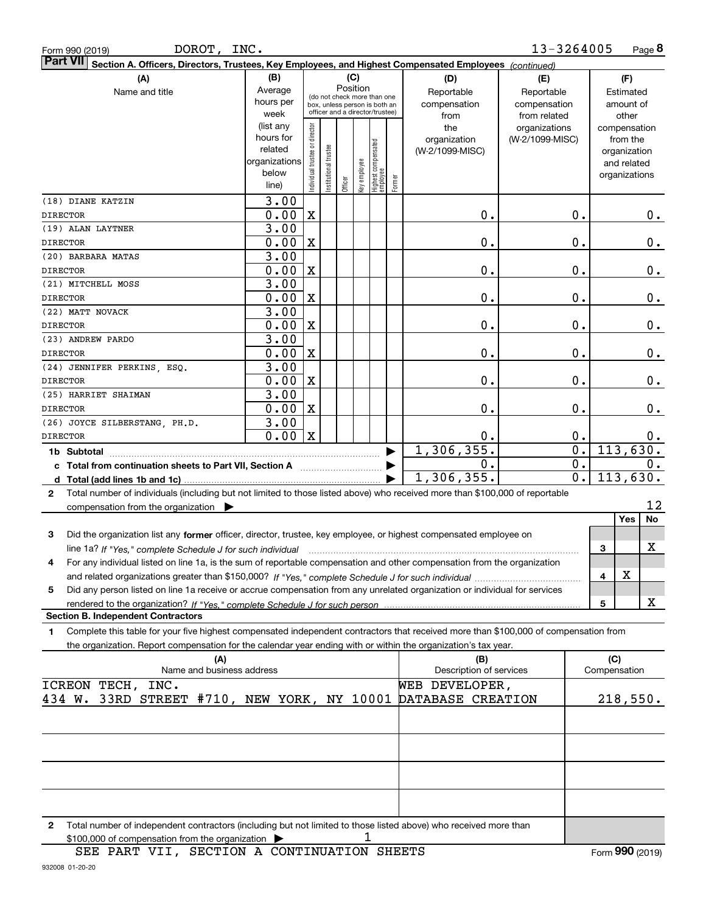Form 990 (2019) DOROT, INC. 13-3264005

## Part VII Section A. Officers, Directors, Trustees, Key Employees, and Highest Compensated Employees *(continued)*

| (A) Name and title | (B) Average hours per week (list any hours for related organizations below line) | (C) Position: Individual trustee or director | Institutional trustee | Officer | Key employee | Highest compensated employee | Former | (D) Reportable compensation from the organization (W-2/1099-MISC) | (E) Reportable compensation from related organizations (W-2/1099-MISC) | (F) Estimated amount of other compensation from the organization and related organizations |
|---|---|---|---|---|---|---|---|---|---|---|
| (18) DIANE KATZIN<br>DIRECTOR | 3.00<br>0.00 | X | | | | | | 0. | 0. | 0. |
| (19) ALAN LAYTNER<br>DIRECTOR | 3.00<br>0.00 | X | | | | | | 0. | 0. | 0. |
| (20) BARBARA MATAS<br>DIRECTOR | 3.00<br>0.00 | X | | | | | | 0. | 0. | 0. |
| (21) MITCHELL MOSS<br>DIRECTOR | 3.00<br>0.00 | X | | | | | | 0. | 0. | 0. |
| (22) MATT NOVACK<br>DIRECTOR | 3.00<br>0.00 | X | | | | | | 0. | 0. | 0. |
| (23) ANDREW PARDO<br>DIRECTOR | 3.00<br>0.00 | X | | | | | | 0. | 0. | 0. |
| (24) JENNIFER PERKINS, ESQ.<br>DIRECTOR | 3.00<br>0.00 | X | | | | | | 0. | 0. | 0. |
| (25) HARRIET SHAIMAN<br>DIRECTOR | 3.00<br>0.00 | X | | | | | | 0. | 0. | 0. |
| (26) JOYCE SILBERSTANG, PH.D.<br>DIRECTOR | 3.00<br>0.00 | X | | | | | | 0. | 0. | 0. |
| **1b Subtotal** | | | | | | | | 1,306,355. | 0. | 113,630. |
| **c Total from continuation sheets to Part VII, Section A** | | | | | | | | 0. | 0. | 0. |
| **d Total (add lines 1b and 1c)** | | | | | | | | 1,306,355. | 0. | 113,630. |

**2** Total number of individuals (including but not limited to those listed above) who received more than $100,000 of reportable compensation from the organization ▶ 12

| | | Yes | No |
|---|---|---|---|
| **3** Did the organization list any **former** officer, director, trustee, key employee, or highest compensated employee on line 1a? *If "Yes," complete Schedule J for such individual* | 3 | | X |
| **4** For any individual listed on line 1a, is the sum of reportable compensation and other compensation from the organization and related organizations greater than $150,000? *If "Yes," complete Schedule J for such individual* | 4 | X | |
| **5** Did any person listed on line 1a receive or accrue compensation from any unrelated organization or individual for services rendered to the organization? *If "Yes," complete Schedule J for such person* | 5 | | X |

### Section B. Independent Contractors

**1** Complete this table for your five highest compensated independent contractors that received more than $100,000 of compensation from the organization. Report compensation for the calendar year ending with or within the organization's tax year.

| (A) Name and business address | (B) Description of services | (C) Compensation |
|---|---|---|
| ICREON TECH, INC.<br>434 W. 33RD STREET #710, NEW YORK, NY 10001 | WEB DEVELOPER,<br>DATABASE CREATION | 218,550. |
| | | |
| | | |
| | | |
| | | |

**2** Total number of independent contractors (including but not limited to those listed above) who received more than $100,000 of compensation from the organization ▶ 1

SEE PART VII, SECTION A CONTINUATION SHEETS

Form 990 (2019)

932008 01-20-20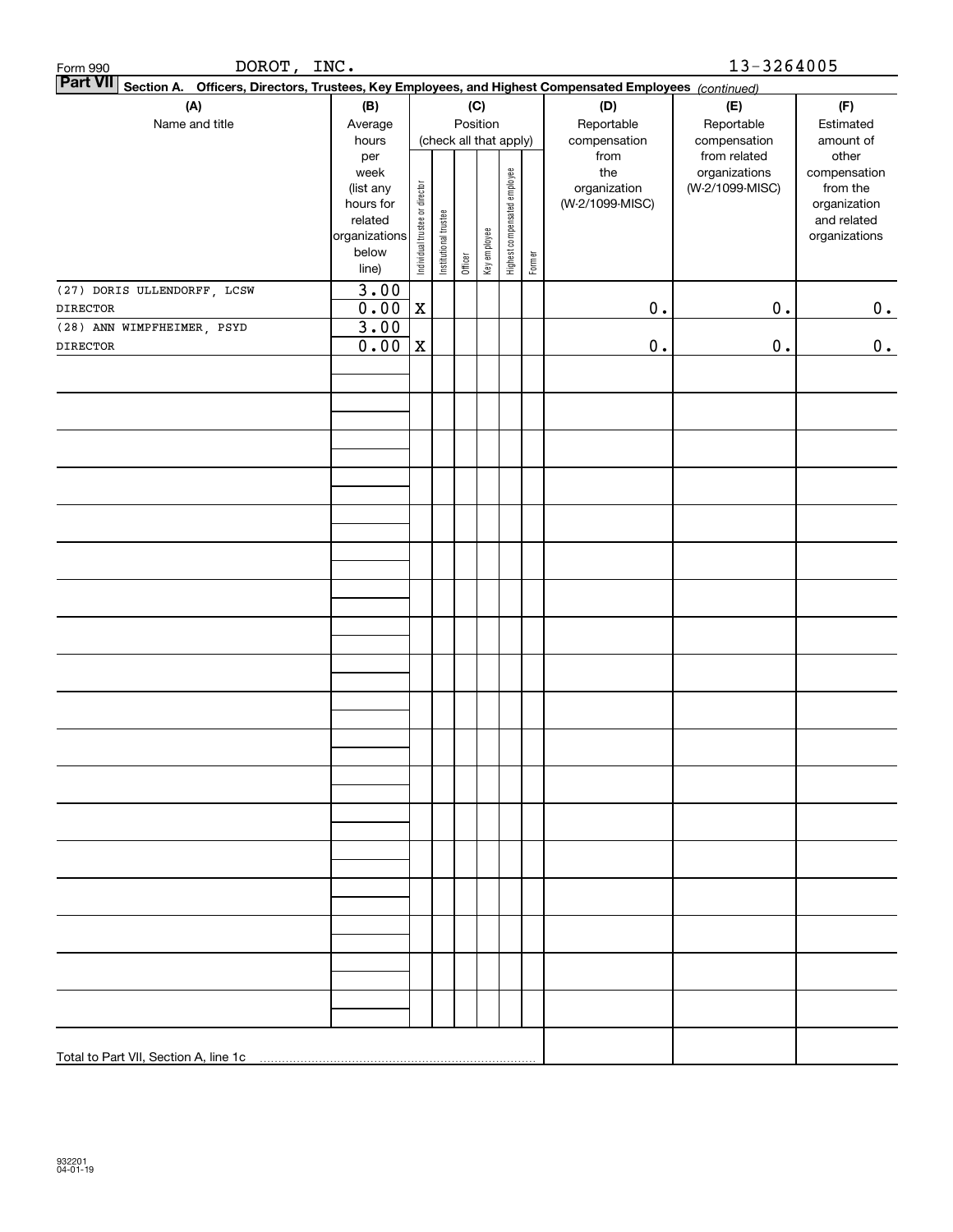Form 990 DOROT, INC. 13-3264005

**Part VII Section A. Officers, Directors, Trustees, Key Employees, and Highest Compensated Employees** *(continued)*

| (A) Name and title | (B) Average hours per week (list any hours for related organizations below line) | (C) Position (check all that apply): Individual trustee or director | Institutional trustee | Officer | Key employee | Highest compensated employee | Former | (D) Reportable compensation from the organization (W-2/1099-MISC) | (E) Reportable compensation from related organizations (W-2/1099-MISC) | (F) Estimated amount of other compensation from the organization and related organizations |
|---|---|---|---|---|---|---|---|---|---|---|
| (27) DORIS ULLENDORFF, LCSW | 3.00 | | | | | | | | | |
| DIRECTOR | 0.00 | X | | | | | | 0. | 0. | 0. |
| (28) ANN WIMPFHEIMER, PSYD | 3.00 | | | | | | | | | |
| DIRECTOR | 0.00 | X | | | | | | 0. | 0. | 0. |
| Total to Part VII, Section A, line 1c | | | | | | | | | | |

932201 04-01-19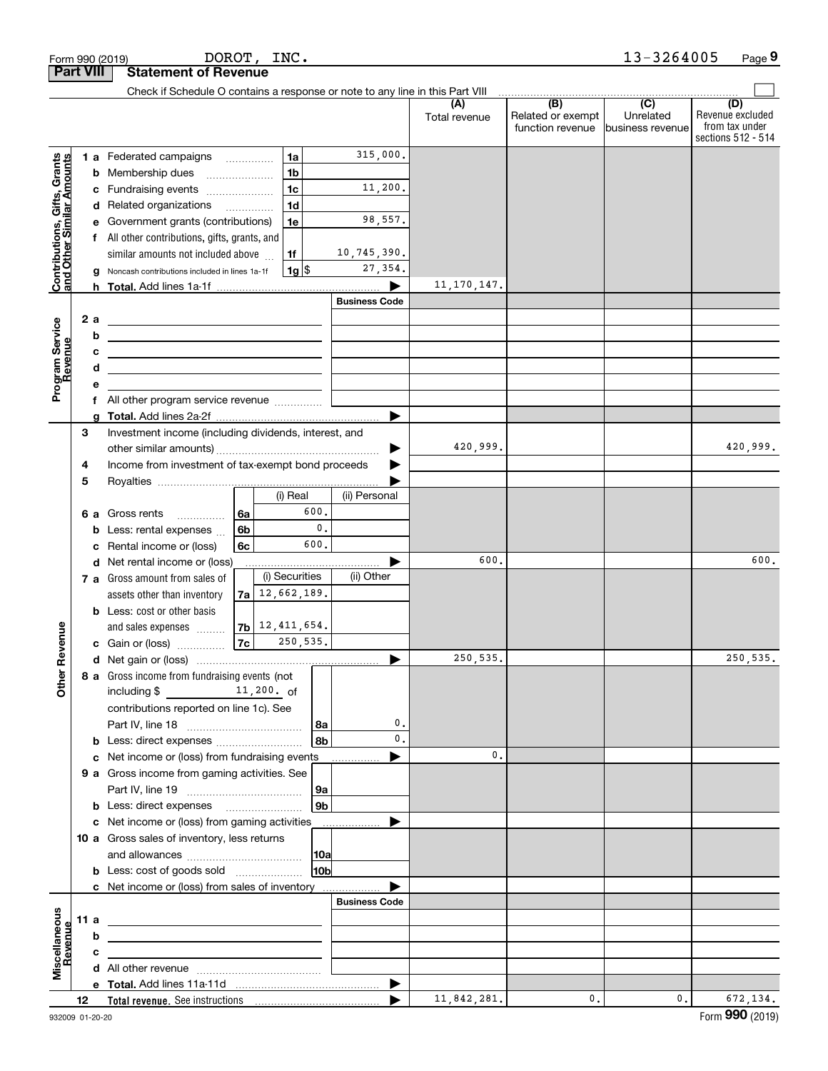Form 990 (2019) DOROT, INC. 13-3264005 Page 9

## Part VIII Statement of Revenue

Check if Schedule O contains a response or note to any line in this Part VIII

| | | | | (A) Total revenue | (B) Related or exempt function revenue | (C) Unrelated business revenue | (D) Revenue excluded from tax under sections 512 - 514 |
|---|---|---|---|---|---|---|---|
| **Contributions, Gifts, Grants and Other Similar Amounts** | 1 a Federated campaigns | 1a | 315,000. | | | | |
| | b Membership dues | 1b | | | | | |
| | c Fundraising events | 1c | 11,200. | | | | |
| | d Related organizations | 1d | | | | | |
| | e Government grants (contributions) | 1e | 98,557. | | | | |
| | f All other contributions, gifts, grants, and similar amounts not included above | 1f | 10,745,390. | | | | |
| | g Noncash contributions included in lines 1a-1f | 1g $ | 27,354. | | | | |
| | h **Total.** Add lines 1a-1f | | | 11,170,147. | | | |
| **Program Service Revenue** | | | Business Code | | | | |
| | 2 a | | | | | | |
| | b | | | | | | |
| | c | | | | | | |
| | d | | | | | | |
| | e | | | | | | |
| | f All other program service revenue | | | | | | |
| | g **Total.** Add lines 2a-2f | | | | | | |
| **Other Revenue** | 3 Investment income (including dividends, interest, and other similar amounts) | | | 420,999. | | | 420,999. |
| | 4 Income from investment of tax-exempt bond proceeds | | | | | | |
| | 5 Royalties | | | | | | |
| | | | (i) Real / (ii) Personal | | | | |
| | 6 a Gross rents | 6a | 600. | | | | |
| | b Less: rental expenses | 6b | 0. | | | | |
| | c Rental income or (loss) | 6c | 600. | | | | |
| | d Net rental income or (loss) | | | 600. | | | 600. |
| | | | (i) Securities / (ii) Other | | | | |
| | 7 a Gross amount from sales of assets other than inventory | 7a | 12,662,189. | | | | |
| | b Less: cost or other basis and sales expenses | 7b | 12,411,654. | | | | |
| | c Gain or (loss) | 7c | 250,535. | | | | |
| | d Net gain or (loss) | | | 250,535. | | | 250,535. |
| | 8 a Gross income from fundraising events (not including $ 11,200. of contributions reported on line 1c). See Part IV, line 18 | 8a | 0. | | | | |
| | b Less: direct expenses | 8b | 0. | | | | |
| | c Net income or (loss) from fundraising events | | | 0. | | | |
| | 9 a Gross income from gaming activities. See Part IV, line 19 | 9a | | | | | |
| | b Less: direct expenses | 9b | | | | | |
| | c Net income or (loss) from gaming activities | | | | | | |
| | 10 a Gross sales of inventory, less returns and allowances | 10a | | | | | |
| | b Less: cost of goods sold | 10b | | | | | |
| | c Net income or (loss) from sales of inventory | | | | | | |
| **Miscellaneous Revenue** | | | Business Code | | | | |
| | 11 a | | | | | | |
| | b | | | | | | |
| | c | | | | | | |
| | d All other revenue | | | | | | |
| | e **Total.** Add lines 11a-11d | | | | | | |
| | 12 **Total revenue.** See instructions | | | 11,842,281. | 0. | 0. | 672,134. |

932009 01-20-20 Form **990** (2019)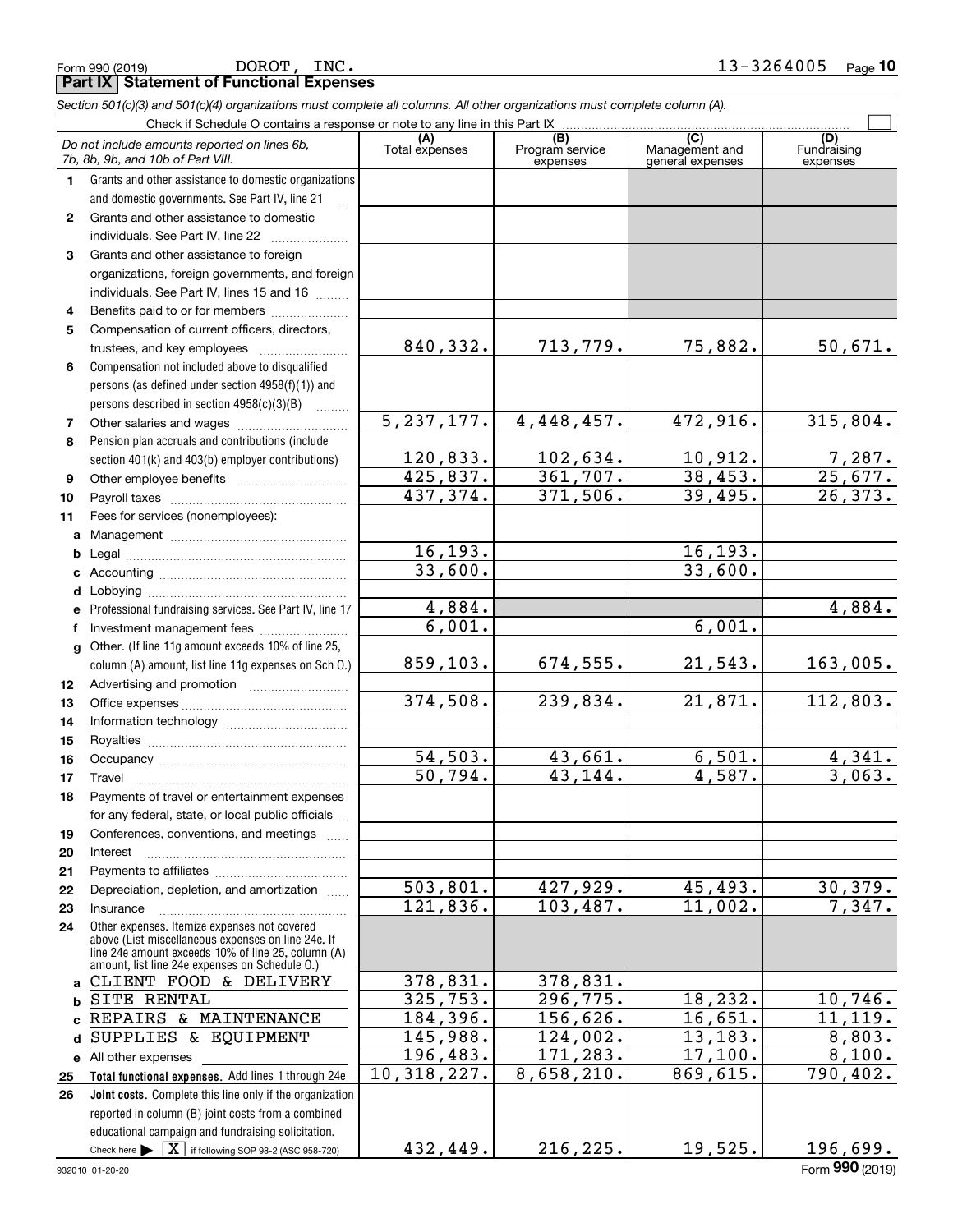Form 990 (2019) DOROT, INC. 13-3264005

**Part IX Statement of Functional Expenses**

*Section 501(c)(3) and 501(c)(4) organizations must complete all columns. All other organizations must complete column (A).*

Check if Schedule O contains a response or note to any line in this Part IX ☐

| | *Do not include amounts reported on lines 6b, 7b, 8b, 9b, and 10b of Part VIII.* | (A) Total expenses | (B) Program service expenses | (C) Management and general expenses | (D) Fundraising expenses |
|---|---|---|---|---|---|
| 1 | Grants and other assistance to domestic organizations and domestic governments. See Part IV, line 21 | | | | |
| 2 | Grants and other assistance to domestic individuals. See Part IV, line 22 | | | | |
| 3 | Grants and other assistance to foreign organizations, foreign governments, and foreign individuals. See Part IV, lines 15 and 16 | | | | |
| 4 | Benefits paid to or for members | | | | |
| 5 | Compensation of current officers, directors, trustees, and key employees | 840,332. | 713,779. | 75,882. | 50,671. |
| 6 | Compensation not included above to disqualified persons (as defined under section 4958(f)(1)) and persons described in section 4958(c)(3)(B) | | | | |
| 7 | Other salaries and wages | 5,237,177. | 4,448,457. | 472,916. | 315,804. |
| 8 | Pension plan accruals and contributions (include section 401(k) and 403(b) employer contributions) | 120,833. | 102,634. | 10,912. | 7,287. |
| 9 | Other employee benefits | 425,837. | 361,707. | 38,453. | 25,677. |
| 10 | Payroll taxes | 437,374. | 371,506. | 39,495. | 26,373. |
| 11 | Fees for services (nonemployees): | | | | |
| a | Management | | | | |
| b | Legal | 16,193. | | 16,193. | |
| c | Accounting | 33,600. | | 33,600. | |
| d | Lobbying | | | | |
| e | Professional fundraising services. See Part IV, line 17 | 4,884. | | | 4,884. |
| f | Investment management fees | 6,001. | | 6,001. | |
| g | Other. (If line 11g amount exceeds 10% of line 25, column (A) amount, list line 11g expenses on Sch O.) | 859,103. | 674,555. | 21,543. | 163,005. |
| 12 | Advertising and promotion | | | | |
| 13 | Office expenses | 374,508. | 239,834. | 21,871. | 112,803. |
| 14 | Information technology | | | | |
| 15 | Royalties | | | | |
| 16 | Occupancy | 54,503. | 43,661. | 6,501. | 4,341. |
| 17 | Travel | 50,794. | 43,144. | 4,587. | 3,063. |
| 18 | Payments of travel or entertainment expenses for any federal, state, or local public officials | | | | |
| 19 | Conferences, conventions, and meetings | | | | |
| 20 | Interest | | | | |
| 21 | Payments to affiliates | | | | |
| 22 | Depreciation, depletion, and amortization | 503,801. | 427,929. | 45,493. | 30,379. |
| 23 | Insurance | 121,836. | 103,487. | 11,002. | 7,347. |
| 24 | Other expenses. Itemize expenses not covered above (List miscellaneous expenses on line 24e. If line 24e amount exceeds 10% of line 25, column (A) amount, list line 24e expenses on Schedule O.) | | | | |
| a | CLIENT FOOD & DELIVERY | 378,831. | 378,831. | | |
| b | SITE RENTAL | 325,753. | 296,775. | 18,232. | 10,746. |
| c | REPAIRS & MAINTENANCE | 184,396. | 156,626. | 16,651. | 11,119. |
| d | SUPPLIES & EQUIPMENT | 145,988. | 124,002. | 13,183. | 8,803. |
| e | All other expenses | 196,483. | 171,283. | 17,100. | 8,100. |
| 25 | **Total functional expenses.** Add lines 1 through 24e | 10,318,227. | 8,658,210. | 869,615. | 790,402. |
| 26 | **Joint costs.** Complete this line only if the organization reported in column (B) joint costs from a combined educational campaign and fundraising solicitation. Check here ▶ ☒ if following SOP 98-2 (ASC 958-720) | 432,449. | 216,225. | 19,525. | 196,699. |

932010 01-20-20 Form **990** (2019)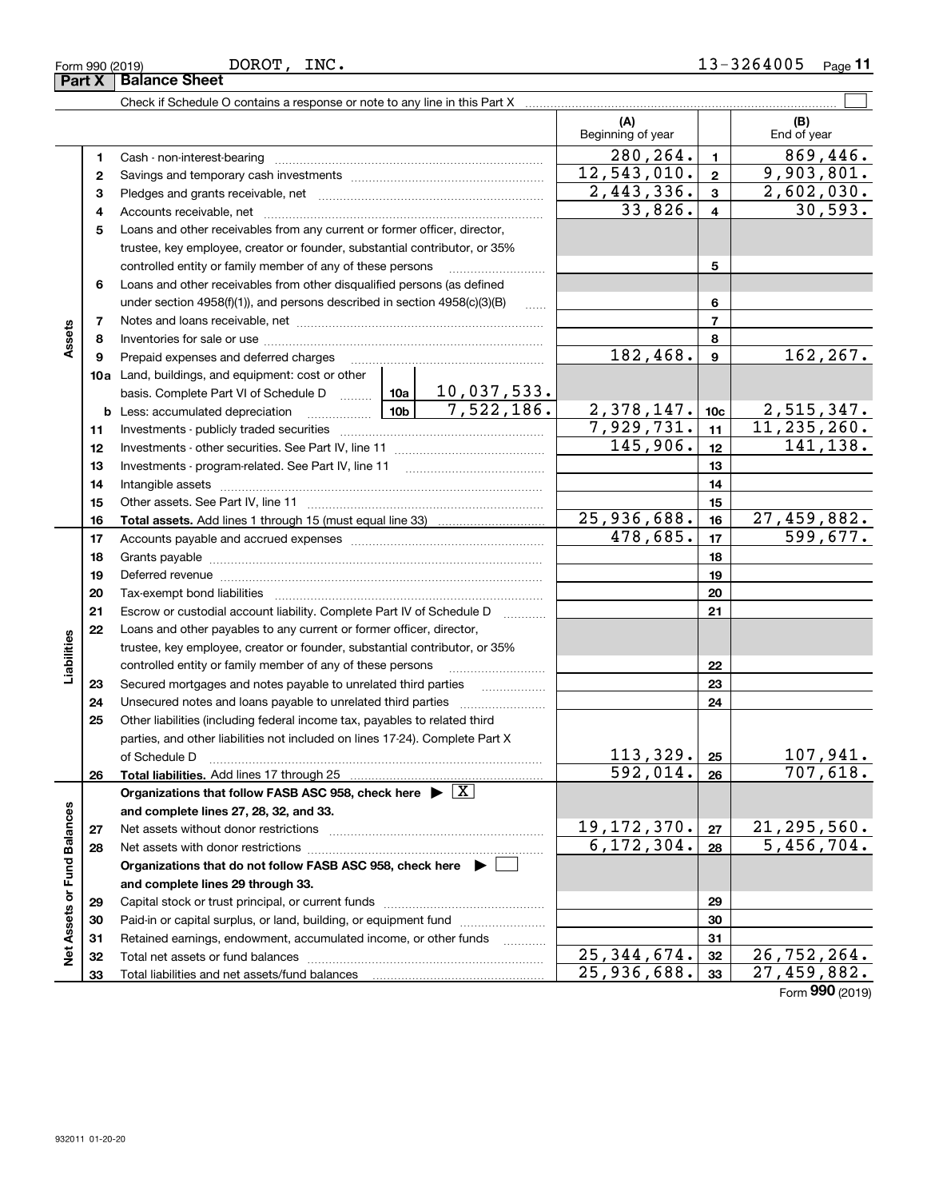Form 990 (2019) DOROT, INC. 13-3264005

**Part X Balance Sheet**

Check if Schedule O contains a response or note to any line in this Part X ☐

| | | | | (A) Beginning of year | | (B) End of year |
|---|---|---|---|---|---|---|
| Assets | 1 | Cash - non-interest-bearing | | 280,264. | 1 | 869,446. |
| | 2 | Savings and temporary cash investments | | 12,543,010. | 2 | 9,903,801. |
| | 3 | Pledges and grants receivable, net | | 2,443,336. | 3 | 2,602,030. |
| | 4 | Accounts receivable, net | | 33,826. | 4 | 30,593. |
| | 5 | Loans and other receivables from any current or former officer, director, trustee, key employee, creator or founder, substantial contributor, or 35% controlled entity or family member of any of these persons | | | 5 | |
| | 6 | Loans and other receivables from other disqualified persons (as defined under section 4958(f)(1)), and persons described in section 4958(c)(3)(B) | | | 6 | |
| | 7 | Notes and loans receivable, net | | | 7 | |
| | 8 | Inventories for sale or use | | | 8 | |
| | 9 | Prepaid expenses and deferred charges | | 182,468. | 9 | 162,267. |
| | 10a | Land, buildings, and equipment: cost or other basis. Complete Part VI of Schedule D | 10a 10,037,533. | | | |
| | b | Less: accumulated depreciation | 10b 7,522,186. | 2,378,147. | 10c | 2,515,347. |
| | 11 | Investments - publicly traded securities | | 7,929,731. | 11 | 11,235,260. |
| | 12 | Investments - other securities. See Part IV, line 11 | | 145,906. | 12 | 141,138. |
| | 13 | Investments - program-related. See Part IV, line 11 | | | 13 | |
| | 14 | Intangible assets | | | 14 | |
| | 15 | Other assets. See Part IV, line 11 | | | 15 | |
| | 16 | **Total assets.** Add lines 1 through 15 (must equal line 33) | | 25,936,688. | 16 | 27,459,882. |
| Liabilities | 17 | Accounts payable and accrued expenses | | 478,685. | 17 | 599,677. |
| | 18 | Grants payable | | | 18 | |
| | 19 | Deferred revenue | | | 19 | |
| | 20 | Tax-exempt bond liabilities | | | 20 | |
| | 21 | Escrow or custodial account liability. Complete Part IV of Schedule D | | | 21 | |
| | 22 | Loans and other payables to any current or former officer, director, trustee, key employee, creator or founder, substantial contributor, or 35% controlled entity or family member of any of these persons | | | 22 | |
| | 23 | Secured mortgages and notes payable to unrelated third parties | | | 23 | |
| | 24 | Unsecured notes and loans payable to unrelated third parties | | | 24 | |
| | 25 | Other liabilities (including federal income tax, payables to related third parties, and other liabilities not included on lines 17-24). Complete Part X of Schedule D | | 113,329. | 25 | 107,941. |
| | 26 | **Total liabilities.** Add lines 17 through 25 | | 592,014. | 26 | 707,618. |
| Net Assets or Fund Balances | | **Organizations that follow FASB ASC 958, check here** ▶ ☒ **and complete lines 27, 28, 32, and 33.** | | | | |
| | 27 | Net assets without donor restrictions | | 19,172,370. | 27 | 21,295,560. |
| | 28 | Net assets with donor restrictions | | 6,172,304. | 28 | 5,456,704. |
| | | **Organizations that do not follow FASB ASC 958, check here** ▶ ☐ **and complete lines 29 through 33.** | | | | |
| | 29 | Capital stock or trust principal, or current funds | | | 29 | |
| | 30 | Paid-in or capital surplus, or land, building, or equipment fund | | | 30 | |
| | 31 | Retained earnings, endowment, accumulated income, or other funds | | | 31 | |
| | 32 | Total net assets or fund balances | | 25,344,674. | 32 | 26,752,264. |
| | 33 | Total liabilities and net assets/fund balances | | 25,936,688. | 33 | 27,459,882. |

Form **990** (2019)

932011 01-20-20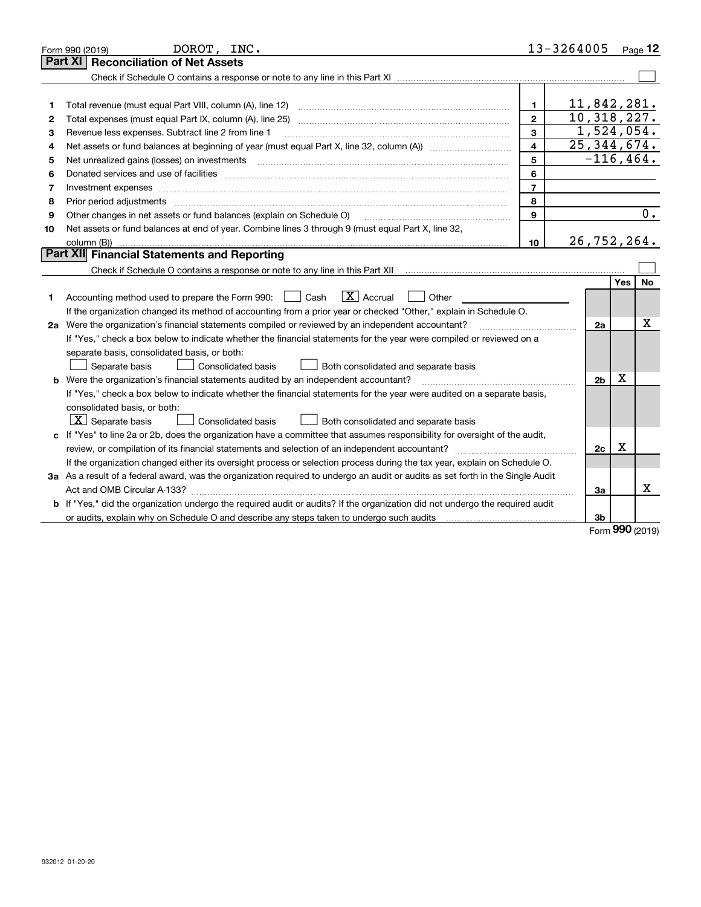Form 990 (2019) DOROT, INC. 13-3264005 Page 12

## Part XI Reconciliation of Net Assets

Check if Schedule O contains a response or note to any line in this Part XI ☐

| | | | |
|---|---|---|---|
| 1 | Total revenue (must equal Part VIII, column (A), line 12) | 1 | 11,842,281. |
| 2 | Total expenses (must equal Part IX, column (A), line 25) | 2 | 10,318,227. |
| 3 | Revenue less expenses. Subtract line 2 from line 1 | 3 | 1,524,054. |
| 4 | Net assets or fund balances at beginning of year (must equal Part X, line 32, column (A)) | 4 | 25,344,674. |
| 5 | Net unrealized gains (losses) on investments | 5 | -116,464. |
| 6 | Donated services and use of facilities | 6 | |
| 7 | Investment expenses | 7 | |
| 8 | Prior period adjustments | 8 | |
| 9 | Other changes in net assets or fund balances (explain on Schedule O) | 9 | 0. |
| 10 | Net assets or fund balances at end of year. Combine lines 3 through 9 (must equal Part X, line 32, column (B)) | 10 | 26,752,264. |

## Part XII Financial Statements and Reporting

Check if Schedule O contains a response or note to any line in this Part XII ☐

| | | | Yes | No |
|---|---|---|---|---|
| 1 | Accounting method used to prepare the Form 990: ☐ Cash ☒ Accrual ☐ Other<br>If the organization changed its method of accounting from a prior year or checked "Other," explain in Schedule O. | | | |
| 2a | Were the organization's financial statements compiled or reviewed by an independent accountant?<br>If "Yes," check a box below to indicate whether the financial statements for the year were compiled or reviewed on a separate basis, consolidated basis, or both:<br>☐ Separate basis ☐ Consolidated basis ☐ Both consolidated and separate basis | 2a | | X |
| b | Were the organization's financial statements audited by an independent accountant?<br>If "Yes," check a box below to indicate whether the financial statements for the year were audited on a separate basis, consolidated basis, or both:<br>☒ Separate basis ☐ Consolidated basis ☐ Both consolidated and separate basis | 2b | X | |
| c | If "Yes" to line 2a or 2b, does the organization have a committee that assumes responsibility for oversight of the audit, review, or compilation of its financial statements and selection of an independent accountant?<br>If the organization changed either its oversight process or selection process during the tax year, explain on Schedule O. | 2c | X | |
| 3a | As a result of a federal award, was the organization required to undergo an audit or audits as set forth in the Single Audit Act and OMB Circular A-133? | 3a | | X |
| b | If "Yes," did the organization undergo the required audit or audits? If the organization did not undergo the required audit or audits, explain why on Schedule O and describe any steps taken to undergo such audits | 3b | | |

Form 990 (2019)

932012 01-20-20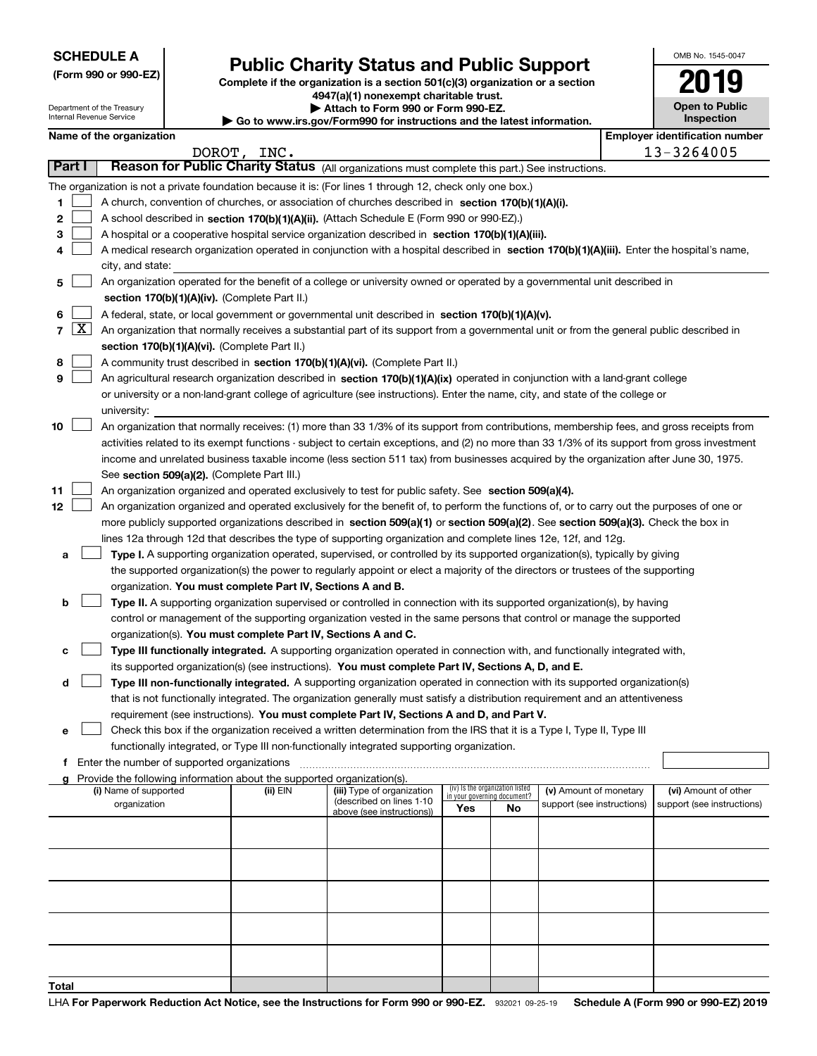**SCHEDULE A**
**(Form 990 or 990-EZ)**

Department of the Treasury
Internal Revenue Service

# Public Charity Status and Public Support

**Complete if the organization is a section 501(c)(3) organization or a section 4947(a)(1) nonexempt charitable trust.**
**▶ Attach to Form 990 or Form 990-EZ.**
**▶ Go to www.irs.gov/Form990 for instructions and the latest information.**

OMB No. 1545-0047

**2019**

**Open to Public Inspection**

**Name of the organization**
DOROT, INC.

**Employer identification number**
13-3264005

**Part I** **Reason for Public Charity Status** (All organizations must complete this part.) See instructions.

The organization is not a private foundation because it is: (For lines 1 through 12, check only one box.)

1 ☐ A church, convention of churches, or association of churches described in **section 170(b)(1)(A)(i).**

2 ☐ A school described in **section 170(b)(1)(A)(ii).** (Attach Schedule E (Form 990 or 990-EZ).)

3 ☐ A hospital or a cooperative hospital service organization described in **section 170(b)(1)(A)(iii).**

4 ☐ A medical research organization operated in conjunction with a hospital described in **section 170(b)(1)(A)(iii).** Enter the hospital's name, city, and state:

5 ☐ An organization operated for the benefit of a college or university owned or operated by a governmental unit described in **section 170(b)(1)(A)(iv).** (Complete Part II.)

6 ☐ A federal, state, or local government or governmental unit described in **section 170(b)(1)(A)(v).**

7 ☒ An organization that normally receives a substantial part of its support from a governmental unit or from the general public described in **section 170(b)(1)(A)(vi).** (Complete Part II.)

8 ☐ A community trust described in **section 170(b)(1)(A)(vi).** (Complete Part II.)

9 ☐ An agricultural research organization described in **section 170(b)(1)(A)(ix)** operated in conjunction with a land-grant college or university or a non-land-grant college of agriculture (see instructions). Enter the name, city, and state of the college or university:

10 ☐ An organization that normally receives: (1) more than 33 1/3% of its support from contributions, membership fees, and gross receipts from activities related to its exempt functions - subject to certain exceptions, and (2) no more than 33 1/3% of its support from gross investment income and unrelated business taxable income (less section 511 tax) from businesses acquired by the organization after June 30, 1975. See **section 509(a)(2).** (Complete Part III.)

11 ☐ An organization organized and operated exclusively to test for public safety. See **section 509(a)(4).**

12 ☐ An organization organized and operated exclusively for the benefit of, to perform the functions of, or to carry out the purposes of one or more publicly supported organizations described in **section 509(a)(1)** or **section 509(a)(2)**. See **section 509(a)(3).** Check the box in lines 12a through 12d that describes the type of supporting organization and complete lines 12e, 12f, and 12g.

a ☐ **Type I.** A supporting organization operated, supervised, or controlled by its supported organization(s), typically by giving the supported organization(s) the power to regularly appoint or elect a majority of the directors or trustees of the supporting organization. **You must complete Part IV, Sections A and B.**

b ☐ **Type II.** A supporting organization supervised or controlled in connection with its supported organization(s), by having control or management of the supporting organization vested in the same persons that control or manage the supported organization(s). **You must complete Part IV, Sections A and C.**

c ☐ **Type III functionally integrated.** A supporting organization operated in connection with, and functionally integrated with, its supported organization(s) (see instructions). **You must complete Part IV, Sections A, D, and E.**

d ☐ **Type III non-functionally integrated.** A supporting organization operated in connection with its supported organization(s) that is not functionally integrated. The organization generally must satisfy a distribution requirement and an attentiveness requirement (see instructions). **You must complete Part IV, Sections A and D, and Part V.**

e ☐ Check this box if the organization received a written determination from the IRS that it is a Type I, Type II, Type III functionally integrated, or Type III non-functionally integrated supporting organization.

f Enter the number of supported organizations

g Provide the following information about the supported organization(s).

| (i) Name of supported organization | (ii) EIN | (iii) Type of organization (described on lines 1-10 above (see instructions)) | (iv) Is the organization listed in your governing document? Yes | No | (v) Amount of monetary support (see instructions) | (vi) Amount of other support (see instructions) |
|---|---|---|---|---|---|---|
| | | | | | | |
| | | | | | | |
| | | | | | | |
| | | | | | | |
| | | | | | | |
| **Total** | | | | | | |

LHA **For Paperwork Reduction Act Notice, see the Instructions for Form 990 or 990-EZ.** 932021 09-25-19 **Schedule A (Form 990 or 990-EZ) 2019**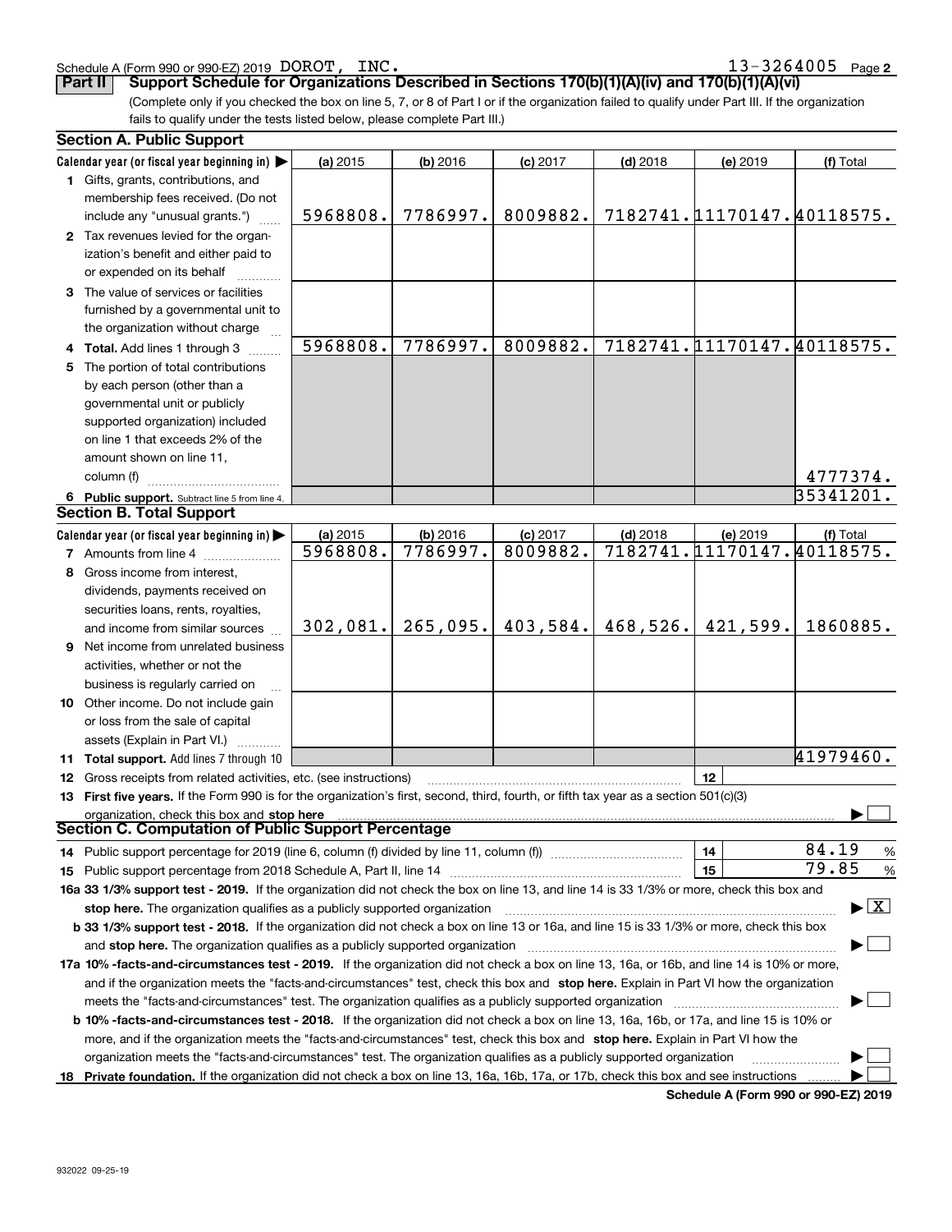Schedule A (Form 990 or 990-EZ) 2019 DOROT, INC. 13-3264005 Page **2**

**Part II** **Support Schedule for Organizations Described in Sections 170(b)(1)(A)(iv) and 170(b)(1)(A)(vi)**

(Complete only if you checked the box on line 5, 7, or 8 of Part I or if the organization failed to qualify under Part III. If the organization fails to qualify under the tests listed below, please complete Part III.)

### Section A. Public Support

| Calendar year (or fiscal year beginning in) ▶ | (a) 2015 | (b) 2016 | (c) 2017 | (d) 2018 | (e) 2019 | (f) Total |
|---|---|---|---|---|---|---|
| **1** Gifts, grants, contributions, and membership fees received. (Do not include any "unusual grants.") | 5968808. | 7786997. | 8009882. | 7182741. | 11170147. | 40118575. |
| **2** Tax revenues levied for the organization's benefit and either paid to or expended on its behalf | | | | | | |
| **3** The value of services or facilities furnished by a governmental unit to the organization without charge | | | | | | |
| **4 Total.** Add lines 1 through 3 | 5968808. | 7786997. | 8009882. | 7182741. | 11170147. | 40118575. |
| **5** The portion of total contributions by each person (other than a governmental unit or publicly supported organization) included on line 1 that exceeds 2% of the amount shown on line 11, column (f) | | | | | | 4777374. |
| **6 Public support.** Subtract line 5 from line 4. | | | | | | 35341201. |

### Section B. Total Support

| Calendar year (or fiscal year beginning in) ▶ | (a) 2015 | (b) 2016 | (c) 2017 | (d) 2018 | (e) 2019 | (f) Total |
|---|---|---|---|---|---|---|
| **7** Amounts from line 4 | 5968808. | 7786997. | 8009882. | 7182741. | 11170147. | 40118575. |
| **8** Gross income from interest, dividends, payments received on securities loans, rents, royalties, and income from similar sources | 302,081. | 265,095. | 403,584. | 468,526. | 421,599. | 1860885. |
| **9** Net income from unrelated business activities, whether or not the business is regularly carried on | | | | | | |
| **10** Other income. Do not include gain or loss from the sale of capital assets (Explain in Part VI.) | | | | | | |
| **11 Total support.** Add lines 7 through 10 | | | | | | 41979460. |

**12** Gross receipts from related activities, etc. (see instructions) | **12** |

**13 First five years.** If the Form 990 is for the organization's first, second, third, fourth, or fifth tax year as a section 501(c)(3) organization, check this box and **stop here** ▶ ☐

### Section C. Computation of Public Support Percentage

**14** Public support percentage for 2019 (line 6, column (f) divided by line 11, column (f)) | **14** | 84.19 %

**15** Public support percentage from 2018 Schedule A, Part II, line 14 | **15** | 79.85 %

**16a 33 1/3% support test - 2019.** If the organization did not check the box on line 13, and line 14 is 33 1/3% or more, check this box and **stop here.** The organization qualifies as a publicly supported organization ▶ ☒

**b 33 1/3% support test - 2018.** If the organization did not check a box on line 13 or 16a, and line 15 is 33 1/3% or more, check this box and **stop here.** The organization qualifies as a publicly supported organization ▶ ☐

**17a 10% -facts-and-circumstances test - 2019.** If the organization did not check a box on line 13, 16a, or 16b, and line 14 is 10% or more, and if the organization meets the "facts-and-circumstances" test, check this box and **stop here.** Explain in Part VI how the organization meets the "facts-and-circumstances" test. The organization qualifies as a publicly supported organization ▶ ☐

**b 10% -facts-and-circumstances test - 2018.** If the organization did not check a box on line 13, 16a, 16b, or 17a, and line 15 is 10% or more, and if the organization meets the "facts-and-circumstances" test, check this box and **stop here.** Explain in Part VI how the organization meets the "facts-and-circumstances" test. The organization qualifies as a publicly supported organization ▶ ☐

**18 Private foundation.** If the organization did not check a box on line 13, 16a, 16b, 17a, or 17b, check this box and see instructions ▶ ☐

**Schedule A (Form 990 or 990-EZ) 2019**

932022 09-25-19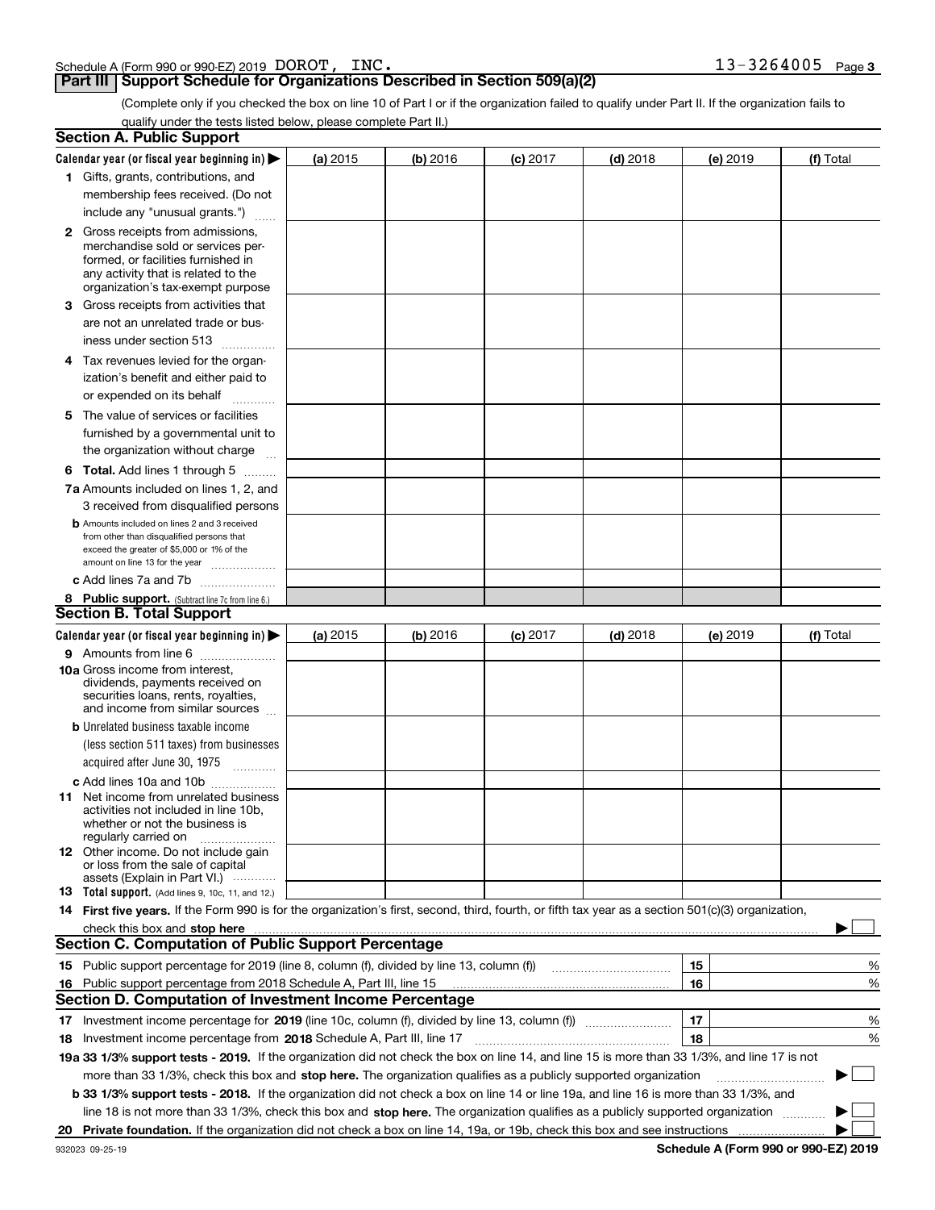Schedule A (Form 990 or 990-EZ) 2019 DOROT, INC. 13-3264005

## Part III Support Schedule for Organizations Described in Section 509(a)(2)

(Complete only if you checked the box on line 10 of Part I or if the organization failed to qualify under Part II. If the organization fails to qualify under the tests listed below, please complete Part II.)

### Section A. Public Support

| Calendar year (or fiscal year beginning in) ▶ | (a) 2015 | (b) 2016 | (c) 2017 | (d) 2018 | (e) 2019 | (f) Total |
|---|---|---|---|---|---|---|
| 1 Gifts, grants, contributions, and membership fees received. (Do not include any "unusual grants.") | | | | | | |
| 2 Gross receipts from admissions, merchandise sold or services performed, or facilities furnished in any activity that is related to the organization's tax-exempt purpose | | | | | | |
| 3 Gross receipts from activities that are not an unrelated trade or business under section 513 | | | | | | |
| 4 Tax revenues levied for the organization's benefit and either paid to or expended on its behalf | | | | | | |
| 5 The value of services or facilities furnished by a governmental unit to the organization without charge | | | | | | |
| 6 **Total.** Add lines 1 through 5 | | | | | | |
| 7a Amounts included on lines 1, 2, and 3 received from disqualified persons | | | | | | |
| b Amounts included on lines 2 and 3 received from other than disqualified persons that exceed the greater of $5,000 or 1% of the amount on line 13 for the year | | | | | | |
| c Add lines 7a and 7b | | | | | | |
| 8 **Public support.** (Subtract line 7c from line 6.) | | | | | | |

### Section B. Total Support

| Calendar year (or fiscal year beginning in) ▶ | (a) 2015 | (b) 2016 | (c) 2017 | (d) 2018 | (e) 2019 | (f) Total |
|---|---|---|---|---|---|---|
| 9 Amounts from line 6 | | | | | | |
| 10a Gross income from interest, dividends, payments received on securities loans, rents, royalties, and income from similar sources | | | | | | |
| b Unrelated business taxable income (less section 511 taxes) from businesses acquired after June 30, 1975 | | | | | | |
| c Add lines 10a and 10b | | | | | | |
| 11 Net income from unrelated business activities not included in line 10b, whether or not the business is regularly carried on | | | | | | |
| 12 Other income. Do not include gain or loss from the sale of capital assets (Explain in Part VI.) | | | | | | |
| 13 **Total support.** (Add lines 9, 10c, 11, and 12.) | | | | | | |

14 **First five years.** If the Form 990 is for the organization's first, second, third, fourth, or fifth tax year as a section 501(c)(3) organization, check this box and **stop here** ▶ ☐

### Section C. Computation of Public Support Percentage

| | | | |
|---|---|---|---|
| 15 | Public support percentage for 2019 (line 8, column (f), divided by line 13, column (f)) | 15 | % |
| 16 | Public support percentage from 2018 Schedule A, Part III, line 15 | 16 | % |

### Section D. Computation of Investment Income Percentage

| | | | |
|---|---|---|---|
| 17 | Investment income percentage for **2019** (line 10c, column (f), divided by line 13, column (f)) | 17 | % |
| 18 | Investment income percentage from **2018** Schedule A, Part III, line 17 | 18 | % |

**19a 33 1/3% support tests - 2019.** If the organization did not check the box on line 14, and line 15 is more than 33 1/3%, and line 17 is not more than 33 1/3%, check this box and **stop here.** The organization qualifies as a publicly supported organization ▶ ☐

**b 33 1/3% support tests - 2018.** If the organization did not check a box on line 14 or line 19a, and line 16 is more than 33 1/3%, and line 18 is not more than 33 1/3%, check this box and **stop here.** The organization qualifies as a publicly supported organization ▶ ☐

**20 Private foundation.** If the organization did not check a box on line 14, 19a, or 19b, check this box and see instructions ▶ ☐

932023 09-25-19 **Schedule A (Form 990 or 990-EZ) 2019**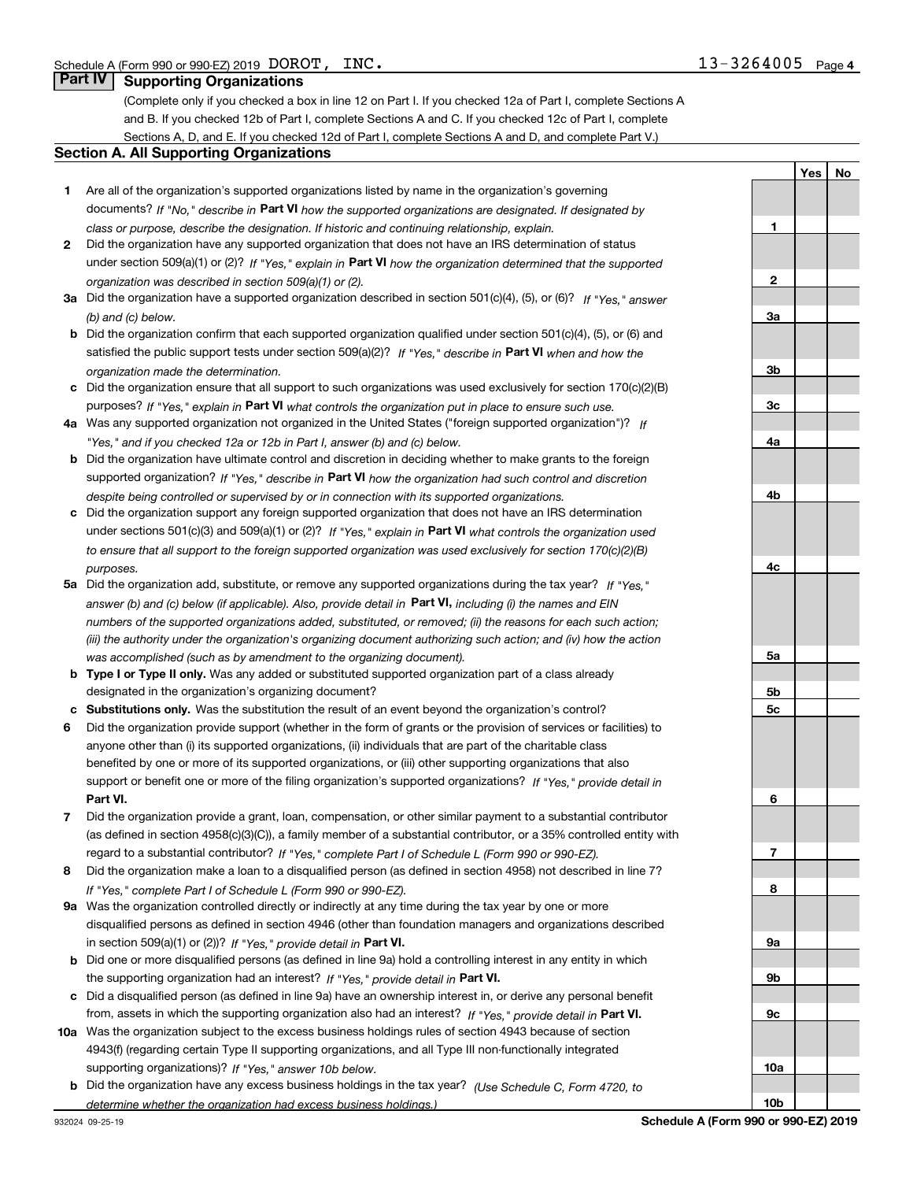Schedule A (Form 990 or 990-EZ) 2019 DOROT, INC. 13-3264005 Page 4

## Part IV Supporting Organizations

(Complete only if you checked a box in line 12 on Part I. If you checked 12a of Part I, complete Sections A and B. If you checked 12b of Part I, complete Sections A and C. If you checked 12c of Part I, complete Sections A, D, and E. If you checked 12d of Part I, complete Sections A and D, and complete Part V.)

### Section A. All Supporting Organizations

| | | | Yes | No |
|---|---|---|---|---|
| **1** | Are all of the organization's supported organizations listed by name in the organization's governing documents? *If "No," describe in* **Part VI** *how the supported organizations are designated. If designated by class or purpose, describe the designation. If historic and continuing relationship, explain.* | **1** | | |
| **2** | Did the organization have any supported organization that does not have an IRS determination of status under section 509(a)(1) or (2)? *If "Yes," explain in* **Part VI** *how the organization determined that the supported organization was described in section 509(a)(1) or (2).* | **2** | | |
| **3a** | Did the organization have a supported organization described in section 501(c)(4), (5), or (6)? *If "Yes," answer (b) and (c) below.* | **3a** | | |
| **b** | Did the organization confirm that each supported organization qualified under section 501(c)(4), (5), or (6) and satisfied the public support tests under section 509(a)(2)? *If "Yes," describe in* **Part VI** *when and how the organization made the determination.* | **3b** | | |
| **c** | Did the organization ensure that all support to such organizations was used exclusively for section 170(c)(2)(B) purposes? *If "Yes," explain in* **Part VI** *what controls the organization put in place to ensure such use.* | **3c** | | |
| **4a** | Was any supported organization not organized in the United States ("foreign supported organization")? *If "Yes," and if you checked 12a or 12b in Part I, answer (b) and (c) below.* | **4a** | | |
| **b** | Did the organization have ultimate control and discretion in deciding whether to make grants to the foreign supported organization? *If "Yes," describe in* **Part VI** *how the organization had such control and discretion despite being controlled or supervised by or in connection with its supported organizations.* | **4b** | | |
| **c** | Did the organization support any foreign supported organization that does not have an IRS determination under sections 501(c)(3) and 509(a)(1) or (2)? *If "Yes," explain in* **Part VI** *what controls the organization used to ensure that all support to the foreign supported organization was used exclusively for section 170(c)(2)(B) purposes.* | **4c** | | |
| **5a** | Did the organization add, substitute, or remove any supported organizations during the tax year? *If "Yes," answer (b) and (c) below (if applicable). Also, provide detail in* **Part VI,** *including (i) the names and EIN numbers of the supported organizations added, substituted, or removed; (ii) the reasons for each such action; (iii) the authority under the organization's organizing document authorizing such action; and (iv) how the action was accomplished (such as by amendment to the organizing document).* | **5a** | | |
| **b** | **Type I or Type II only.** Was any added or substituted supported organization part of a class already designated in the organization's organizing document? | **5b** | | |
| **c** | **Substitutions only.** Was the substitution the result of an event beyond the organization's control? | **5c** | | |
| **6** | Did the organization provide support (whether in the form of grants or the provision of services or facilities) to anyone other than (i) its supported organizations, (ii) individuals that are part of the charitable class benefited by one or more of its supported organizations, or (iii) other supporting organizations that also support or benefit one or more of the filing organization's supported organizations? *If "Yes," provide detail in* **Part VI.** | **6** | | |
| **7** | Did the organization provide a grant, loan, compensation, or other similar payment to a substantial contributor (as defined in section 4958(c)(3)(C)), a family member of a substantial contributor, or a 35% controlled entity with regard to a substantial contributor? *If "Yes," complete Part I of Schedule L (Form 990 or 990-EZ).* | **7** | | |
| **8** | Did the organization make a loan to a disqualified person (as defined in section 4958) not described in line 7? *If "Yes," complete Part I of Schedule L (Form 990 or 990-EZ).* | **8** | | |
| **9a** | Was the organization controlled directly or indirectly at any time during the tax year by one or more disqualified persons as defined in section 4946 (other than foundation managers and organizations described in section 509(a)(1) or (2))? *If "Yes," provide detail in* **Part VI.** | **9a** | | |
| **b** | Did one or more disqualified persons (as defined in line 9a) hold a controlling interest in any entity in which the supporting organization had an interest? *If "Yes," provide detail in* **Part VI.** | **9b** | | |
| **c** | Did a disqualified person (as defined in line 9a) have an ownership interest in, or derive any personal benefit from, assets in which the supporting organization also had an interest? *If "Yes," provide detail in* **Part VI.** | **9c** | | |
| **10a** | Was the organization subject to the excess business holdings rules of section 4943 because of section 4943(f) (regarding certain Type II supporting organizations, and all Type III non-functionally integrated supporting organizations)? *If "Yes," answer 10b below.* | **10a** | | |
| **b** | Did the organization have any excess business holdings in the tax year? *(Use Schedule C, Form 4720, to determine whether the organization had excess business holdings.)* | **10b** | | |

932024 09-25-19 **Schedule A (Form 990 or 990-EZ) 2019**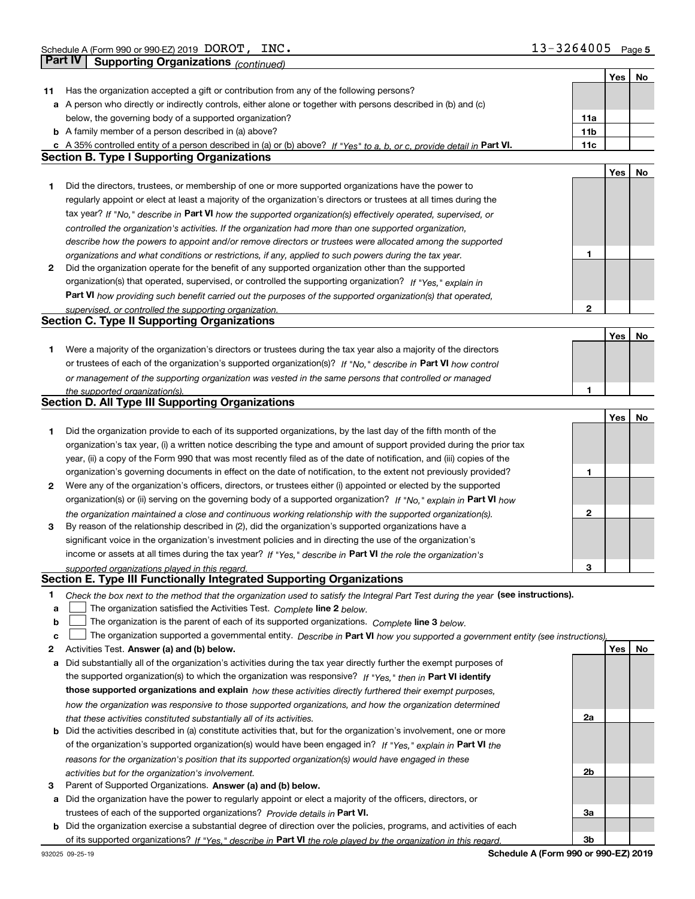Schedule A (Form 990 or 990-EZ) 2019 DOROT, INC. 13-3264005 Page 5

## Part IV Supporting Organizations *(continued)*

| | | | Yes | No |
|---|---|---|---|---|
| **11** | Has the organization accepted a gift or contribution from any of the following persons? | | | |
| **a** | A person who directly or indirectly controls, either alone or together with persons described in (b) and (c) below, the governing body of a supported organization? | **11a** | | |
| **b** | A family member of a person described in (a) above? | **11b** | | |
| **c** | A 35% controlled entity of a person described in (a) or (b) above? *If "Yes" to a, b, or c, provide detail in* **Part VI.** | **11c** | | |

### Section B. Type I Supporting Organizations

| | | | Yes | No |
|---|---|---|---|---|
| **1** | Did the directors, trustees, or membership of one or more supported organizations have the power to regularly appoint or elect at least a majority of the organization's directors or trustees at all times during the tax year? *If "No," describe in* **Part VI** *how the supported organization(s) effectively operated, supervised, or controlled the organization's activities. If the organization had more than one supported organization, describe how the powers to appoint and/or remove directors or trustees were allocated among the supported organizations and what conditions or restrictions, if any, applied to such powers during the tax year.* | **1** | | |
| **2** | Did the organization operate for the benefit of any supported organization other than the supported organization(s) that operated, supervised, or controlled the supporting organization? *If "Yes," explain in* **Part VI** *how providing such benefit carried out the purposes of the supported organization(s) that operated, supervised, or controlled the supporting organization.* | **2** | | |

### Section C. Type II Supporting Organizations

| | | | Yes | No |
|---|---|---|---|---|
| **1** | Were a majority of the organization's directors or trustees during the tax year also a majority of the directors or trustees of each of the organization's supported organization(s)? *If "No," describe in* **Part VI** *how control or management of the supporting organization was vested in the same persons that controlled or managed the supported organization(s).* | **1** | | |

### Section D. All Type III Supporting Organizations

| | | | Yes | No |
|---|---|---|---|---|
| **1** | Did the organization provide to each of its supported organizations, by the last day of the fifth month of the organization's tax year, (i) a written notice describing the type and amount of support provided during the prior tax year, (ii) a copy of the Form 990 that was most recently filed as of the date of notification, and (iii) copies of the organization's governing documents in effect on the date of notification, to the extent not previously provided? | **1** | | |
| **2** | Were any of the organization's officers, directors, or trustees either (i) appointed or elected by the supported organization(s) or (ii) serving on the governing body of a supported organization? *If "No," explain in* **Part VI** *how the organization maintained a close and continuous working relationship with the supported organization(s).* | **2** | | |
| **3** | By reason of the relationship described in (2), did the organization's supported organizations have a significant voice in the organization's investment policies and in directing the use of the organization's income or assets at all times during the tax year? *If "Yes," describe in* **Part VI** *the role the organization's supported organizations played in this regard.* | **3** | | |

### Section E. Type III Functionally Integrated Supporting Organizations

**1** *Check the box next to the method that the organization used to satisfy the Integral Part Test during the year* **(see instructions).**

- **a** ☐ The organization satisfied the Activities Test. *Complete* **line 2** *below.*
- **b** ☐ The organization is the parent of each of its supported organizations. *Complete* **line 3** *below.*
- **c** ☐ The organization supported a governmental entity. *Describe in* **Part VI** *how you supported a government entity (see instructions).*

| | | | Yes | No |
|---|---|---|---|---|
| **2** | Activities Test. **Answer (a) and (b) below.** | | | |
| **a** | Did substantially all of the organization's activities during the tax year directly further the exempt purposes of the supported organization(s) to which the organization was responsive? *If "Yes," then in* **Part VI identify those supported organizations and explain** *how these activities directly furthered their exempt purposes, how the organization was responsive to those supported organizations, and how the organization determined that these activities constituted substantially all of its activities.* | **2a** | | |
| **b** | Did the activities described in (a) constitute activities that, but for the organization's involvement, one or more of the organization's supported organization(s) would have been engaged in? *If "Yes," explain in* **Part VI** *the reasons for the organization's position that its supported organization(s) would have engaged in these activities but for the organization's involvement.* | **2b** | | |
| **3** | Parent of Supported Organizations. **Answer (a) and (b) below.** | | | |
| **a** | Did the organization have the power to regularly appoint or elect a majority of the officers, directors, or trustees of each of the supported organizations? *Provide details in* **Part VI.** | **3a** | | |
| **b** | Did the organization exercise a substantial degree of direction over the policies, programs, and activities of each of its supported organizations? *If "Yes," describe in* **Part VI** *the role played by the organization in this regard.* | **3b** | | |

932025 09-25-19 **Schedule A (Form 990 or 990-EZ) 2019**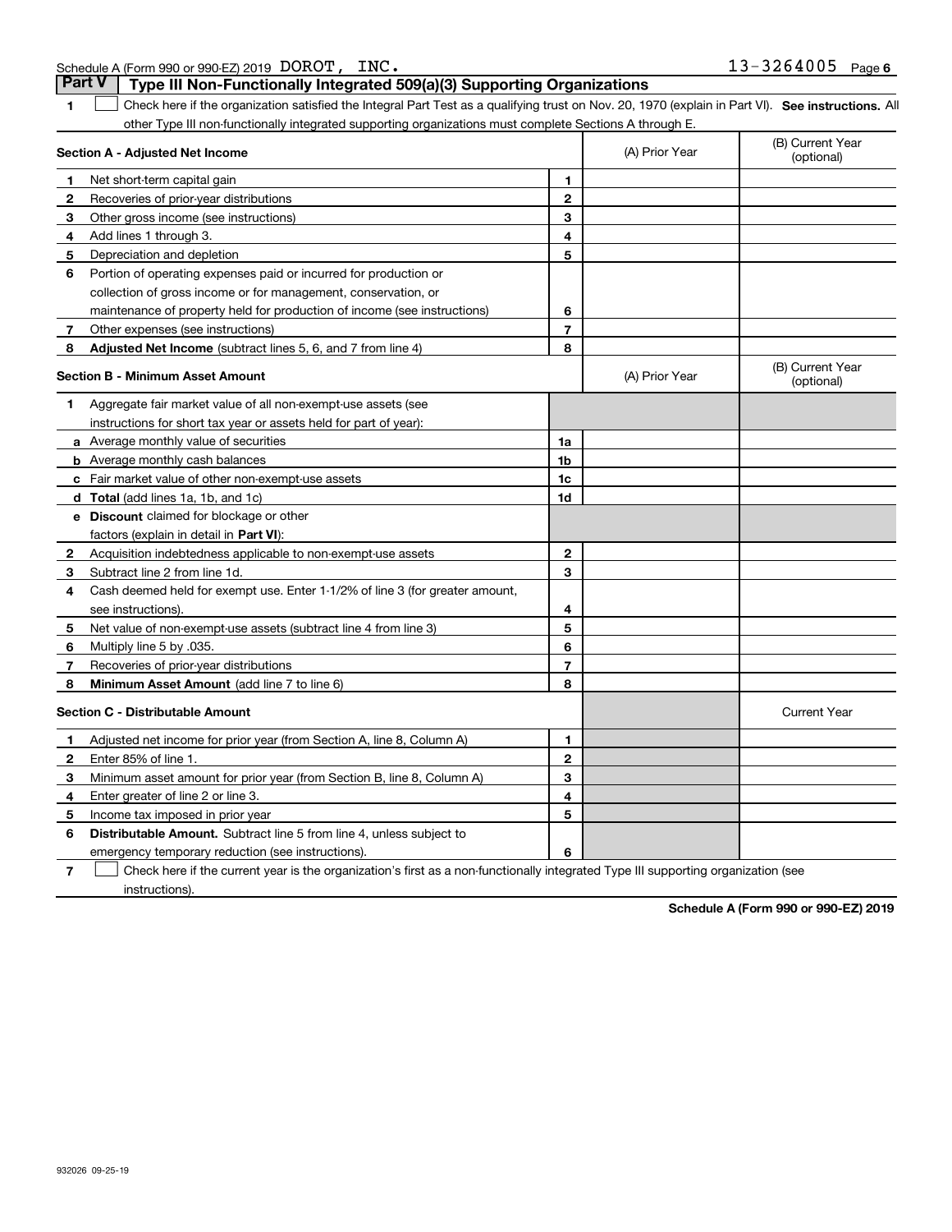Schedule A (Form 990 or 990-EZ) 2019 DOROT, INC. 13-3264005 Page 6

## Part V Type III Non-Functionally Integrated 509(a)(3) Supporting Organizations

1 ☐ Check here if the organization satisfied the Integral Part Test as a qualifying trust on Nov. 20, 1970 (explain in Part VI). **See instructions.** All other Type III non-functionally integrated supporting organizations must complete Sections A through E.

| **Section A - Adjusted Net Income** | | | (A) Prior Year | (B) Current Year (optional) |
|---|---|---|---|---|
| 1 | Net short-term capital gain | 1 | | |
| 2 | Recoveries of prior-year distributions | 2 | | |
| 3 | Other gross income (see instructions) | 3 | | |
| 4 | Add lines 1 through 3. | 4 | | |
| 5 | Depreciation and depletion | 5 | | |
| 6 | Portion of operating expenses paid or incurred for production or collection of gross income or for management, conservation, or maintenance of property held for production of income (see instructions) | 6 | | |
| 7 | Other expenses (see instructions) | 7 | | |
| 8 | **Adjusted Net Income** (subtract lines 5, 6, and 7 from line 4) | 8 | | |

| **Section B - Minimum Asset Amount** | | | (A) Prior Year | (B) Current Year (optional) |
|---|---|---|---|---|
| 1 | Aggregate fair market value of all non-exempt-use assets (see instructions for short tax year or assets held for part of year): | | | |
| a | Average monthly value of securities | 1a | | |
| b | Average monthly cash balances | 1b | | |
| c | Fair market value of other non-exempt-use assets | 1c | | |
| d | **Total** (add lines 1a, 1b, and 1c) | 1d | | |
| e | **Discount** claimed for blockage or other factors (explain in detail in **Part VI**): | | | |
| 2 | Acquisition indebtedness applicable to non-exempt-use assets | 2 | | |
| 3 | Subtract line 2 from line 1d. | 3 | | |
| 4 | Cash deemed held for exempt use. Enter 1-1/2% of line 3 (for greater amount, see instructions). | 4 | | |
| 5 | Net value of non-exempt-use assets (subtract line 4 from line 3) | 5 | | |
| 6 | Multiply line 5 by .035. | 6 | | |
| 7 | Recoveries of prior-year distributions | 7 | | |
| 8 | **Minimum Asset Amount** (add line 7 to line 6) | 8 | | |

| **Section C - Distributable Amount** | | | | Current Year |
|---|---|---|---|---|
| 1 | Adjusted net income for prior year (from Section A, line 8, Column A) | 1 | | |
| 2 | Enter 85% of line 1. | 2 | | |
| 3 | Minimum asset amount for prior year (from Section B, line 8, Column A) | 3 | | |
| 4 | Enter greater of line 2 or line 3. | 4 | | |
| 5 | Income tax imposed in prior year | 5 | | |
| 6 | **Distributable Amount.** Subtract line 5 from line 4, unless subject to emergency temporary reduction (see instructions). | 6 | | |

7 ☐ Check here if the current year is the organization's first as a non-functionally integrated Type III supporting organization (see instructions).

**Schedule A (Form 990 or 990-EZ) 2019**

932026 09-25-19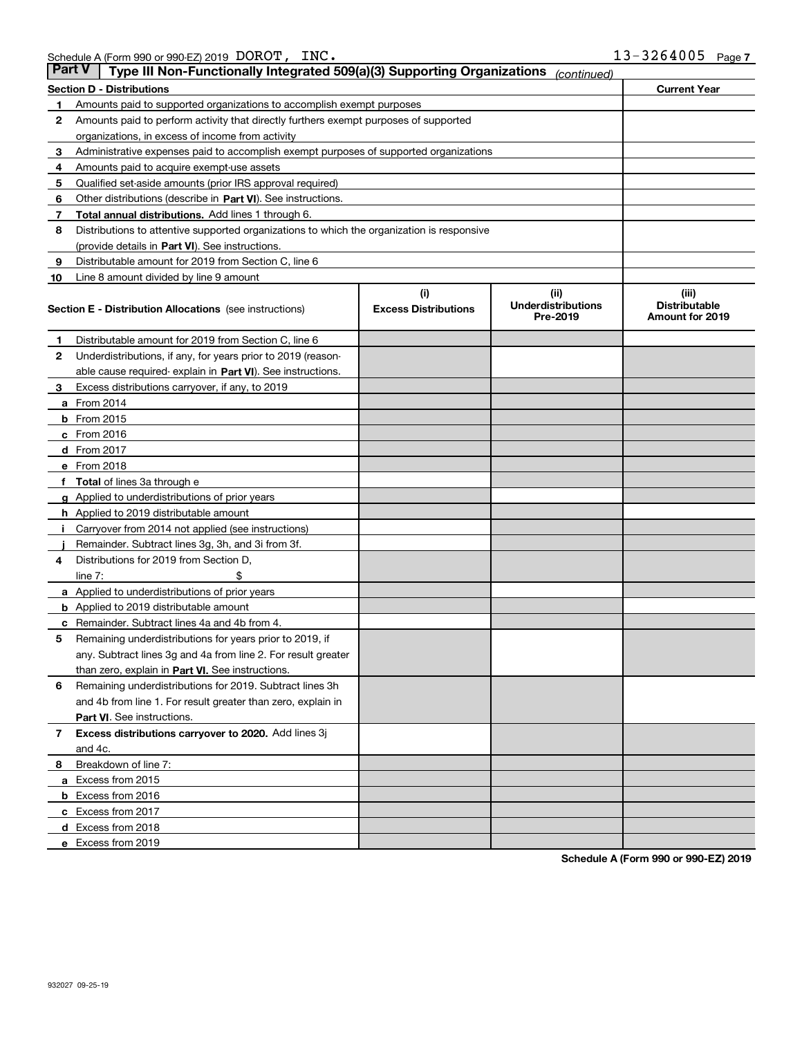Schedule A (Form 990 or 990-EZ) 2019 DOROT, INC. 13-3264005

## Part V Type III Non-Functionally Integrated 509(a)(3) Supporting Organizations *(continued)*

| Section D - Distributions | | Current Year |
|---|---|---|
| 1 | Amounts paid to supported organizations to accomplish exempt purposes | |
| 2 | Amounts paid to perform activity that directly furthers exempt purposes of supported organizations, in excess of income from activity | |
| 3 | Administrative expenses paid to accomplish exempt purposes of supported organizations | |
| 4 | Amounts paid to acquire exempt-use assets | |
| 5 | Qualified set-aside amounts (prior IRS approval required) | |
| 6 | Other distributions (describe in **Part VI**). See instructions. | |
| 7 | **Total annual distributions.** Add lines 1 through 6. | |
| 8 | Distributions to attentive supported organizations to which the organization is responsive (provide details in **Part VI**). See instructions. | |
| 9 | Distributable amount for 2019 from Section C, line 6 | |
| 10 | Line 8 amount divided by line 9 amount | |

| Section E - Distribution Allocations (see instructions) | (i) Excess Distributions | (ii) Underdistributions Pre-2019 | (iii) Distributable Amount for 2019 |
|---|---|---|---|
| **1** Distributable amount for 2019 from Section C, line 6 | | | |
| **2** Underdistributions, if any, for years prior to 2019 (reasonable cause required- explain in **Part VI**). See instructions. | | | |
| **3** Excess distributions carryover, if any, to 2019 | | | |
| **a** From 2014 | | | |
| **b** From 2015 | | | |
| **c** From 2016 | | | |
| **d** From 2017 | | | |
| **e** From 2018 | | | |
| **f** **Total** of lines 3a through e | | | |
| **g** Applied to underdistributions of prior years | | | |
| **h** Applied to 2019 distributable amount | | | |
| **i** Carryover from 2014 not applied (see instructions) | | | |
| **j** Remainder. Subtract lines 3g, 3h, and 3i from 3f. | | | |
| **4** Distributions for 2019 from Section D, line 7: $ | | | |
| **a** Applied to underdistributions of prior years | | | |
| **b** Applied to 2019 distributable amount | | | |
| **c** Remainder. Subtract lines 4a and 4b from 4. | | | |
| **5** Remaining underdistributions for years prior to 2019, if any. Subtract lines 3g and 4a from line 2. For result greater than zero, explain in **Part VI.** See instructions. | | | |
| **6** Remaining underdistributions for 2019. Subtract lines 3h and 4b from line 1. For result greater than zero, explain in **Part VI**. See instructions. | | | |
| **7** **Excess distributions carryover to 2020.** Add lines 3j and 4c. | | | |
| **8** Breakdown of line 7: | | | |
| **a** Excess from 2015 | | | |
| **b** Excess from 2016 | | | |
| **c** Excess from 2017 | | | |
| **d** Excess from 2018 | | | |
| **e** Excess from 2019 | | | |

**Schedule A (Form 990 or 990-EZ) 2019**

932027 09-25-19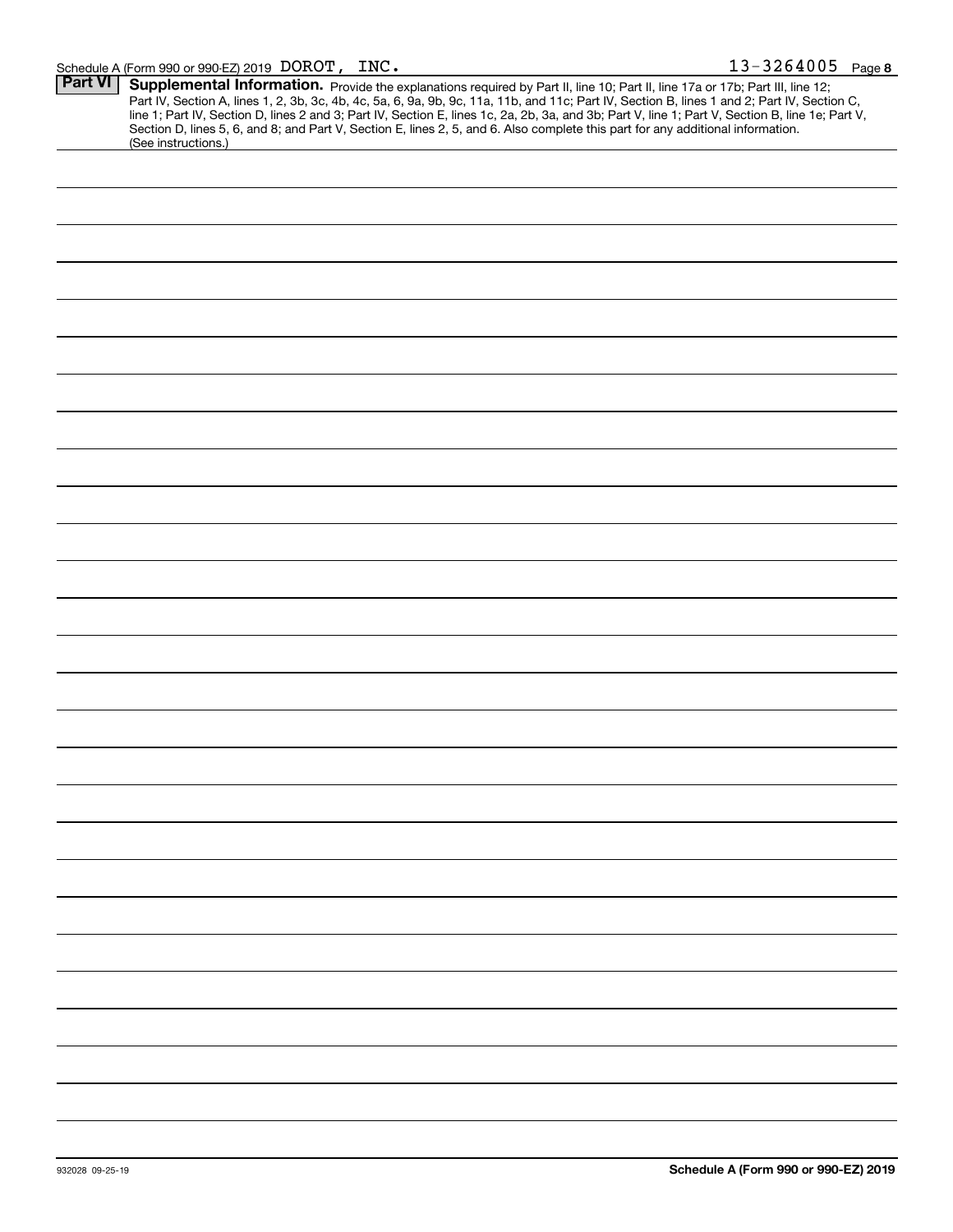Schedule A (Form 990 or 990-EZ) 2019 DOROT, INC. 13-3264005 Page 8

## Part VI Supplemental Information.

Provide the explanations required by Part II, line 10; Part II, line 17a or 17b; Part III, line 12; Part IV, Section A, lines 1, 2, 3b, 3c, 4b, 4c, 5a, 6, 9a, 9b, 9c, 11a, 11b, and 11c; Part IV, Section B, lines 1 and 2; Part IV, Section C, line 1; Part IV, Section D, lines 2 and 3; Part IV, Section E, lines 1c, 2a, 2b, 3a, and 3b; Part V, line 1; Part V, Section B, line 1e; Part V, Section D, lines 5, 6, and 8; and Part V, Section E, lines 2, 5, and 6. Also complete this part for any additional information. (See instructions.)

932028 09-25-19

**Schedule A (Form 990 or 990-EZ) 2019**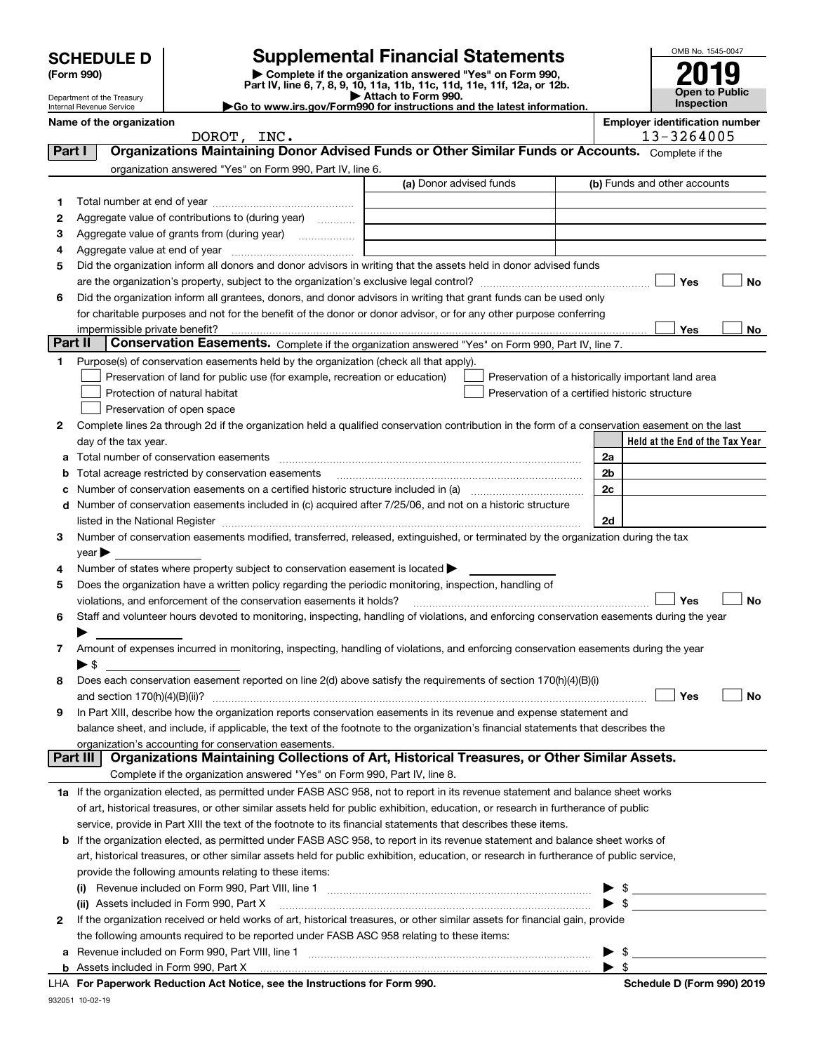# SCHEDULE D (Form 990)

Department of the Treasury
Internal Revenue Service

## Supplemental Financial Statements

▶ Complete if the organization answered "Yes" on Form 990, Part IV, line 6, 7, 8, 9, 10, 11a, 11b, 11c, 11d, 11e, 11f, 12a, or 12b.
▶ Attach to Form 990.
▶Go to www.irs.gov/Form990 for instructions and the latest information.

OMB No. 1545-0047

**2019**

**Open to Public Inspection**

Name of the organization: DOROT, INC.

Employer identification number: 13-3264005

## Part I Organizations Maintaining Donor Advised Funds or Other Similar Funds or Accounts.

Complete if the organization answered "Yes" on Form 990, Part IV, line 6.

| | | (a) Donor advised funds | (b) Funds and other accounts |
|---|---|---|---|
| 1 | Total number at end of year | | |
| 2 | Aggregate value of contributions to (during year) | | |
| 3 | Aggregate value of grants from (during year) | | |
| 4 | Aggregate value at end of year | | |

5 Did the organization inform all donors and donor advisors in writing that the assets held in donor advised funds are the organization's property, subject to the organization's exclusive legal control? ☐ Yes ☐ No

6 Did the organization inform all grantees, donors, and donor advisors in writing that grant funds can be used only for charitable purposes and not for the benefit of the donor or donor advisor, or for any other purpose conferring impermissible private benefit? ☐ Yes ☐ No

## Part II Conservation Easements.

Complete if the organization answered "Yes" on Form 990, Part IV, line 7.

1 Purpose(s) of conservation easements held by the organization (check all that apply).

- ☐ Preservation of land for public use (for example, recreation or education)
- ☐ Protection of natural habitat
- ☐ Preservation of open space
- ☐ Preservation of a historically important land area
- ☐ Preservation of a certified historic structure

2 Complete lines 2a through 2d if the organization held a qualified conservation contribution in the form of a conservation easement on the last day of the tax year.

| | | | Held at the End of the Tax Year |
|---|---|---|---|
| a | Total number of conservation easements | 2a | |
| b | Total acreage restricted by conservation easements | 2b | |
| c | Number of conservation easements on a certified historic structure included in (a) | 2c | |
| d | Number of conservation easements included in (c) acquired after 7/25/06, and not on a historic structure listed in the National Register | 2d | |

3 Number of conservation easements modified, transferred, released, extinguished, or terminated by the organization during the tax year ▶

4 Number of states where property subject to conservation easement is located ▶

5 Does the organization have a written policy regarding the periodic monitoring, inspection, handling of violations, and enforcement of the conservation easements it holds? ☐ Yes ☐ No

6 Staff and volunteer hours devoted to monitoring, inspecting, handling of violations, and enforcing conservation easements during the year ▶

7 Amount of expenses incurred in monitoring, inspecting, handling of violations, and enforcing conservation easements during the year ▶ $

8 Does each conservation easement reported on line 2(d) above satisfy the requirements of section 170(h)(4)(B)(i) and section 170(h)(4)(B)(ii)? ☐ Yes ☐ No

9 In Part XIII, describe how the organization reports conservation easements in its revenue and expense statement and balance sheet, and include, if applicable, the text of the footnote to the organization's financial statements that describes the organization's accounting for conservation easements.

## Part III Organizations Maintaining Collections of Art, Historical Treasures, or Other Similar Assets.

Complete if the organization answered "Yes" on Form 990, Part IV, line 8.

1a If the organization elected, as permitted under FASB ASC 958, not to report in its revenue statement and balance sheet works of art, historical treasures, or other similar assets held for public exhibition, education, or research in furtherance of public service, provide in Part XIII the text of the footnote to its financial statements that describes these items.

b If the organization elected, as permitted under FASB ASC 958, to report in its revenue statement and balance sheet works of art, historical treasures, or other similar assets held for public exhibition, education, or research in furtherance of public service, provide the following amounts relating to these items:

(i) Revenue included on Form 990, Part VIII, line 1 ▶ $

(ii) Assets included in Form 990, Part X ▶ $

2 If the organization received or held works of art, historical treasures, or other similar assets for financial gain, provide the following amounts required to be reported under FASB ASC 958 relating to these items:

a Revenue included on Form 990, Part VIII, line 1 ▶ $

b Assets included in Form 990, Part X ▶ $

LHA For Paperwork Reduction Act Notice, see the Instructions for Form 990. Schedule D (Form 990) 2019

932051 10-02-19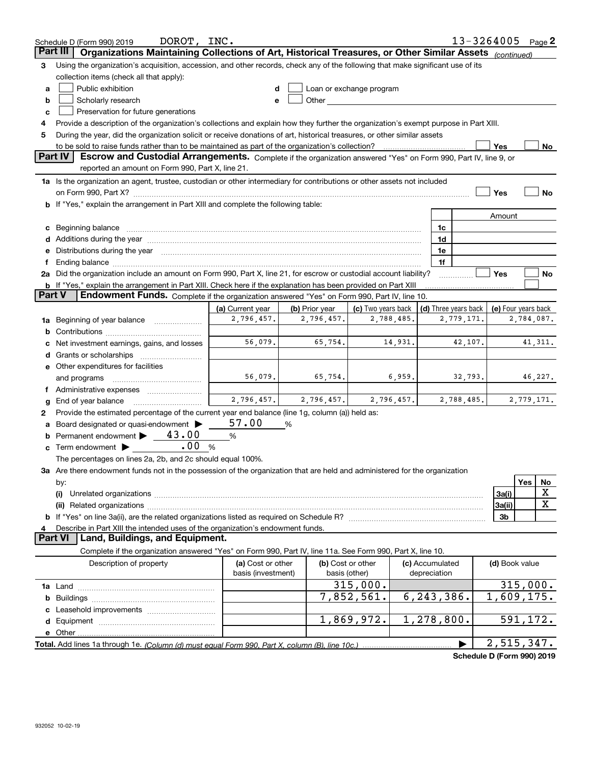Schedule D (Form 990) 2019 DOROT, INC. 13-3264005 Page 2

## Part III Organizations Maintaining Collections of Art, Historical Treasures, or Other Similar Assets *(continued)*

**3** Using the organization's acquisition, accession, and other records, check any of the following that make significant use of its collection items (check all that apply):

- **a** ☐ Public exhibition
- **b** ☐ Scholarly research
- **c** ☐ Preservation for future generations
- **d** ☐ Loan or exchange program
- **e** ☐ Other

**4** Provide a description of the organization's collections and explain how they further the organization's exempt purpose in Part XIII.

**5** During the year, did the organization solicit or receive donations of art, historical treasures, or other similar assets to be sold to raise funds rather than to be maintained as part of the organization's collection? ☐ Yes ☐ No

## Part IV Escrow and Custodial Arrangements.

Complete if the organization answered "Yes" on Form 990, Part IV, line 9, or reported an amount on Form 990, Part X, line 21.

**1a** Is the organization an agent, trustee, custodian or other intermediary for contributions or other assets not included on Form 990, Part X? ☐ Yes ☐ No

**b** If "Yes," explain the arrangement in Part XIII and complete the following table:

| | | Amount |
|---|---|---|
| **c** Beginning balance | 1c | |
| **d** Additions during the year | 1d | |
| **e** Distributions during the year | 1e | |
| **f** Ending balance | 1f | |

**2a** Did the organization include an amount on Form 990, Part X, line 21, for escrow or custodial account liability? ☐ Yes ☐ No

**b** If "Yes," explain the arrangement in Part XIII. Check here if the explanation has been provided on Part XIII ☐

## Part V Endowment Funds.

Complete if the organization answered "Yes" on Form 990, Part IV, line 10.

| | (a) Current year | (b) Prior year | (c) Two years back | (d) Three years back | (e) Four years back |
|---|---|---|---|---|---|
| **1a** Beginning of year balance | 2,796,457. | 2,796,457. | 2,788,485. | 2,779,171. | 2,784,087. |
| **b** Contributions | | | | | |
| **c** Net investment earnings, gains, and losses | 56,079. | 65,754. | 14,931. | 42,107. | 41,311. |
| **d** Grants or scholarships | | | | | |
| **e** Other expenditures for facilities and programs | 56,079. | 65,754. | 6,959. | 32,793. | 46,227. |
| **f** Administrative expenses | | | | | |
| **g** End of year balance | 2,796,457. | 2,796,457. | 2,796,457. | 2,788,485. | 2,779,171. |

**2** Provide the estimated percentage of the current year end balance (line 1g, column (a)) held as:

- **a** Board designated or quasi-endowment ▶ 57.00 %
- **b** Permanent endowment ▶ 43.00 %
- **c** Term endowment ▶ .00 %

The percentages on lines 2a, 2b, and 2c should equal 100%.

**3a** Are there endowment funds not in the possession of the organization that are held and administered for the organization by:

| | | Yes | No |
|---|---|---|---|
| **(i)** Unrelated organizations | 3a(i) | | X |
| **(ii)** Related organizations | 3a(ii) | | X |
| **b** If "Yes" on line 3a(ii), are the related organizations listed as required on Schedule R? | 3b | | |

**4** Describe in Part XIII the intended uses of the organization's endowment funds.

## Part VI Land, Buildings, and Equipment.

Complete if the organization answered "Yes" on Form 990, Part IV, line 11a. See Form 990, Part X, line 10.

| Description of property | (a) Cost or other basis (investment) | (b) Cost or other basis (other) | (c) Accumulated depreciation | (d) Book value |
|---|---|---|---|---|
| **1a** Land | | 315,000. | | 315,000. |
| **b** Buildings | | 7,852,561. | 6,243,386. | 1,609,175. |
| **c** Leasehold improvements | | | | |
| **d** Equipment | | 1,869,972. | 1,278,800. | 591,172. |
| **e** Other | | | | |
| **Total.** Add lines 1a through 1e. *(Column (d) must equal Form 990, Part X, column (B), line 10c.)* | | | ▶ | 2,515,347. |

**Schedule D (Form 990) 2019**

932052 10-02-19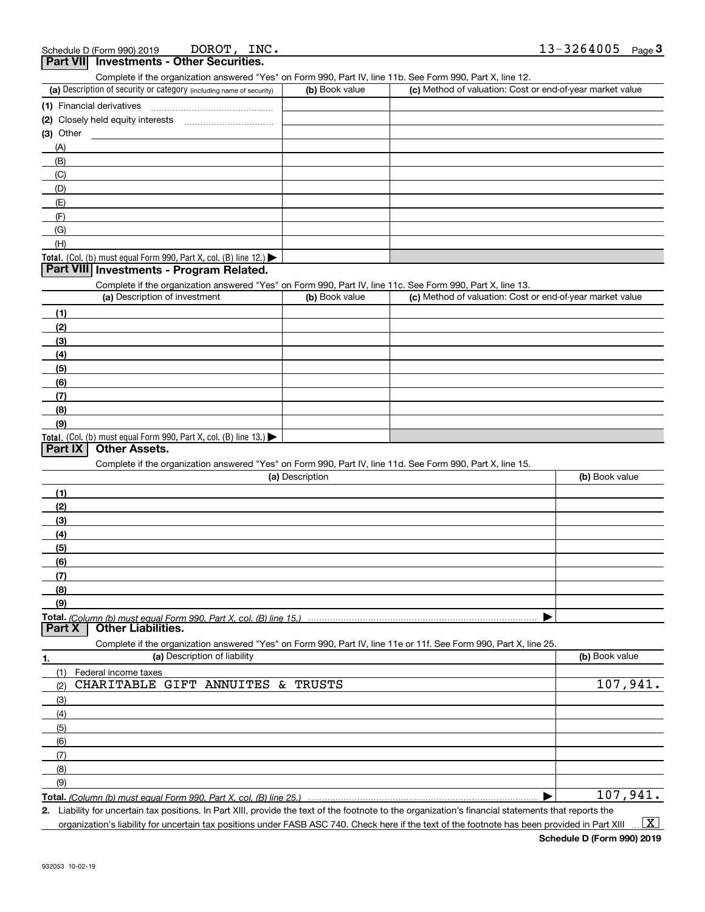Schedule D (Form 990) 2019 DOROT, INC. 13-3264005 Page 3

## Part VII Investments - Other Securities.

Complete if the organization answered "Yes" on Form 990, Part IV, line 11b. See Form 990, Part X, line 12.

| (a) Description of security or category (including name of security) | (b) Book value | (c) Method of valuation: Cost or end-of-year market value |
|---|---|---|
| (1) Financial derivatives | | |
| (2) Closely held equity interests | | |
| (3) Other | | |
| (A) | | |
| (B) | | |
| (C) | | |
| (D) | | |
| (E) | | |
| (F) | | |
| (G) | | |
| (H) | | |
| **Total.** (Col. (b) must equal Form 990, Part X, col. (B) line 12.) ▶ | | |

## Part VIII Investments - Program Related.

Complete if the organization answered "Yes" on Form 990, Part IV, line 11c. See Form 990, Part X, line 13.

| (a) Description of investment | (b) Book value | (c) Method of valuation: Cost or end-of-year market value |
|---|---|---|
| (1) | | |
| (2) | | |
| (3) | | |
| (4) | | |
| (5) | | |
| (6) | | |
| (7) | | |
| (8) | | |
| (9) | | |
| **Total.** (Col. (b) must equal Form 990, Part X, col. (B) line 13.) ▶ | | |

## Part IX Other Assets.

Complete if the organization answered "Yes" on Form 990, Part IV, line 11d. See Form 990, Part X, line 15.

| (a) Description | (b) Book value |
|---|---|
| (1) | |
| (2) | |
| (3) | |
| (4) | |
| (5) | |
| (6) | |
| (7) | |
| (8) | |
| (9) | |
| **Total.** *(Column (b) must equal Form 990, Part X, col. (B) line 15.)* ▶ | |

## Part X Other Liabilities.

Complete if the organization answered "Yes" on Form 990, Part IV, line 11e or 11f. See Form 990, Part X, line 25.

| 1. (a) Description of liability | (b) Book value |
|---|---|
| (1) Federal income taxes | |
| (2) CHARITABLE GIFT ANNUITES & TRUSTS | 107,941. |
| (3) | |
| (4) | |
| (5) | |
| (6) | |
| (7) | |
| (8) | |
| (9) | |
| **Total.** *(Column (b) must equal Form 990, Part X, col. (B) line 25.)* ▶ | 107,941. |

2. Liability for uncertain tax positions. In Part XIII, provide the text of the footnote to the organization's financial statements that reports the organization's liability for uncertain tax positions under FASB ASC 740. Check here if the text of the footnote has been provided in Part XIII ... [X]

**Schedule D (Form 990) 2019**

932053 10-02-19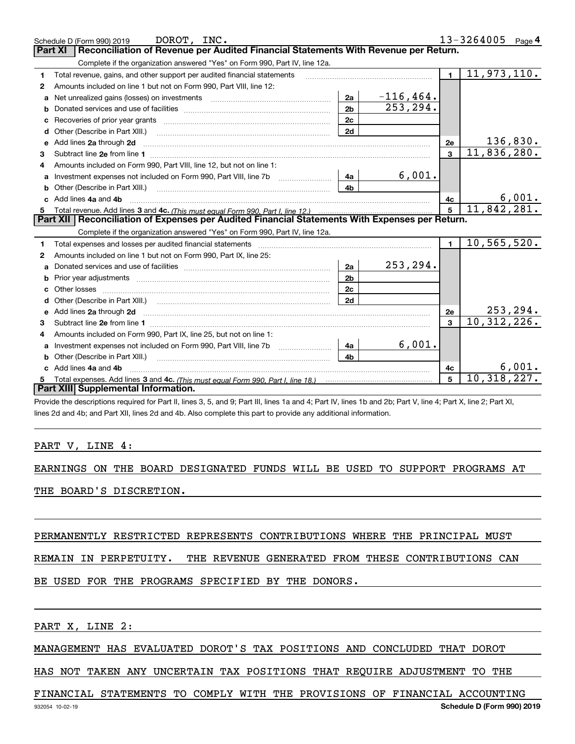Schedule D (Form 990) 2019 DOROT, INC. 13-3264005 Page 4

## Part XI Reconciliation of Revenue per Audited Financial Statements With Revenue per Return.

Complete if the organization answered "Yes" on Form 990, Part IV, line 12a.

| | | | | | |
|---|---|---|---|---|---|
| 1 | Total revenue, gains, and other support per audited financial statements | | | 1 | 11,973,110. |
| 2 | Amounts included on line 1 but not on Form 990, Part VIII, line 12: | | | | |
| a | Net unrealized gains (losses) on investments | 2a | -116,464. | | |
| b | Donated services and use of facilities | 2b | 253,294. | | |
| c | Recoveries of prior year grants | 2c | | | |
| d | Other (Describe in Part XIII.) | 2d | | | |
| e | Add lines 2a through 2d | | | 2e | 136,830. |
| 3 | Subtract line 2e from line 1 | | | 3 | 11,836,280. |
| 4 | Amounts included on Form 990, Part VIII, line 12, but not on line 1: | | | | |
| a | Investment expenses not included on Form 990, Part VIII, line 7b | 4a | 6,001. | | |
| b | Other (Describe in Part XIII.) | 4b | | | |
| c | Add lines 4a and 4b | | | 4c | 6,001. |
| 5 | Total revenue. Add lines 3 and 4c. *(This must equal Form 990, Part I, line 12.)* | | | 5 | 11,842,281. |

## Part XII Reconciliation of Expenses per Audited Financial Statements With Expenses per Return.

Complete if the organization answered "Yes" on Form 990, Part IV, line 12a.

| | | | | | |
|---|---|---|---|---|---|
| 1 | Total expenses and losses per audited financial statements | | | 1 | 10,565,520. |
| 2 | Amounts included on line 1 but not on Form 990, Part IX, line 25: | | | | |
| a | Donated services and use of facilities | 2a | 253,294. | | |
| b | Prior year adjustments | 2b | | | |
| c | Other losses | 2c | | | |
| d | Other (Describe in Part XIII.) | 2d | | | |
| e | Add lines 2a through 2d | | | 2e | 253,294. |
| 3 | Subtract line 2e from line 1 | | | 3 | 10,312,226. |
| 4 | Amounts included on Form 990, Part IX, line 25, but not on line 1: | | | | |
| a | Investment expenses not included on Form 990, Part VIII, line 7b | 4a | 6,001. | | |
| b | Other (Describe in Part XIII.) | 4b | | | |
| c | Add lines 4a and 4b | | | 4c | 6,001. |
| 5 | Total expenses. Add lines 3 and 4c. *(This must equal Form 990, Part I, line 18.)* | | | 5 | 10,318,227. |

## Part XIII Supplemental Information.

Provide the descriptions required for Part II, lines 3, 5, and 9; Part III, lines 1a and 4; Part IV, lines 1b and 2b; Part V, line 4; Part X, line 2; Part XI, lines 2d and 4b; and Part XII, lines 2d and 4b. Also complete this part to provide any additional information.

PART V, LINE 4:

EARNINGS ON THE BOARD DESIGNATED FUNDS WILL BE USED TO SUPPORT PROGRAMS AT THE BOARD'S DISCRETION.

PERMANENTLY RESTRICTED REPRESENTS CONTRIBUTIONS WHERE THE PRINCIPAL MUST REMAIN IN PERPETUITY. THE REVENUE GENERATED FROM THESE CONTRIBUTIONS CAN BE USED FOR THE PROGRAMS SPECIFIED BY THE DONORS.

PART X, LINE 2:

MANAGEMENT HAS EVALUATED DOROT'S TAX POSITIONS AND CONCLUDED THAT DOROT HAS NOT TAKEN ANY UNCERTAIN TAX POSITIONS THAT REQUIRE ADJUSTMENT TO THE FINANCIAL STATEMENTS TO COMPLY WITH THE PROVISIONS OF FINANCIAL ACCOUNTING

932054 10-02-19 Schedule D (Form 990) 2019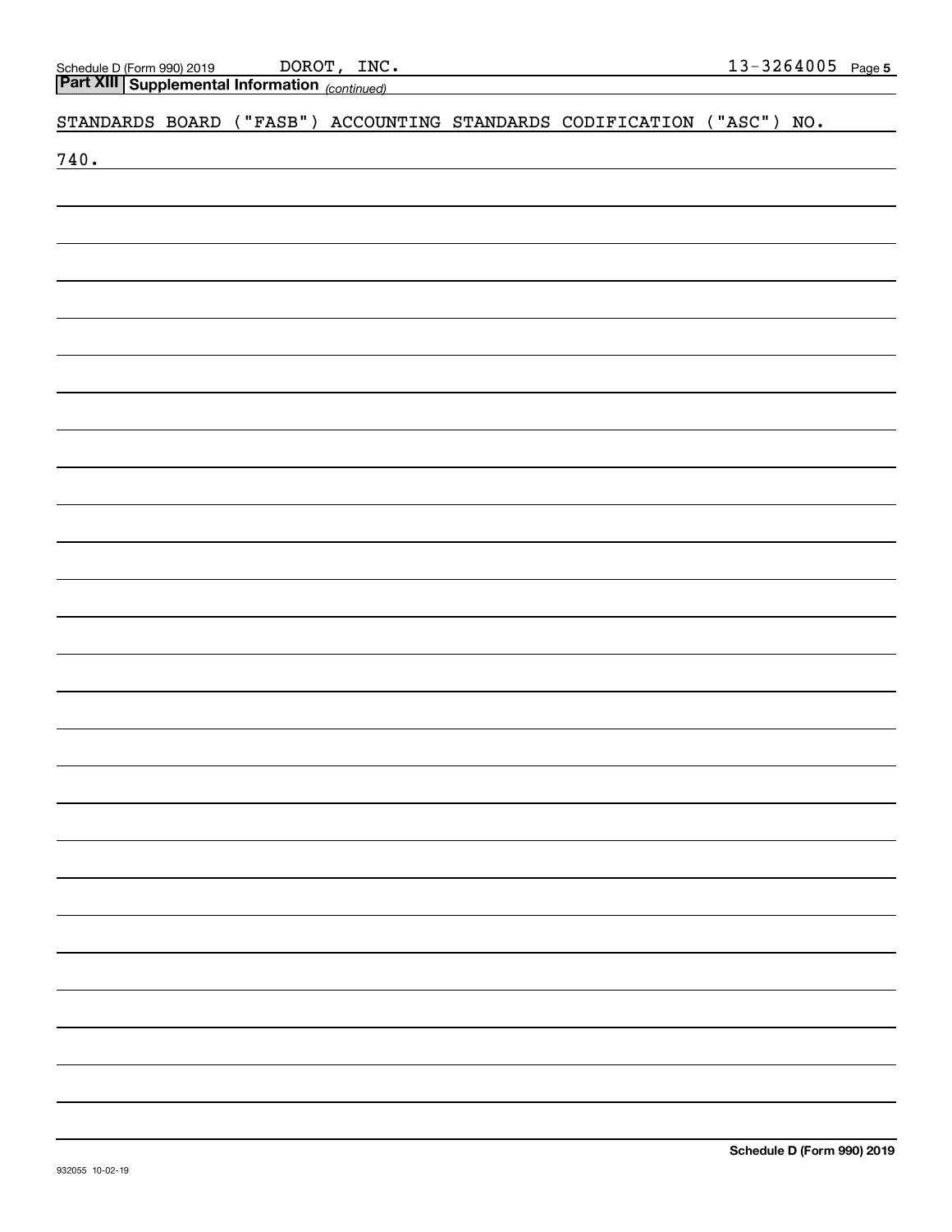## Part XIII Supplemental Information *(continued)*

STANDARDS BOARD ("FASB") ACCOUNTING STANDARDS CODIFICATION ("ASC") NO. 740.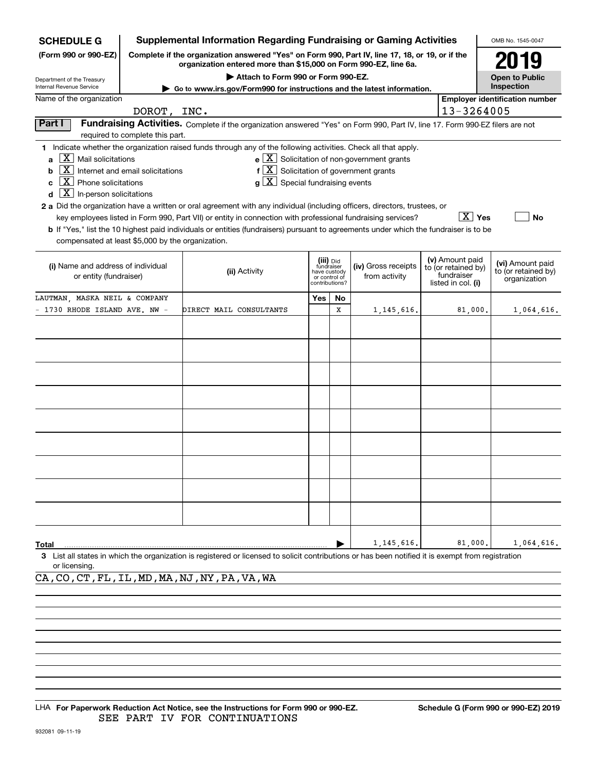# SCHEDULE G (Form 990 or 990-EZ)

## Supplemental Information Regarding Fundraising or Gaming Activities

**Complete if the organization answered "Yes" on Form 990, Part IV, line 17, 18, or 19, or if the organization entered more than $15,000 on Form 990-EZ, line 6a.**

**▶ Attach to Form 990 or Form 990-EZ.**

**▶ Go to www.irs.gov/Form990 for instructions and the latest information.**

Department of the Treasury
Internal Revenue Service

OMB No. 1545-0047

**2019**

**Open to Public Inspection**

Name of the organization: DOROT, INC.

Employer identification number: 13-3264005

**Part I** **Fundraising Activities.** Complete if the organization answered "Yes" on Form 990, Part IV, line 17. Form 990-EZ filers are not required to complete this part.

1 Indicate whether the organization raised funds through any of the following activities. Check all that apply.

- a [X] Mail solicitations
- b [X] Internet and email solicitations
- c [X] Phone solicitations
- d [X] In-person solicitations
- e [X] Solicitation of non-government grants
- f [X] Solicitation of government grants
- g [X] Special fundraising events

**2 a** Did the organization have a written or oral agreement with any individual (including officers, directors, trustees, or key employees listed in Form 990, Part VII) or entity in connection with professional fundraising services? [X] **Yes** [ ] **No**

**b** If "Yes," list the 10 highest paid individuals or entities (fundraisers) pursuant to agreements under which the fundraiser is to be compensated at least $5,000 by the organization.

| (i) Name and address of individual or entity (fundraiser) | (ii) Activity | (iii) Did fundraiser have custody or control of contributions? Yes | No | (iv) Gross receipts from activity | (v) Amount paid to (or retained by) fundraiser listed in col. (i) | (vi) Amount paid to (or retained by) organization |
|---|---|---|---|---|---|---|
| LAUTMAN, MASKA NEIL & COMPANY - 1730 RHODE ISLAND AVE. NW - | DIRECT MAIL CONSULTANTS | | X | 1,145,616. | 81,000. | 1,064,616. |
| | | | | | | |
| | | | | | | |
| | | | | | | |
| | | | | | | |
| | | | | | | |
| | | | | | | |
| | | | | | | |
| | | | | | | |
| | | | | | | |
| **Total** | | | ▶ | 1,145,616. | 81,000. | 1,064,616. |

**3** List all states in which the organization is registered or licensed to solicit contributions or has been notified it is exempt from registration or licensing.

CA,CO,CT,FL,IL,MD,MA,NJ,NY,PA,VA,WA

LHA **For Paperwork Reduction Act Notice, see the Instructions for Form 990 or 990-EZ.** **Schedule G (Form 990 or 990-EZ) 2019**

SEE PART IV FOR CONTINUATIONS

932081 09-11-19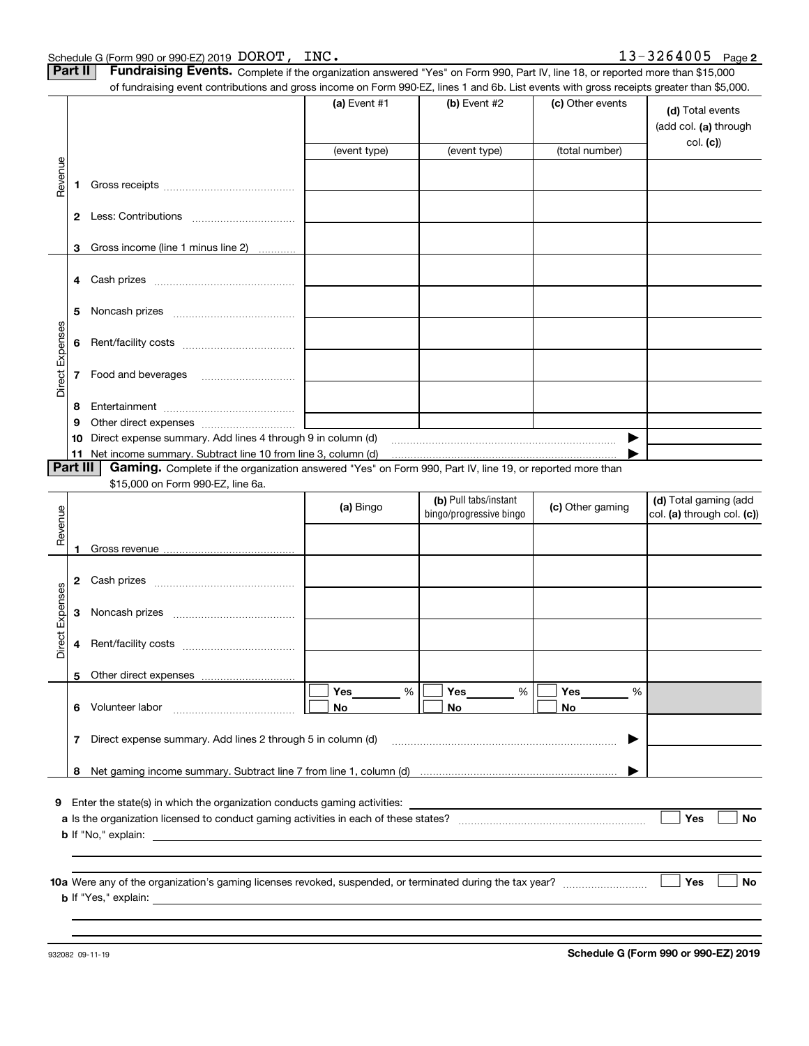Schedule G (Form 990 or 990-EZ) 2019 DOROT, INC. 13-3264005 Page 2

## Part II Fundraising Events.

Complete if the organization answered "Yes" on Form 990, Part IV, line 18, or reported more than $15,000 of fundraising event contributions and gross income on Form 990-EZ, lines 1 and 6b. List events with gross receipts greater than $5,000.

| | | (a) Event #1 | (b) Event #2 | (c) Other events | (d) Total events (add col. (a) through col. (c)) |
|---|---|---|---|---|---|
| | | (event type) | (event type) | (total number) | |
| Revenue | 1 Gross receipts | | | | |
| | 2 Less: Contributions | | | | |
| | 3 Gross income (line 1 minus line 2) | | | | |
| Direct Expenses | 4 Cash prizes | | | | |
| | 5 Noncash prizes | | | | |
| | 6 Rent/facility costs | | | | |
| | 7 Food and beverages | | | | |
| | 8 Entertainment | | | | |
| | 9 Other direct expenses | | | | |
| | 10 Direct expense summary. Add lines 4 through 9 in column (d) | | | ▶ | |
| | 11 Net income summary. Subtract line 10 from line 3, column (d) | | | ▶ | |

## Part III Gaming.

Complete if the organization answered "Yes" on Form 990, Part IV, line 19, or reported more than $15,000 on Form 990-EZ, line 6a.

| | | (a) Bingo | (b) Pull tabs/instant bingo/progressive bingo | (c) Other gaming | (d) Total gaming (add col. (a) through col. (c)) |
|---|---|---|---|---|---|
| Revenue | 1 Gross revenue | | | | |
| Direct Expenses | 2 Cash prizes | | | | |
| | 3 Noncash prizes | | | | |
| | 4 Rent/facility costs | | | | |
| | 5 Other direct expenses | | | | |
| | 6 Volunteer labor | ☐ Yes ____ % ☐ No | ☐ Yes ____ % ☐ No | ☐ Yes ____ % ☐ No | |
| | 7 Direct expense summary. Add lines 2 through 5 in column (d) | | | ▶ | |
| | 8 Net gaming income summary. Subtract line 7 from line 1, column (d) | | | ▶ | |

9 Enter the state(s) in which the organization conducts gaming activities: ____________________

a Is the organization licensed to conduct gaming activities in each of these states? ☐ Yes ☐ No

b If "No," explain: ____________________

10a Were any of the organization's gaming licenses revoked, suspended, or terminated during the tax year? ☐ Yes ☐ No

b If "Yes," explain: ____________________

932082 09-11-19 **Schedule G (Form 990 or 990-EZ) 2019**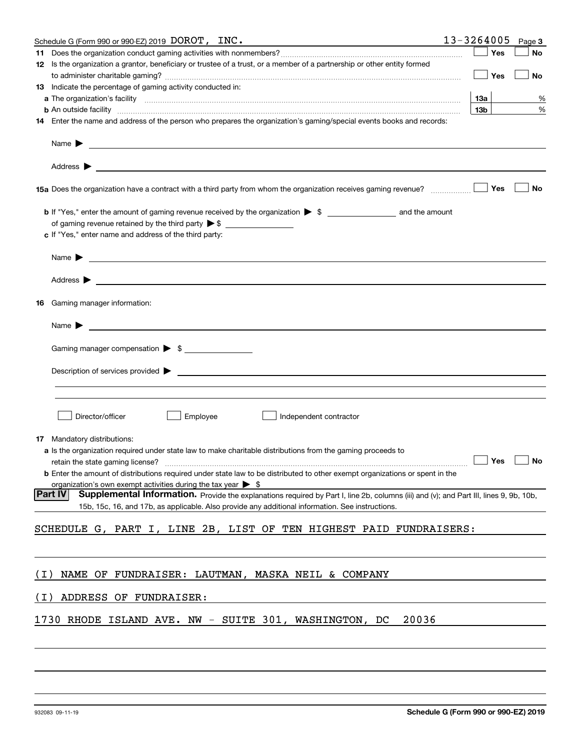Schedule G (Form 990 or 990-EZ) 2019 DOROT, INC. 13-3264005

**11** Does the organization conduct gaming activities with nonmembers? ☐ Yes ☐ No

**12** Is the organization a grantor, beneficiary or trustee of a trust, or a member of a partnership or other entity formed to administer charitable gaming? ☐ Yes ☐ No

**13** Indicate the percentage of gaming activity conducted in:

**a** The organization's facility **13a** %

**b** An outside facility **13b** %

**14** Enter the name and address of the person who prepares the organization's gaming/special events books and records:

Name ▶

Address ▶

**15a** Does the organization have a contract with a third party from whom the organization receives gaming revenue? ☐ Yes ☐ No

**b** If "Yes," enter the amount of gaming revenue received by the organization ▶ $ ________ and the amount of gaming revenue retained by the third party ▶ $ ________

**c** If "Yes," enter name and address of the third party:

Name ▶

Address ▶

**16** Gaming manager information:

Name ▶

Gaming manager compensation ▶ $

Description of services provided ▶

☐ Director/officer ☐ Employee ☐ Independent contractor

**17** Mandatory distributions:

**a** Is the organization required under state law to make charitable distributions from the gaming proceeds to retain the state gaming license? ☐ Yes ☐ No

**b** Enter the amount of distributions required under state law to be distributed to other exempt organizations or spent in the organization's own exempt activities during the tax year ▶ $

**Part IV** **Supplemental Information.** Provide the explanations required by Part I, line 2b, columns (iii) and (v); and Part III, lines 9, 9b, 10b, 15b, 15c, 16, and 17b, as applicable. Also provide any additional information. See instructions.

SCHEDULE G, PART I, LINE 2B, LIST OF TEN HIGHEST PAID FUNDRAISERS:

(I) NAME OF FUNDRAISER: LAUTMAN, MASKA NEIL & COMPANY

(I) ADDRESS OF FUNDRAISER:

1730 RHODE ISLAND AVE. NW - SUITE 301, WASHINGTON, DC 20036

932083 09-11-19 **Schedule G (Form 990 or 990-EZ) 2019**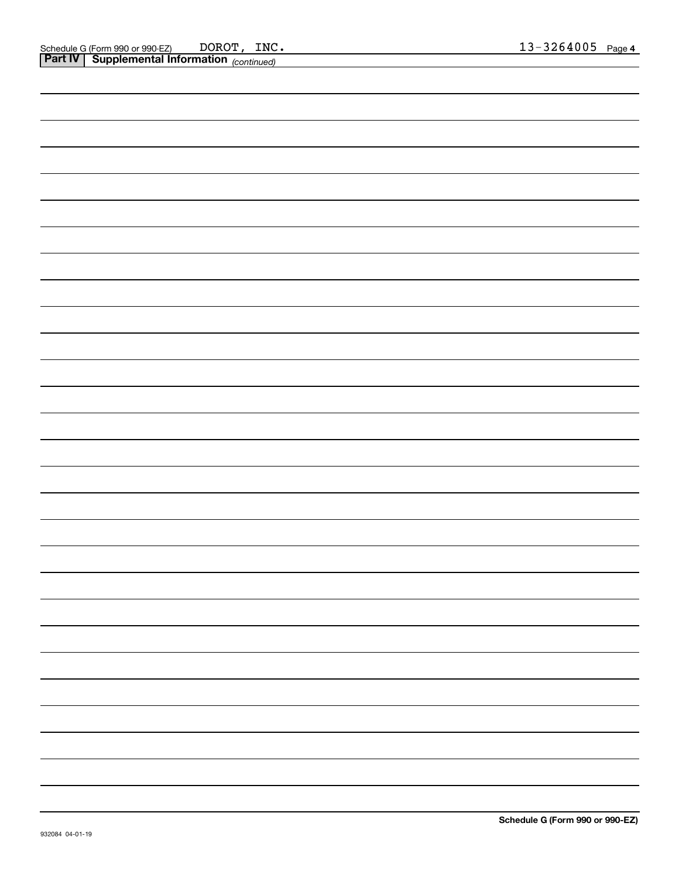Schedule G (Form 990 or 990-EZ) DOROT, INC. 13-3264005 Page 4

**Part IV | Supplemental Information** *(continued)*

**Schedule G (Form 990 or 990-EZ)**

932084 04-01-19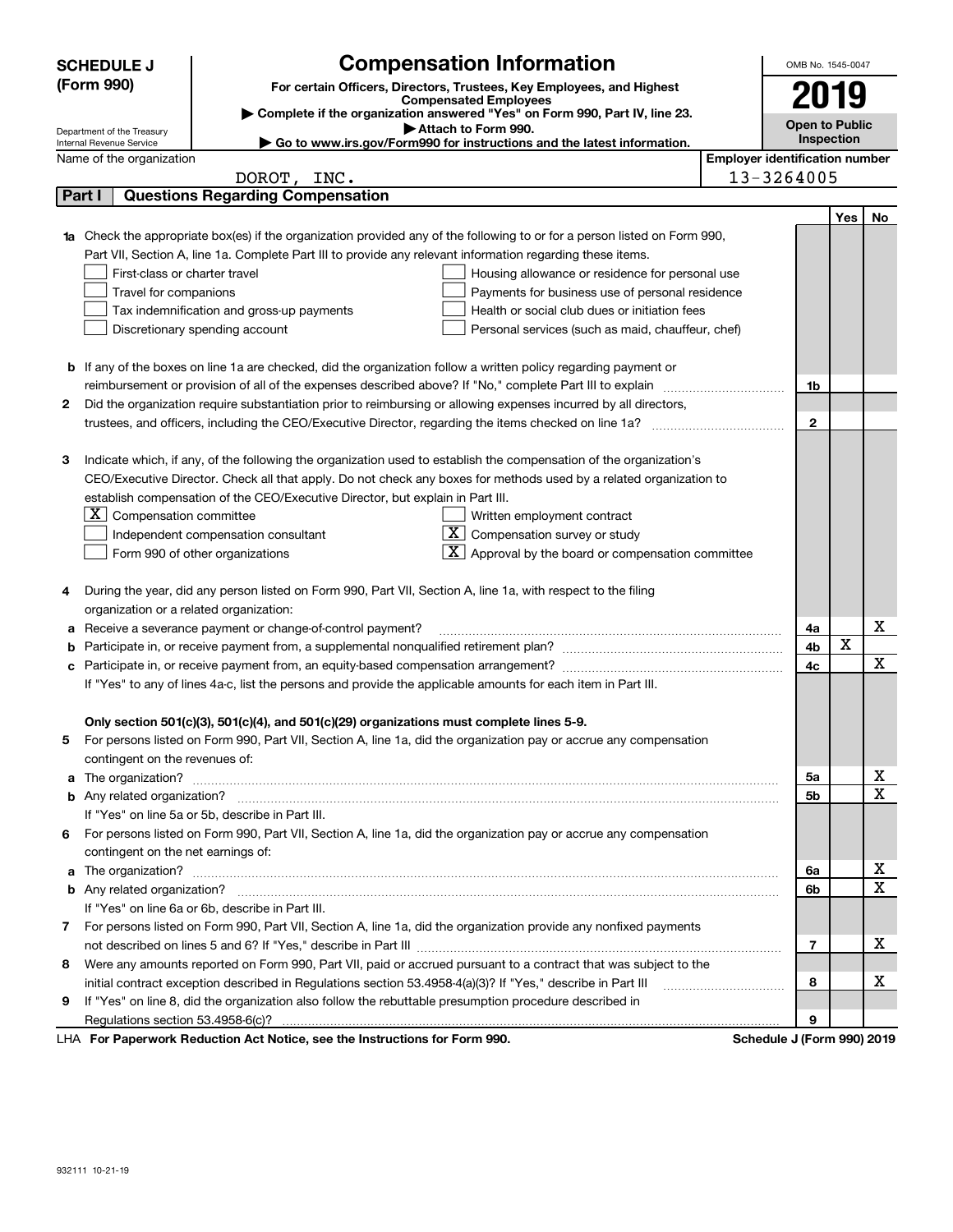**SCHEDULE J (Form 990)**

Department of the Treasury
Internal Revenue Service

# Compensation Information

**For certain Officers, Directors, Trustees, Key Employees, and Highest Compensated Employees**

▶ Complete if the organization answered "Yes" on Form 990, Part IV, line 23.

▶ Attach to Form 990.

▶ Go to www.irs.gov/Form990 for instructions and the latest information.

OMB No. 1545-0047

**2019**

**Open to Public Inspection**

Name of the organization: DOROT, INC.

Employer identification number: 13-3264005

## Part I — Questions Regarding Compensation

| | | | Yes | No |
|---|---|---|---|---|
| **1a** | Check the appropriate box(es) if the organization provided any of the following to or for a person listed on Form 990, Part VII, Section A, line 1a. Complete Part III to provide any relevant information regarding these items.<br>☐ First-class or charter travel ☐ Housing allowance or residence for personal use<br>☐ Travel for companions ☐ Payments for business use of personal residence<br>☐ Tax indemnification and gross-up payments ☐ Health or social club dues or initiation fees<br>☐ Discretionary spending account ☐ Personal services (such as maid, chauffeur, chef) | | | |
| **b** | If any of the boxes on line 1a are checked, did the organization follow a written policy regarding payment or reimbursement or provision of all of the expenses described above? If "No," complete Part III to explain | 1b | | |
| **2** | Did the organization require substantiation prior to reimbursing or allowing expenses incurred by all directors, trustees, and officers, including the CEO/Executive Director, regarding the items checked on line 1a? | 2 | | |
| **3** | Indicate which, if any, of the following the organization used to establish the compensation of the organization's CEO/Executive Director. Check all that apply. Do not check any boxes for methods used by a related organization to establish compensation of the CEO/Executive Director, but explain in Part III.<br>☒ Compensation committee ☐ Written employment contract<br>☐ Independent compensation consultant ☒ Compensation survey or study<br>☐ Form 990 of other organizations ☒ Approval by the board or compensation committee | | | |
| **4** | During the year, did any person listed on Form 990, Part VII, Section A, line 1a, with respect to the filing organization or a related organization: | | | |
| **a** | Receive a severance payment or change-of-control payment? | 4a | | X |
| **b** | Participate in, or receive payment from, a supplemental nonqualified retirement plan? | 4b | X | |
| **c** | Participate in, or receive payment from, an equity-based compensation arrangement? | 4c | | X |
| | If "Yes" to any of lines 4a-c, list the persons and provide the applicable amounts for each item in Part III. | | | |
| | **Only section 501(c)(3), 501(c)(4), and 501(c)(29) organizations must complete lines 5-9.** | | | |
| **5** | For persons listed on Form 990, Part VII, Section A, line 1a, did the organization pay or accrue any compensation contingent on the revenues of: | | | |
| **a** | The organization? | 5a | | X |
| **b** | Any related organization? | 5b | | X |
| | If "Yes" on line 5a or 5b, describe in Part III. | | | |
| **6** | For persons listed on Form 990, Part VII, Section A, line 1a, did the organization pay or accrue any compensation contingent on the net earnings of: | | | |
| **a** | The organization? | 6a | | X |
| **b** | Any related organization? | 6b | | X |
| | If "Yes" on line 6a or 6b, describe in Part III. | | | |
| **7** | For persons listed on Form 990, Part VII, Section A, line 1a, did the organization provide any nonfixed payments not described on lines 5 and 6? If "Yes," describe in Part III | 7 | | X |
| **8** | Were any amounts reported on Form 990, Part VII, paid or accrued pursuant to a contract that was subject to the initial contract exception described in Regulations section 53.4958-4(a)(3)? If "Yes," describe in Part III | 8 | | X |
| **9** | If "Yes" on line 8, did the organization also follow the rebuttable presumption procedure described in Regulations section 53.4958-6(c)? | 9 | | |

LHA **For Paperwork Reduction Act Notice, see the Instructions for Form 990.** **Schedule J (Form 990) 2019**

932111 10-21-19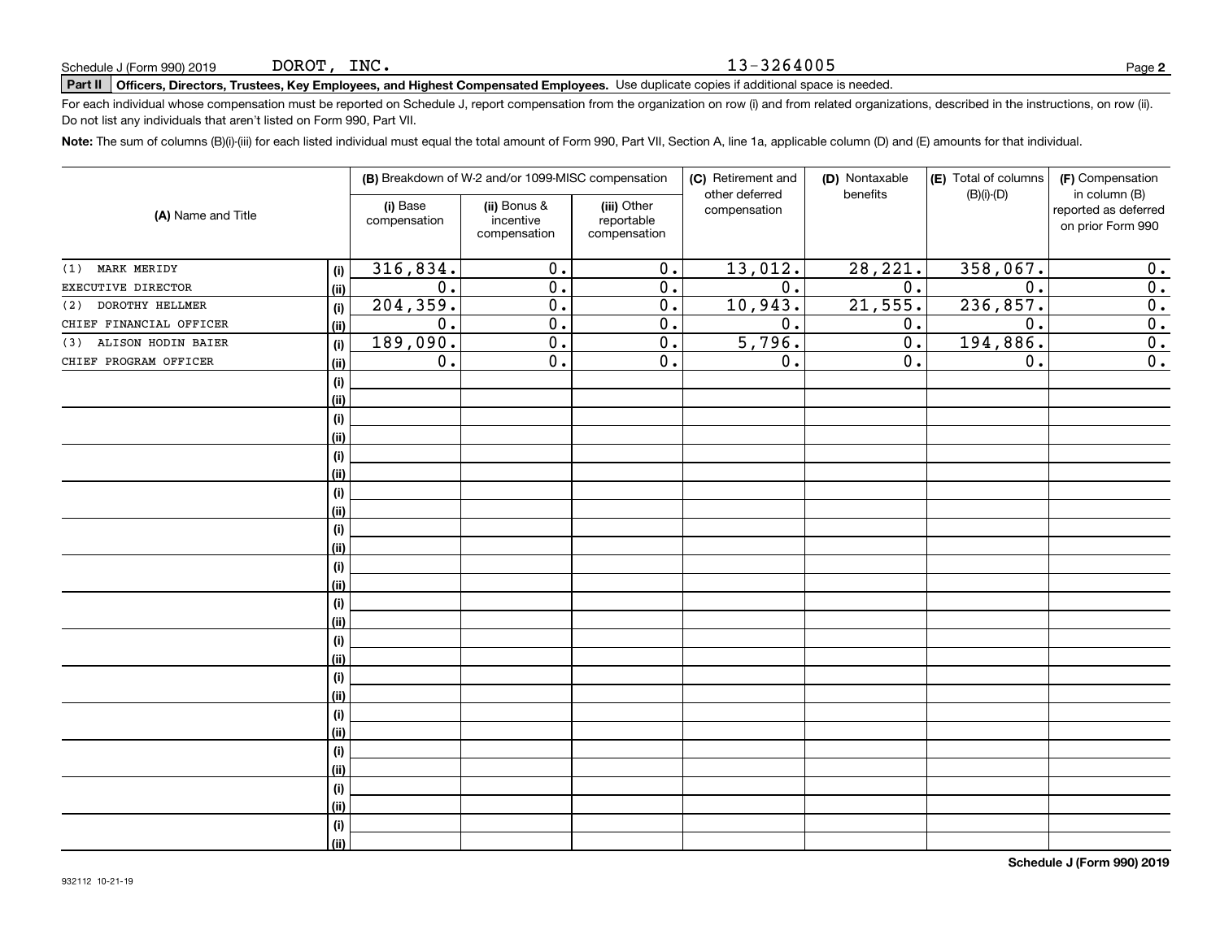Schedule J (Form 990) 2019 DOROT, INC. 13-3264005

**Part II** **Officers, Directors, Trustees, Key Employees, and Highest Compensated Employees.** Use duplicate copies if additional space is needed.

For each individual whose compensation must be reported on Schedule J, report compensation from the organization on row (i) and from related organizations, described in the instructions, on row (ii). Do not list any individuals that aren't listed on Form 990, Part VII.

**Note:** The sum of columns (B)(i)-(iii) for each listed individual must equal the total amount of Form 990, Part VII, Section A, line 1a, applicable column (D) and (E) amounts for that individual.

| (A) Name and Title | | (B) Breakdown of W-2 and/or 1099-MISC compensation | | | (C) Retirement and other deferred compensation | (D) Nontaxable benefits | (E) Total of columns (B)(i)-(D) | (F) Compensation in column (B) reported as deferred on prior Form 990 |
|---|---|---|---|---|---|---|---|---|
| | | (i) Base compensation | (ii) Bonus & incentive compensation | (iii) Other reportable compensation | | | | |
| (1) MARK MERIDY | (i) | 316,834. | 0. | 0. | 13,012. | 28,221. | 358,067. | 0. |
| EXECUTIVE DIRECTOR | (ii) | 0. | 0. | 0. | 0. | 0. | 0. | 0. |
| (2) DOROTHY HELLMER | (i) | 204,359. | 0. | 0. | 10,943. | 21,555. | 236,857. | 0. |
| CHIEF FINANCIAL OFFICER | (ii) | 0. | 0. | 0. | 0. | 0. | 0. | 0. |
| (3) ALISON HODIN BAIER | (i) | 189,090. | 0. | 0. | 5,796. | 0. | 194,886. | 0. |
| CHIEF PROGRAM OFFICER | (ii) | 0. | 0. | 0. | 0. | 0. | 0. | 0. |

Schedule J (Form 990) 2019

932112 10-21-19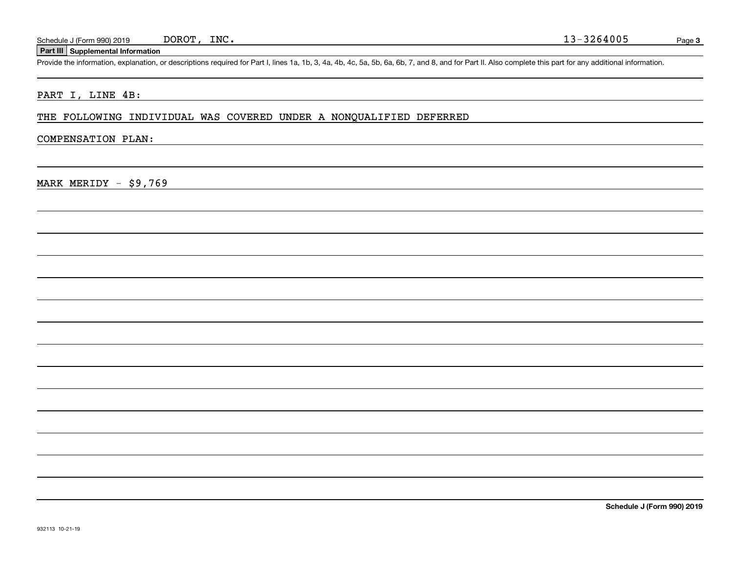Schedule J (Form 990) 2019 DOROT, INC. 13-3264005

**Part III Supplemental Information**

Provide the information, explanation, or descriptions required for Part I, lines 1a, 1b, 3, 4a, 4b, 4c, 5a, 5b, 6a, 6b, 7, and 8, and for Part II. Also complete this part for any additional information.

PART I, LINE 4B:

THE FOLLOWING INDIVIDUAL WAS COVERED UNDER A NONQUALIFIED DEFERRED COMPENSATION PLAN:

MARK MERIDY - $9,769

**Schedule J (Form 990) 2019**

932113 10-21-19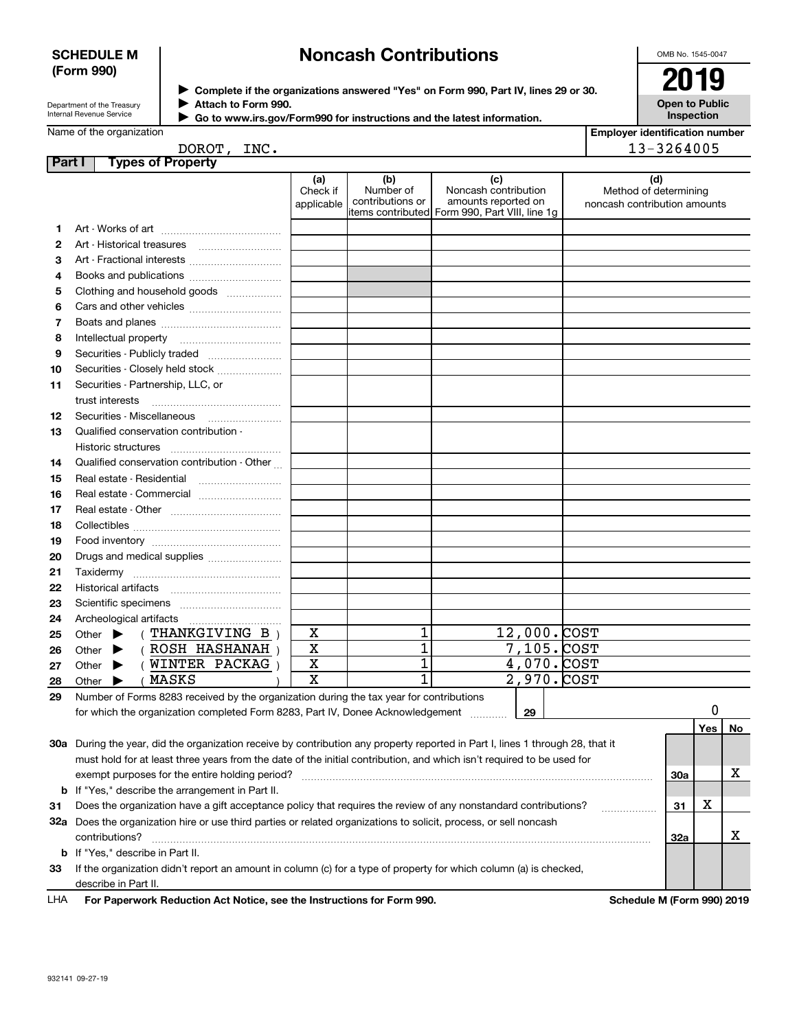**SCHEDULE M (Form 990)**

Department of the Treasury
Internal Revenue Service

# Noncash Contributions

▶ Complete if the organizations answered "Yes" on Form 990, Part IV, lines 29 or 30.
▶ Attach to Form 990.
▶ Go to www.irs.gov/Form990 for instructions and the latest information.

OMB No. 1545-0047

**2019**

**Open to Public Inspection**

Name of the organization: DOROT, INC.

Employer identification number: 13-3264005

## Part I Types of Property

| | | (a) Check if applicable | (b) Number of contributions or items contributed | (c) Noncash contribution amounts reported on Form 990, Part VIII, line 1g | (d) Method of determining noncash contribution amounts |
|---|---|---|---|---|---|
| 1 | Art - Works of art | | | | |
| 2 | Art - Historical treasures | | | | |
| 3 | Art - Fractional interests | | | | |
| 4 | Books and publications | | | | |
| 5 | Clothing and household goods | | | | |
| 6 | Cars and other vehicles | | | | |
| 7 | Boats and planes | | | | |
| 8 | Intellectual property | | | | |
| 9 | Securities - Publicly traded | | | | |
| 10 | Securities - Closely held stock | | | | |
| 11 | Securities - Partnership, LLC, or trust interests | | | | |
| 12 | Securities - Miscellaneous | | | | |
| 13 | Qualified conservation contribution - Historic structures | | | | |
| 14 | Qualified conservation contribution - Other | | | | |
| 15 | Real estate - Residential | | | | |
| 16 | Real estate - Commercial | | | | |
| 17 | Real estate - Other | | | | |
| 18 | Collectibles | | | | |
| 19 | Food inventory | | | | |
| 20 | Drugs and medical supplies | | | | |
| 21 | Taxidermy | | | | |
| 22 | Historical artifacts | | | | |
| 23 | Scientific specimens | | | | |
| 24 | Archeological artifacts | | | | |
| 25 | Other ▶ ( THANKGIVING B ) | X | 1 | 12,000. | COST |
| 26 | Other ▶ ( ROSH HASHANAH ) | X | 1 | 7,105. | COST |
| 27 | Other ▶ ( WINTER PACKAG ) | X | 1 | 4,070. | COST |
| 28 | Other ▶ ( MASKS ) | X | 1 | 2,970. | COST |

29 Number of Forms 8283 received by the organization during the tax year for contributions for which the organization completed Form 8283, Part IV, Donee Acknowledgement ..... **29** | 0

| | | | Yes | No |
|---|---|---|---|---|
| 30a | During the year, did the organization receive by contribution any property reported in Part I, lines 1 through 28, that it must hold for at least three years from the date of the initial contribution, and which isn't required to be used for exempt purposes for the entire holding period? | 30a | | X |
| b | If "Yes," describe the arrangement in Part II. | | | |
| 31 | Does the organization have a gift acceptance policy that requires the review of any nonstandard contributions? | 31 | X | |
| 32a | Does the organization hire or use third parties or related organizations to solicit, process, or sell noncash contributions? | 32a | | X |
| b | If "Yes," describe in Part II. | | | |
| 33 | If the organization didn't report an amount in column (c) for a type of property for which column (a) is checked, describe in Part II. | | | |

LHA **For Paperwork Reduction Act Notice, see the Instructions for Form 990.** **Schedule M (Form 990) 2019**

932141 09-27-19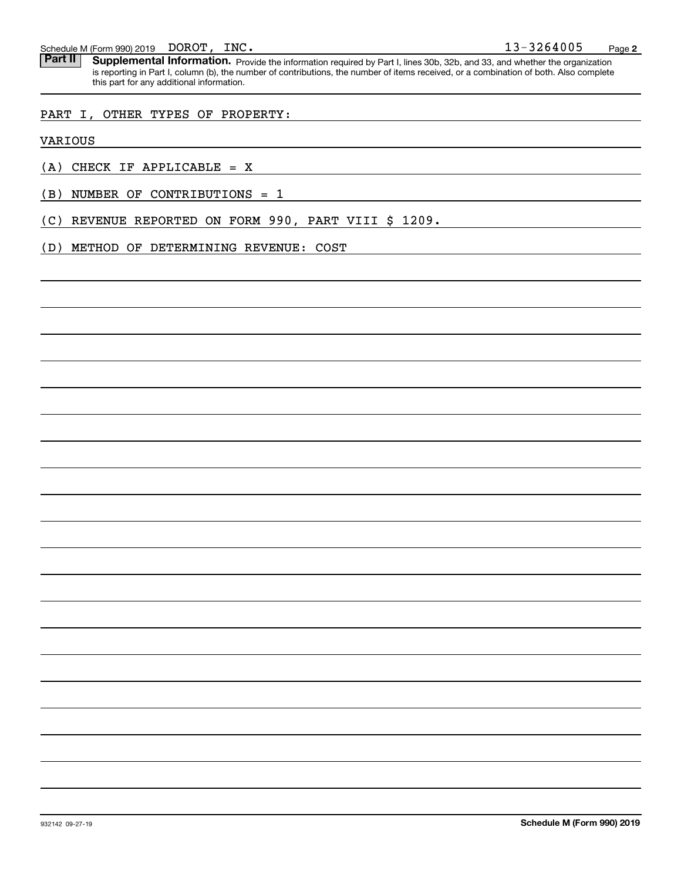Schedule M (Form 990) 2019 DOROT, INC. 13-3264005

**Part II** **Supplemental Information.** Provide the information required by Part I, lines 30b, 32b, and 33, and whether the organization is reporting in Part I, column (b), the number of contributions, the number of items received, or a combination of both. Also complete this part for any additional information.

PART I, OTHER TYPES OF PROPERTY:

VARIOUS

(A) CHECK IF APPLICABLE = X

(B) NUMBER OF CONTRIBUTIONS = 1

(C) REVENUE REPORTED ON FORM 990, PART VIII $ 1209.

(D) METHOD OF DETERMINING REVENUE: COST

932142 09-27-19 **Schedule M (Form 990) 2019**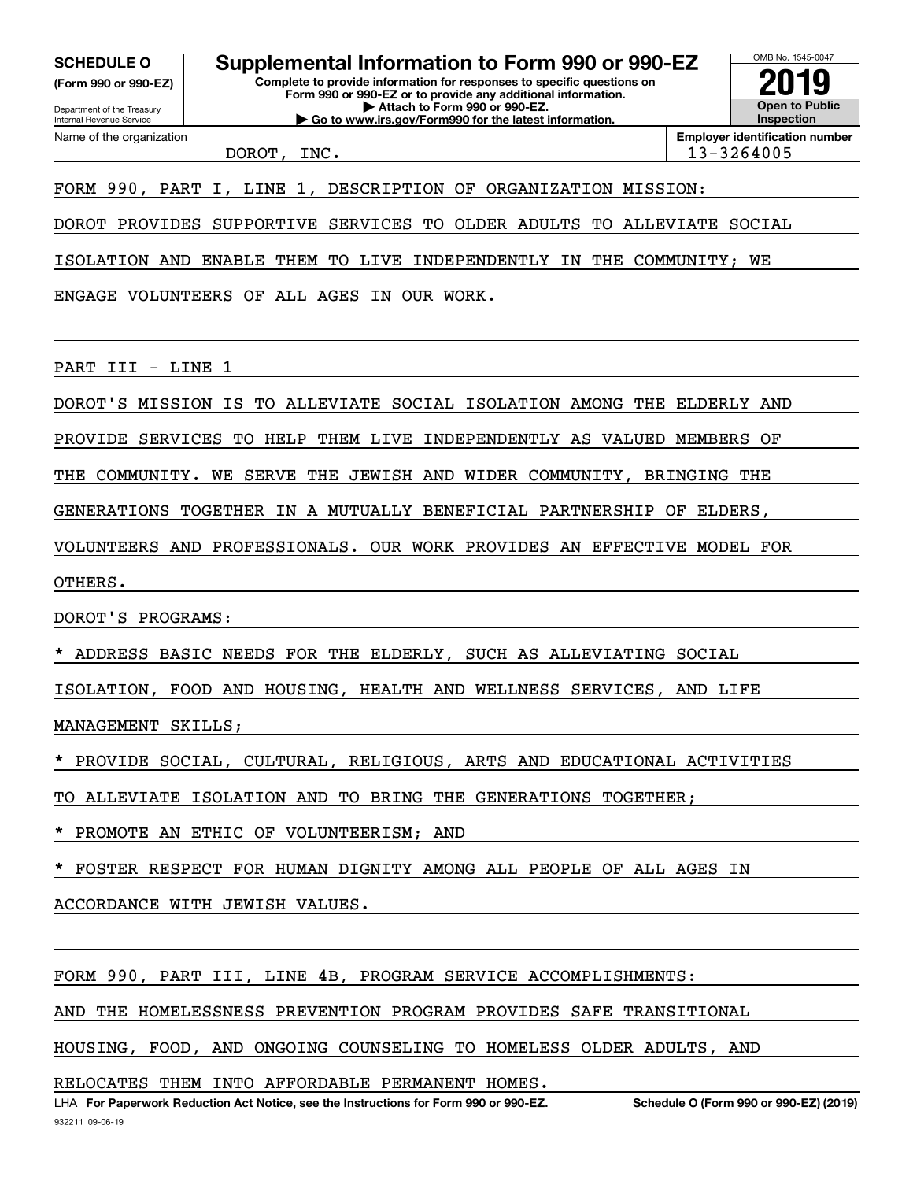**SCHEDULE O**
**(Form 990 or 990-EZ)**

Department of the Treasury
Internal Revenue Service

# Supplemental Information to Form 990 or 990-EZ

**Complete to provide information for responses to specific questions on Form 990 or 990-EZ or to provide any additional information.**
**▶ Attach to Form 990 or 990-EZ.**
**▶ Go to www.irs.gov/Form990 for the latest information.**

OMB No. 1545-0047
**2019**
**Open to Public Inspection**

Name of the organization: DOROT, INC.
**Employer identification number:** 13-3264005

FORM 990, PART I, LINE 1, DESCRIPTION OF ORGANIZATION MISSION:

DOROT PROVIDES SUPPORTIVE SERVICES TO OLDER ADULTS TO ALLEVIATE SOCIAL ISOLATION AND ENABLE THEM TO LIVE INDEPENDENTLY IN THE COMMUNITY; WE ENGAGE VOLUNTEERS OF ALL AGES IN OUR WORK.

PART III - LINE 1

DOROT'S MISSION IS TO ALLEVIATE SOCIAL ISOLATION AMONG THE ELDERLY AND PROVIDE SERVICES TO HELP THEM LIVE INDEPENDENTLY AS VALUED MEMBERS OF THE COMMUNITY. WE SERVE THE JEWISH AND WIDER COMMUNITY, BRINGING THE GENERATIONS TOGETHER IN A MUTUALLY BENEFICIAL PARTNERSHIP OF ELDERS, VOLUNTEERS AND PROFESSIONALS. OUR WORK PROVIDES AN EFFECTIVE MODEL FOR OTHERS.

DOROT'S PROGRAMS:

* ADDRESS BASIC NEEDS FOR THE ELDERLY, SUCH AS ALLEVIATING SOCIAL ISOLATION, FOOD AND HOUSING, HEALTH AND WELLNESS SERVICES, AND LIFE MANAGEMENT SKILLS;

* PROVIDE SOCIAL, CULTURAL, RELIGIOUS, ARTS AND EDUCATIONAL ACTIVITIES TO ALLEVIATE ISOLATION AND TO BRING THE GENERATIONS TOGETHER;

* PROMOTE AN ETHIC OF VOLUNTEERISM; AND

* FOSTER RESPECT FOR HUMAN DIGNITY AMONG ALL PEOPLE OF ALL AGES IN ACCORDANCE WITH JEWISH VALUES.

FORM 990, PART III, LINE 4B, PROGRAM SERVICE ACCOMPLISHMENTS:

AND THE HOMELESSNESS PREVENTION PROGRAM PROVIDES SAFE TRANSITIONAL HOUSING, FOOD, AND ONGOING COUNSELING TO HOMELESS OLDER ADULTS, AND RELOCATES THEM INTO AFFORDABLE PERMANENT HOMES.

LHA **For Paperwork Reduction Act Notice, see the Instructions for Form 990 or 990-EZ.** **Schedule O (Form 990 or 990-EZ) (2019)**
932211 09-06-19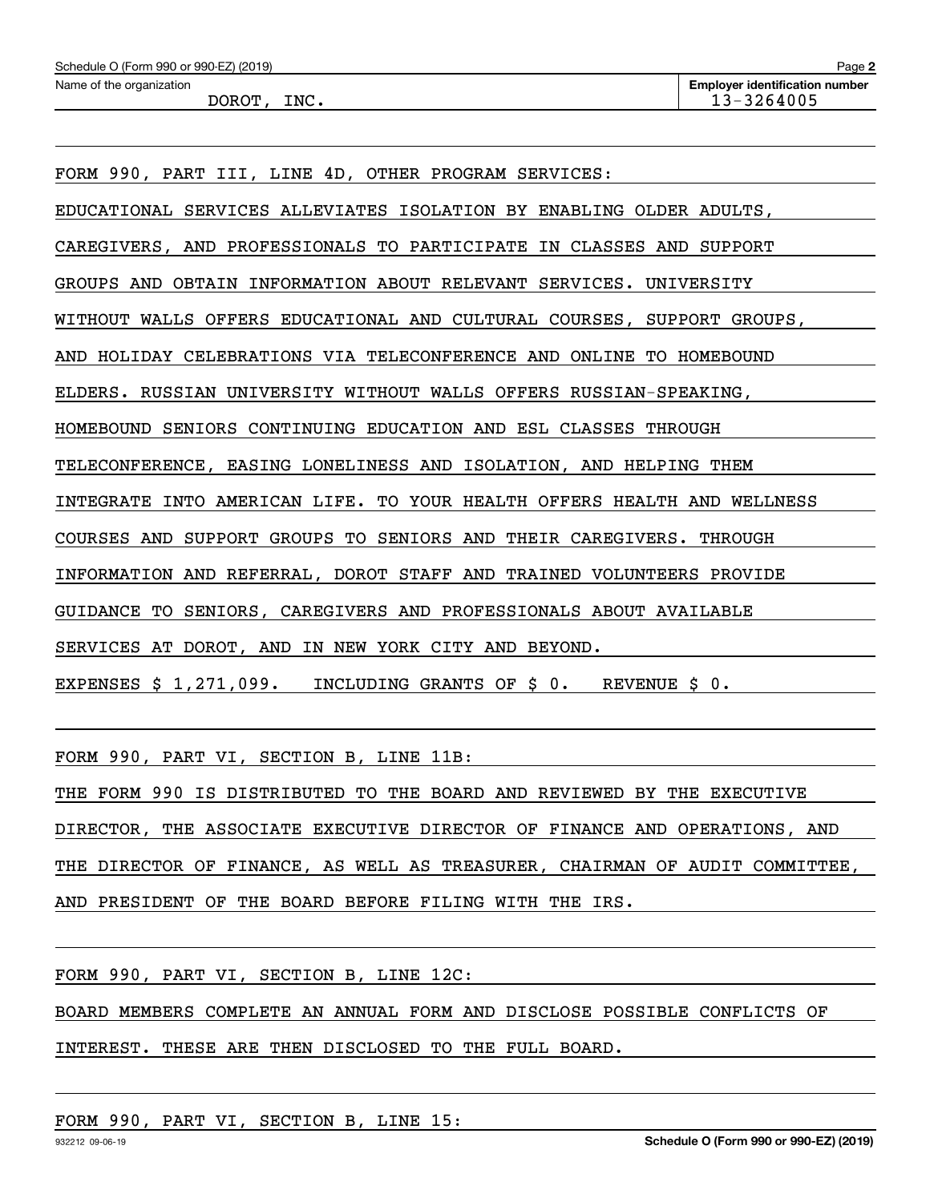Schedule O (Form 990 or 990-EZ) (2019)

Name of the organization: DOROT, INC.

Employer identification number: 13-3264005

FORM 990, PART III, LINE 4D, OTHER PROGRAM SERVICES:

EDUCATIONAL SERVICES ALLEVIATES ISOLATION BY ENABLING OLDER ADULTS, CAREGIVERS, AND PROFESSIONALS TO PARTICIPATE IN CLASSES AND SUPPORT GROUPS AND OBTAIN INFORMATION ABOUT RELEVANT SERVICES. UNIVERSITY WITHOUT WALLS OFFERS EDUCATIONAL AND CULTURAL COURSES, SUPPORT GROUPS, AND HOLIDAY CELEBRATIONS VIA TELECONFERENCE AND ONLINE TO HOMEBOUND ELDERS. RUSSIAN UNIVERSITY WITHOUT WALLS OFFERS RUSSIAN-SPEAKING, HOMEBOUND SENIORS CONTINUING EDUCATION AND ESL CLASSES THROUGH TELECONFERENCE, EASING LONELINESS AND ISOLATION, AND HELPING THEM INTEGRATE INTO AMERICAN LIFE. TO YOUR HEALTH OFFERS HEALTH AND WELLNESS COURSES AND SUPPORT GROUPS TO SENIORS AND THEIR CAREGIVERS. THROUGH INFORMATION AND REFERRAL, DOROT STAFF AND TRAINED VOLUNTEERS PROVIDE GUIDANCE TO SENIORS, CAREGIVERS AND PROFESSIONALS ABOUT AVAILABLE SERVICES AT DOROT, AND IN NEW YORK CITY AND BEYOND.

EXPENSES $ 1,271,099. INCLUDING GRANTS OF $ 0. REVENUE $ 0.

FORM 990, PART VI, SECTION B, LINE 11B:

THE FORM 990 IS DISTRIBUTED TO THE BOARD AND REVIEWED BY THE EXECUTIVE DIRECTOR, THE ASSOCIATE EXECUTIVE DIRECTOR OF FINANCE AND OPERATIONS, AND THE DIRECTOR OF FINANCE, AS WELL AS TREASURER, CHAIRMAN OF AUDIT COMMITTEE, AND PRESIDENT OF THE BOARD BEFORE FILING WITH THE IRS.

FORM 990, PART VI, SECTION B, LINE 12C:

BOARD MEMBERS COMPLETE AN ANNUAL FORM AND DISCLOSE POSSIBLE CONFLICTS OF INTEREST. THESE ARE THEN DISCLOSED TO THE FULL BOARD.

FORM 990, PART VI, SECTION B, LINE 15: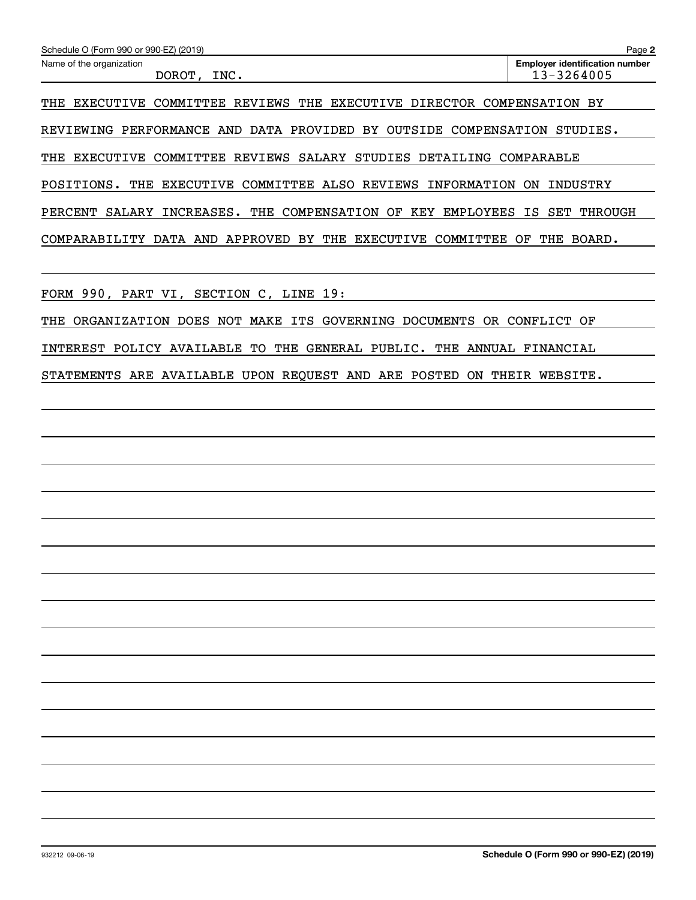Name of the organization: DOROT, INC.

Employer identification number: 13-3264005

THE EXECUTIVE COMMITTEE REVIEWS THE EXECUTIVE DIRECTOR COMPENSATION BY REVIEWING PERFORMANCE AND DATA PROVIDED BY OUTSIDE COMPENSATION STUDIES. THE EXECUTIVE COMMITTEE REVIEWS SALARY STUDIES DETAILING COMPARABLE POSITIONS. THE EXECUTIVE COMMITTEE ALSO REVIEWS INFORMATION ON INDUSTRY PERCENT SALARY INCREASES. THE COMPENSATION OF KEY EMPLOYEES IS SET THROUGH COMPARABILITY DATA AND APPROVED BY THE EXECUTIVE COMMITTEE OF THE BOARD.

FORM 990, PART VI, SECTION C, LINE 19:

THE ORGANIZATION DOES NOT MAKE ITS GOVERNING DOCUMENTS OR CONFLICT OF INTEREST POLICY AVAILABLE TO THE GENERAL PUBLIC. THE ANNUAL FINANCIAL STATEMENTS ARE AVAILABLE UPON REQUEST AND ARE POSTED ON THEIR WEBSITE.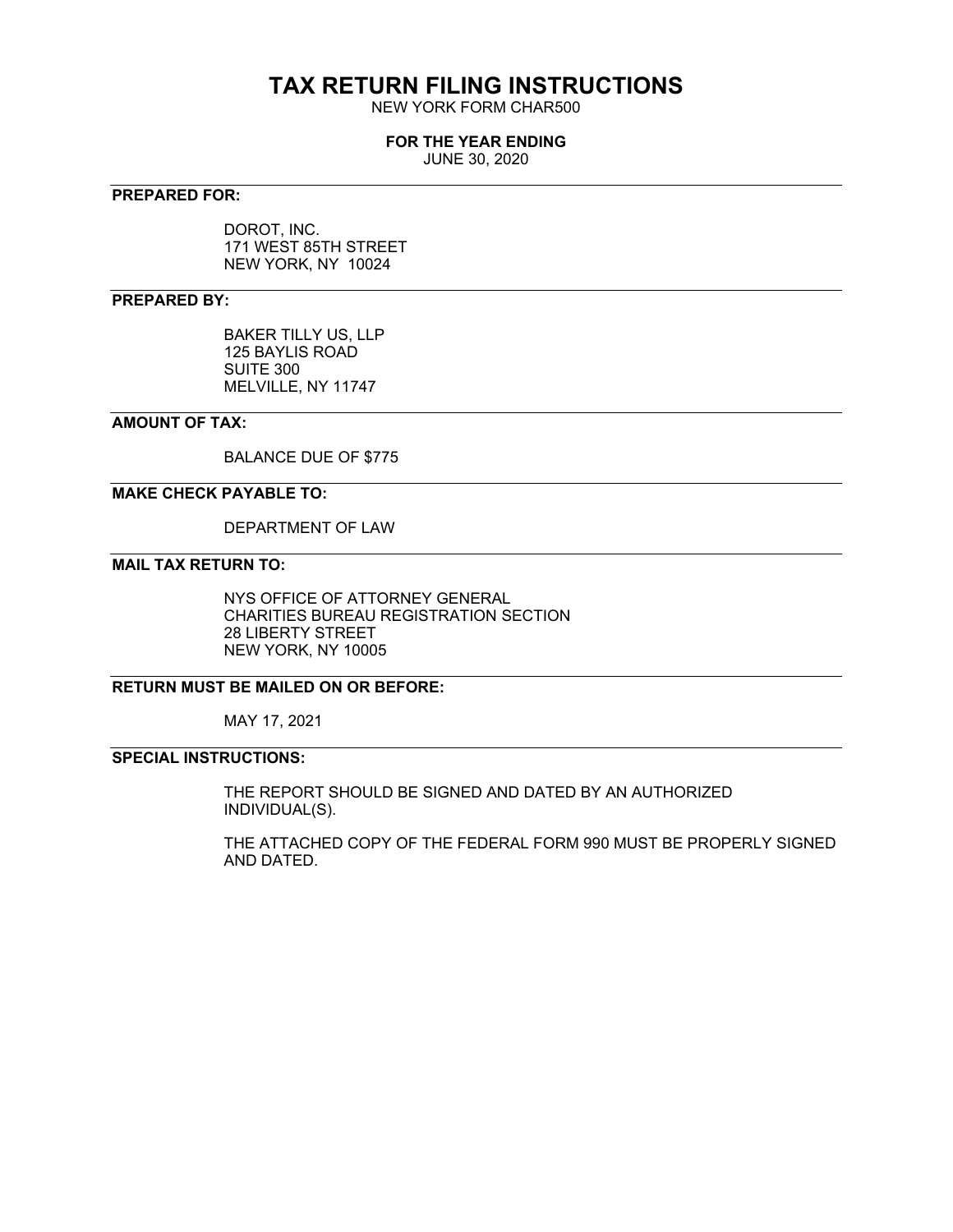# TAX RETURN FILING INSTRUCTIONS

NEW YORK FORM CHAR500

**FOR THE YEAR ENDING**

JUNE 30, 2020

---

**PREPARED FOR:**

DOROT, INC.
171 WEST 85TH STREET
NEW YORK, NY 10024

---

**PREPARED BY:**

BAKER TILLY US, LLP
125 BAYLIS ROAD
SUITE 300
MELVILLE, NY 11747

---

**AMOUNT OF TAX:**

BALANCE DUE OF $775

---

**MAKE CHECK PAYABLE TO:**

DEPARTMENT OF LAW

---

**MAIL TAX RETURN TO:**

NYS OFFICE OF ATTORNEY GENERAL
CHARITIES BUREAU REGISTRATION SECTION
28 LIBERTY STREET
NEW YORK, NY 10005

---

**RETURN MUST BE MAILED ON OR BEFORE:**

MAY 17, 2021

---

**SPECIAL INSTRUCTIONS:**

THE REPORT SHOULD BE SIGNED AND DATED BY AN AUTHORIZED INDIVIDUAL(S).

THE ATTACHED COPY OF THE FEDERAL FORM 990 MUST BE PROPERLY SIGNED AND DATED.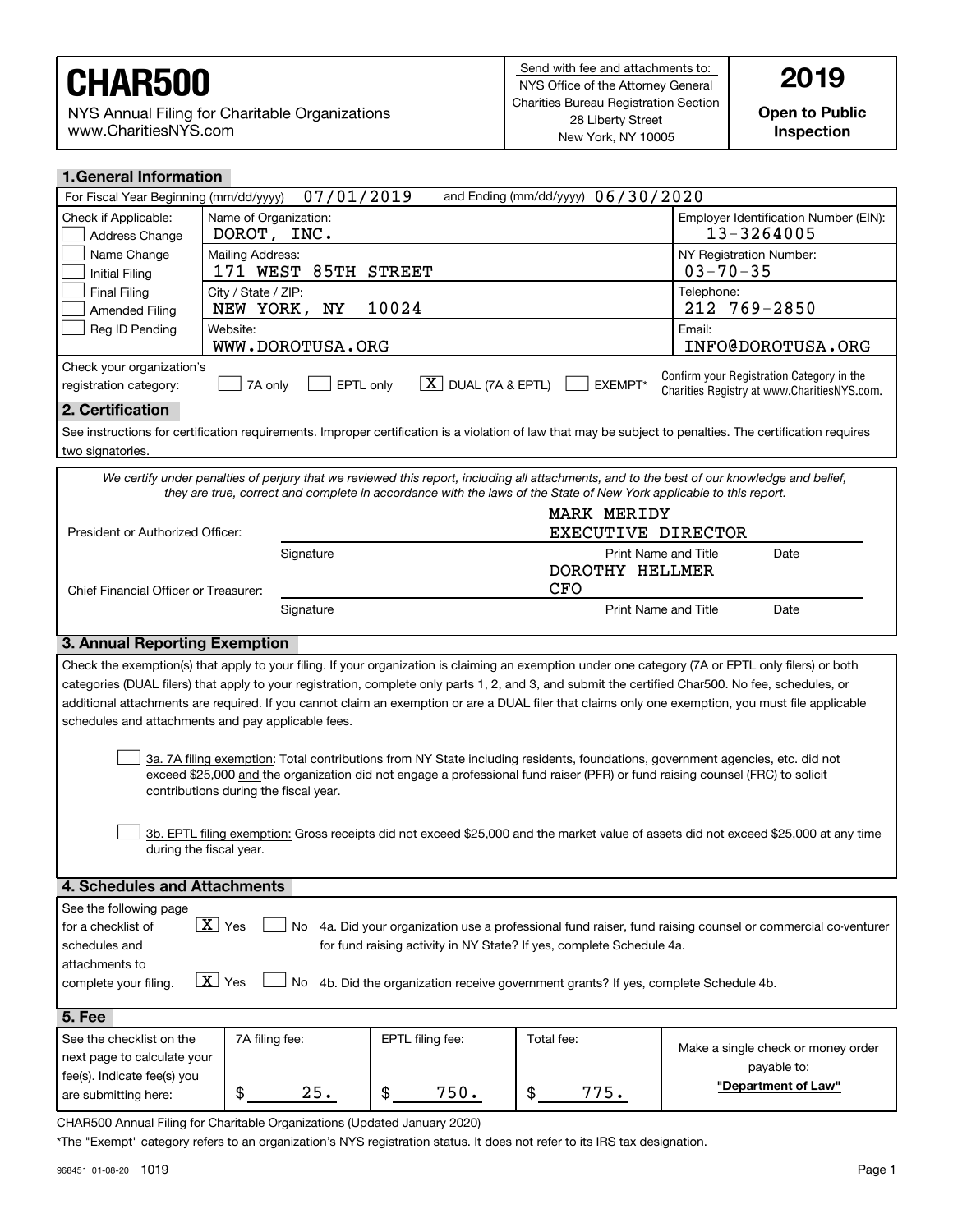# CHAR500

NYS Annual Filing for Charitable Organizations
www.CharitiesNYS.com

Send with fee and attachments to:
NYS Office of the Attorney General
Charities Bureau Registration Section
28 Liberty Street
New York, NY 10005

**2019**

**Open to Public Inspection**

## 1. General Information

For Fiscal Year Beginning (mm/dd/yyyy) 07/01/2019 and Ending (mm/dd/yyyy) 06/30/2020

| Check if Applicable: | | |
|---|---|---|
| ☐ Address Change | Name of Organization: DOROT, INC. | Employer Identification Number (EIN): 13-3264005 |
| ☐ Name Change | Mailing Address: 171 WEST 85TH STREET | NY Registration Number: 03-70-35 |
| ☐ Initial Filing | | |
| ☐ Final Filing | City / State / ZIP: NEW YORK, NY 10024 | Telephone: 212 769-2850 |
| ☐ Amended Filing | | |
| ☐ Reg ID Pending | Website: WWW.DOROTUSA.ORG | Email: INFO@DOROTUSA.ORG |

Check your organization's registration category: ☐ 7A only ☐ EPTL only ☒ DUAL (7A & EPTL) ☐ EXEMPT*

Confirm your Registration Category in the Charities Registry at www.CharitiesNYS.com.

## 2. Certification

See instructions for certification requirements. Improper certification is a violation of law that may be subject to penalties. The certification requires two signatories.

*We certify under penalties of perjury that we reviewed this report, including all attachments, and to the best of our knowledge and belief, they are true, correct and complete in accordance with the laws of the State of New York applicable to this report.*

President or Authorized Officer: ______________ Signature | MARK MERIDY, EXECUTIVE DIRECTOR — Print Name and Title | Date

Chief Financial Officer or Treasurer: ______________ Signature | DOROTHY HELLMER, CFO — Print Name and Title | Date

## 3. Annual Reporting Exemption

Check the exemption(s) that apply to your filing. If your organization is claiming an exemption under one category (7A or EPTL only filers) or both categories (DUAL filers) that apply to your registration, complete only parts 1, 2, and 3, and submit the certified Char500. No fee, schedules, or additional attachments are required. If you cannot claim an exemption or are a DUAL filer that claims only one exemption, you must file applicable schedules and attachments and pay applicable fees.

☐ 3a. 7A filing exemption: Total contributions from NY State including residents, foundations, government agencies, etc. did not exceed $25,000 and the organization did not engage a professional fund raiser (PFR) or fund raising counsel (FRC) to solicit contributions during the fiscal year.

☐ 3b. EPTL filing exemption: Gross receipts did not exceed $25,000 and the market value of assets did not exceed $25,000 at any time during the fiscal year.

## 4. Schedules and Attachments

See the following page for a checklist of schedules and attachments to complete your filing.

☒ Yes ☐ No 4a. Did your organization use a professional fund raiser, fund raising counsel or commercial co-venturer for fund raising activity in NY State? If yes, complete Schedule 4a.

☒ Yes ☐ No 4b. Did the organization receive government grants? If yes, complete Schedule 4b.

## 5. Fee

| See the checklist on the next page to calculate your fee(s). Indicate fee(s) you are submitting here: | 7A filing fee: | EPTL filing fee: | Total fee: | Make a single check or money order payable to: **"Department of Law"** |
|---|---|---|---|---|
| | $ 25. | $ 750. | $ 775. | |

CHAR500 Annual Filing for Charitable Organizations (Updated January 2020)

*The "Exempt" category refers to an organization's NYS registration status. It does not refer to its IRS tax designation.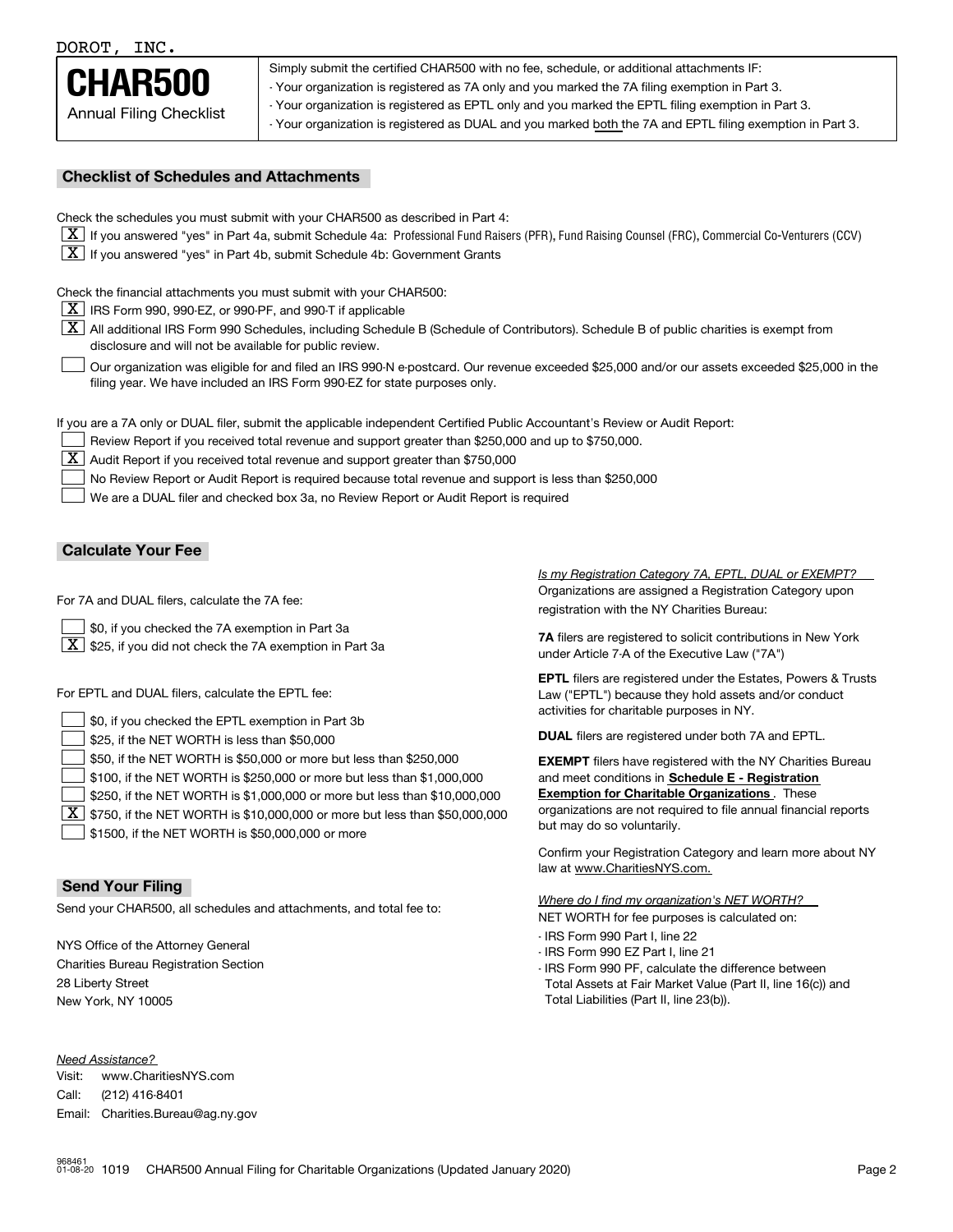DOROT, INC.

# CHAR500

Annual Filing Checklist

Simply submit the certified CHAR500 with no fee, schedule, or additional attachments IF:
- Your organization is registered as 7A only and you marked the 7A filing exemption in Part 3.
- Your organization is registered as EPTL only and you marked the EPTL filing exemption in Part 3.
- Your organization is registered as DUAL and you marked both the 7A and EPTL filing exemption in Part 3.

## Checklist of Schedules and Attachments

Check the schedules you must submit with your CHAR500 as described in Part 4:

- [X] If you answered "yes" in Part 4a, submit Schedule 4a: Professional Fund Raisers (PFR), Fund Raising Counsel (FRC), Commercial Co-Venturers (CCV)
- [X] If you answered "yes" in Part 4b, submit Schedule 4b: Government Grants

Check the financial attachments you must submit with your CHAR500:

- [X] IRS Form 990, 990-EZ, or 990-PF, and 990-T if applicable
- [X] All additional IRS Form 990 Schedules, including Schedule B (Schedule of Contributors). Schedule B of public charities is exempt from disclosure and will not be available for public review.
- [ ] Our organization was eligible for and filed an IRS 990-N e-postcard. Our revenue exceeded $25,000 and/or our assets exceeded $25,000 in the filing year. We have included an IRS Form 990-EZ for state purposes only.

If you are a 7A only or DUAL filer, submit the applicable independent Certified Public Accountant's Review or Audit Report:

- [ ] Review Report if you received total revenue and support greater than $250,000 and up to $750,000.
- [X] Audit Report if you received total revenue and support greater than $750,000
- [ ] No Review Report or Audit Report is required because total revenue and support is less than $250,000
- [ ] We are a DUAL filer and checked box 3a, no Review Report or Audit Report is required

## Calculate Your Fee

For 7A and DUAL filers, calculate the 7A fee:

- [ ] $0, if you checked the 7A exemption in Part 3a
- [X] $25, if you did not check the 7A exemption in Part 3a

For EPTL and DUAL filers, calculate the EPTL fee:

- [ ] $0, if you checked the EPTL exemption in Part 3b
- [ ] $25, if the NET WORTH is less than $50,000
- [ ] $50, if the NET WORTH is $50,000 or more but less than $250,000
- [ ] $100, if the NET WORTH is $250,000 or more but less than $1,000,000
- [ ] $250, if the NET WORTH is $1,000,000 or more but less than $10,000,000
- [X] $750, if the NET WORTH is $10,000,000 or more but less than $50,000,000
- [ ] $1500, if the NET WORTH is $50,000,000 or more

*Is my Registration Category 7A, EPTL, DUAL or EXEMPT?*

Organizations are assigned a Registration Category upon registration with the NY Charities Bureau:

**7A** filers are registered to solicit contributions in New York under Article 7-A of the Executive Law ("7A")

**EPTL** filers are registered under the Estates, Powers & Trusts Law ("EPTL") because they hold assets and/or conduct activities for charitable purposes in NY.

**DUAL** filers are registered under both 7A and EPTL.

**EXEMPT** filers have registered with the NY Charities Bureau and meet conditions in **Schedule E - Registration Exemption for Charitable Organizations**. These organizations are not required to file annual financial reports but may do so voluntarily.

Confirm your Registration Category and learn more about NY law at www.CharitiesNYS.com.

*Where do I find my organization's NET WORTH?*

NET WORTH for fee purposes is calculated on:
- IRS Form 990 Part I, line 22
- IRS Form 990 EZ Part I, line 21
- IRS Form 990 PF, calculate the difference between Total Assets at Fair Market Value (Part II, line 16(c)) and Total Liabilities (Part II, line 23(b)).

## Send Your Filing

Send your CHAR500, all schedules and attachments, and total fee to:

NYS Office of the Attorney General
Charities Bureau Registration Section
28 Liberty Street
New York, NY 10005

*Need Assistance?*

Visit: www.CharitiesNYS.com
Call: (212) 416-8401
Email: Charities.Bureau@ag.ny.gov

968461 01-08-20 1019 CHAR500 Annual Filing for Charitable Organizations (Updated January 2020)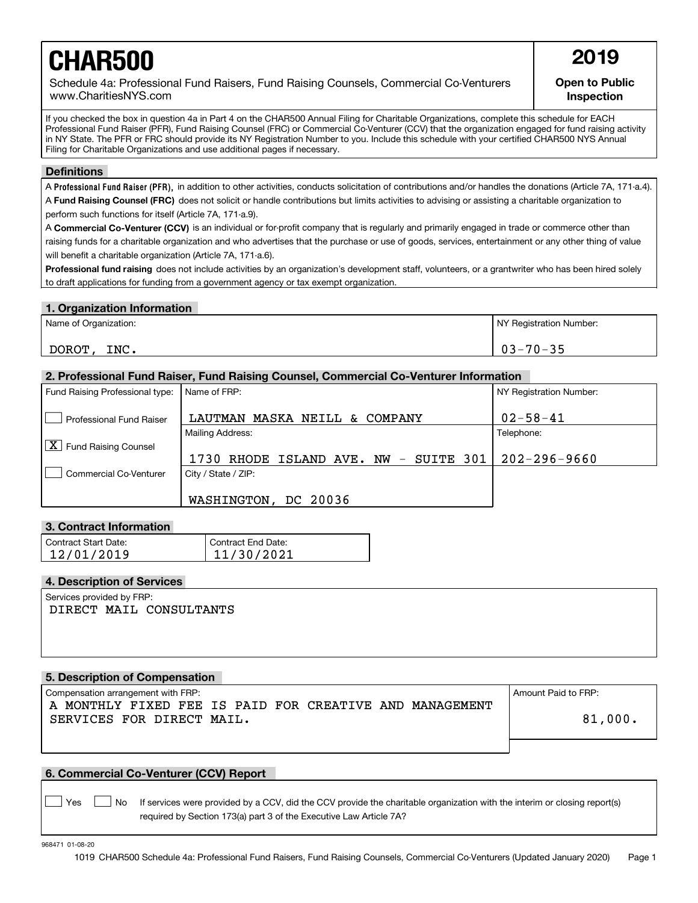# CHAR500

Schedule 4a: Professional Fund Raisers, Fund Raising Counsels, Commercial Co-Venturers
www.CharitiesNYS.com

**2019**

**Open to Public Inspection**

If you checked the box in question 4a in Part 4 on the CHAR500 Annual Filing for Charitable Organizations, complete this schedule for EACH Professional Fund Raiser (PFR), Fund Raising Counsel (FRC) or Commercial Co-Venturer (CCV) that the organization engaged for fund raising activity in NY State. The PFR or FRC should provide its NY Registration Number to you. Include this schedule with your certified CHAR500 NYS Annual Filing for Charitable Organizations and use additional pages if necessary.

## Definitions

A **Professional Fund Raiser (PFR),** in addition to other activities, conducts solicitation of contributions and/or handles the donations (Article 7A, 171-a.4).

A **Fund Raising Counsel (FRC)** does not solicit or handle contributions but limits activities to advising or assisting a charitable organization to perform such functions for itself (Article 7A, 171-a.9).

A **Commercial Co-Venturer (CCV)** is an individual or for-profit company that is regularly and primarily engaged in trade or commerce other than raising funds for a charitable organization and who advertises that the purchase or use of goods, services, entertainment or any other thing of value will benefit a charitable organization (Article 7A, 171-a.6).

**Professional fund raising** does not include activities by an organization's development staff, volunteers, or a grantwriter who has been hired solely to draft applications for funding from a government agency or tax exempt organization.

## 1. Organization Information

| Name of Organization: | NY Registration Number: |
|---|---|
| DOROT, INC. | 03-70-35 |

## 2. Professional Fund Raiser, Fund Raising Counsel, Commercial Co-Venturer Information

| Fund Raising Professional type: | Name of FRP: | NY Registration Number: |
|---|---|---|
| [ ] Professional Fund Raiser | LAUTMAN MASKA NEILL & COMPANY | 02-58-41 |
| [X] Fund Raising Counsel | Mailing Address: 1730 RHODE ISLAND AVE. NW - SUITE 301 | Telephone: 202-296-9660 |
| [ ] Commercial Co-Venturer | City / State / ZIP: WASHINGTON, DC 20036 | |

## 3. Contract Information

| Contract Start Date: | Contract End Date: |
|---|---|
| 12/01/2019 | 11/30/2021 |

## 4. Description of Services

Services provided by FRP:
DIRECT MAIL CONSULTANTS

## 5. Description of Compensation

| Compensation arrangement with FRP: | Amount Paid to FRP: |
|---|---|
| A MONTHLY FIXED FEE IS PAID FOR CREATIVE AND MANAGEMENT SERVICES FOR DIRECT MAIL. | 81,000. |

## 6. Commercial Co-Venturer (CCV) Report

[ ] Yes [ ] No If services were provided by a CCV, did the CCV provide the charitable organization with the interim or closing report(s) required by Section 173(a) part 3 of the Executive Law Article 7A?

968471 01-08-20

1019 CHAR500 Schedule 4a: Professional Fund Raisers, Fund Raising Counsels, Commercial Co-Venturers (Updated January 2020)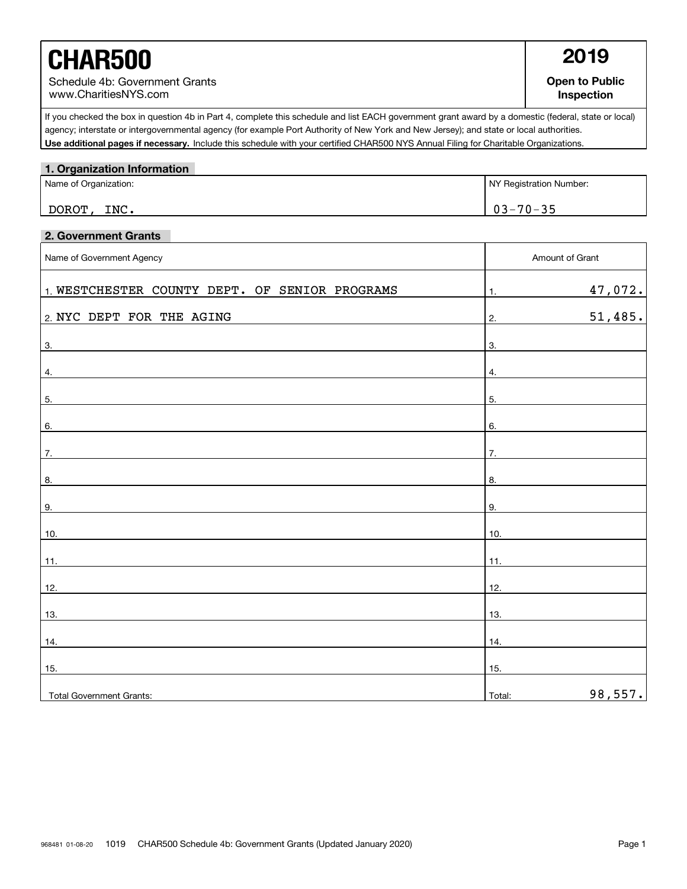# CHAR500

Schedule 4b: Government Grants
www.CharitiesNYS.com

**2019**

**Open to Public Inspection**

If you checked the box in question 4b in Part 4, complete this schedule and list EACH government grant award by a domestic (federal, state or local) agency; interstate or intergovernmental agency (for example Port Authority of New York and New Jersey); and state or local authorities.
**Use additional pages if necessary.** Include this schedule with your certified CHAR500 NYS Annual Filing for Charitable Organizations.

## 1. Organization Information

| Name of Organization: | NY Registration Number: |
|---|---|
| DOROT, INC. | 03-70-35 |

## 2. Government Grants

| Name of Government Agency | Amount of Grant |
|---|---|
| 1. WESTCHESTER COUNTY DEPT. OF SENIOR PROGRAMS | 1. 47,072. |
| 2. NYC DEPT FOR THE AGING | 2. 51,485. |
| 3. | 3. |
| 4. | 4. |
| 5. | 5. |
| 6. | 6. |
| 7. | 7. |
| 8. | 8. |
| 9. | 9. |
| 10. | 10. |
| 11. | 11. |
| 12. | 12. |
| 13. | 13. |
| 14. | 14. |
| 15. | 15. |
| Total Government Grants: | Total: 98,557. |

968481 01-08-20 1019 CHAR500 Schedule 4b: Government Grants (Updated January 2020)